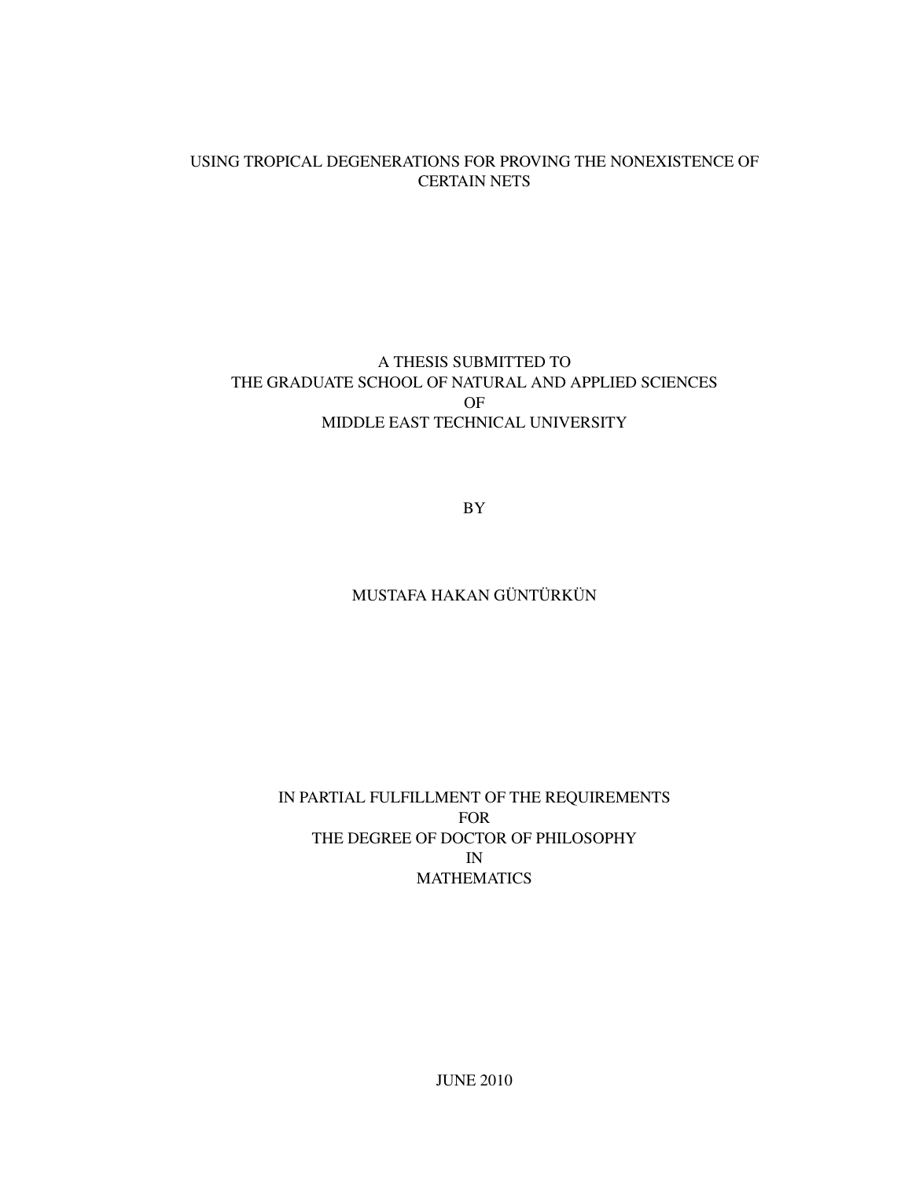USING TROPICAL DEGENERATIONS FOR PROVING THE NONEXISTENCE OF CERTAIN NETS

A THESIS SUBMITTED TO
THE GRADUATE SCHOOL OF NATURAL AND APPLIED SCIENCES
OF
MIDDLE EAST TECHNICAL UNIVERSITY

BY

MUSTAFA HAKAN GÜNTÜRKÜN

IN PARTIAL FULFILLMENT OF THE REQUIREMENTS
FOR
THE DEGREE OF DOCTOR OF PHILOSOPHY
IN
MATHEMATICS

JUNE 2010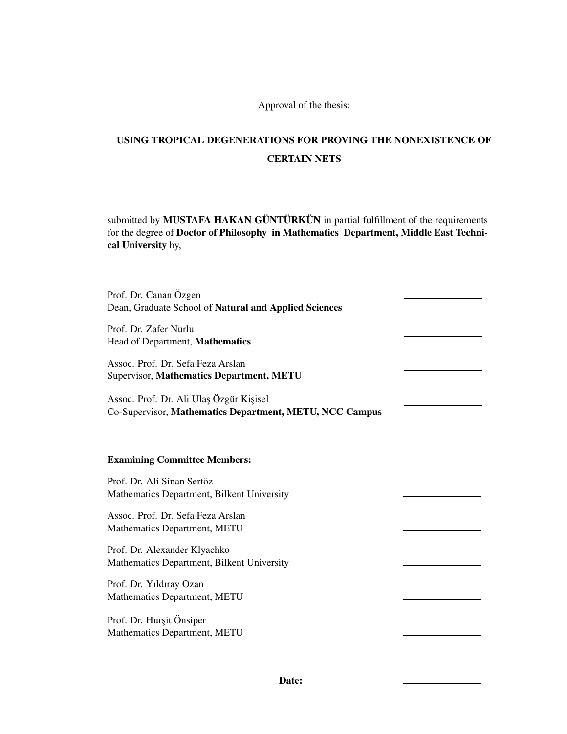Approval of the thesis:

**USING TROPICAL DEGENERATIONS FOR PROVING THE NONEXISTENCE OF CERTAIN NETS**

submitted by **MUSTAFA HAKAN GÜNTÜRKÜN** in partial fulfillment of the requirements for the degree of **Doctor of Philosophy in Mathematics Department, Middle East Technical University** by,

Prof. Dr. Canan Özgen
Dean, Graduate School of **Natural and Applied Sciences** \_\_\_\_\_\_\_\_\_\_\_\_\_\_

Prof. Dr. Zafer Nurlu
Head of Department, **Mathematics** \_\_\_\_\_\_\_\_\_\_\_\_\_\_

Assoc. Prof. Dr. Sefa Feza Arslan
Supervisor, **Mathematics Department, METU** \_\_\_\_\_\_\_\_\_\_\_\_\_\_

Assoc. Prof. Dr. Ali Ulaş Özgür Kişisel
Co-Supervisor, **Mathematics Department, METU, NCC Campus** \_\_\_\_\_\_\_\_\_\_\_\_\_\_

**Examining Committee Members:**

Prof. Dr. Ali Sinan Sertöz
Mathematics Department, Bilkent University \_\_\_\_\_\_\_\_\_\_\_\_\_\_

Assoc. Prof. Dr. Sefa Feza Arslan
Mathematics Department, METU \_\_\_\_\_\_\_\_\_\_\_\_\_\_

Prof. Dr. Alexander Klyachko
Mathematics Department, Bilkent University \_\_\_\_\_\_\_\_\_\_\_\_\_\_

Prof. Dr. Yıldıray Ozan
Mathematics Department, METU \_\_\_\_\_\_\_\_\_\_\_\_\_\_

Prof. Dr. Hurşit Önsiper
Mathematics Department, METU \_\_\_\_\_\_\_\_\_\_\_\_\_\_

**Date:** \_\_\_\_\_\_\_\_\_\_\_\_\_\_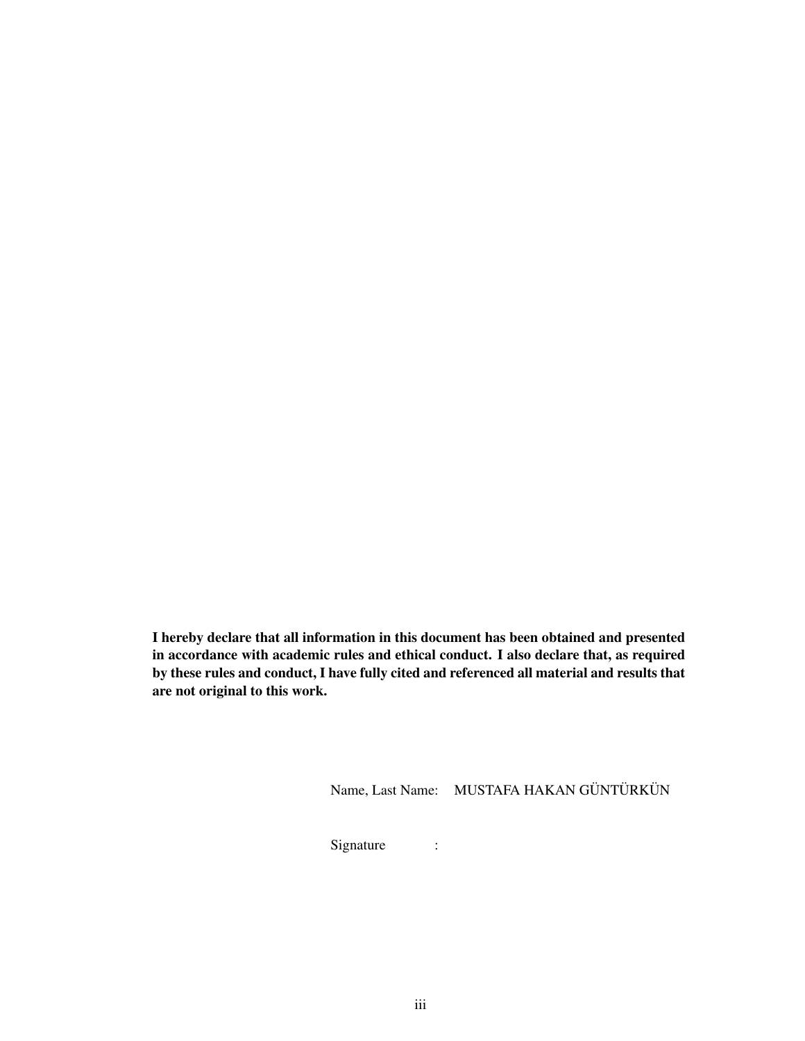**I hereby declare that all information in this document has been obtained and presented in accordance with academic rules and ethical conduct. I also declare that, as required by these rules and conduct, I have fully cited and referenced all material and results that are not original to this work.**

Name, Last Name: MUSTAFA HAKAN GÜNTÜRKÜN

Signature :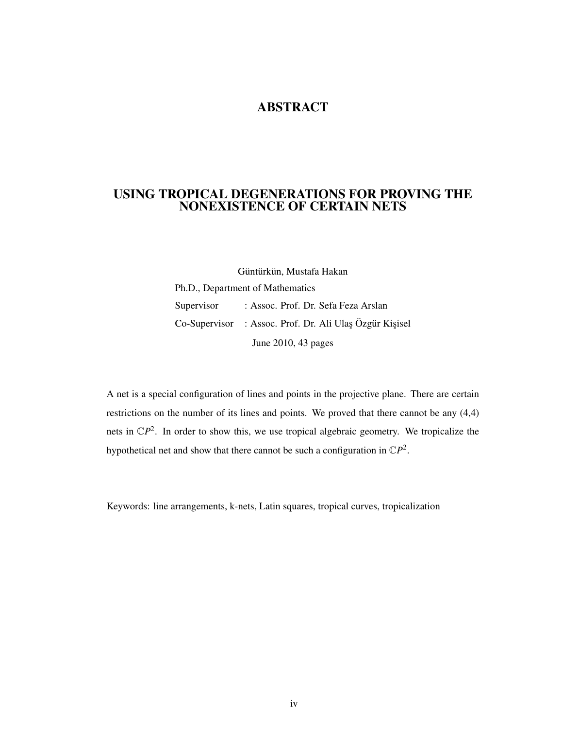# ABSTRACT

## USING TROPICAL DEGENERATIONS FOR PROVING THE NONEXISTENCE OF CERTAIN NETS

Güntürkün, Mustafa Hakan

Ph.D., Department of Mathematics

Supervisor : Assoc. Prof. Dr. Sefa Feza Arslan

Co-Supervisor : Assoc. Prof. Dr. Ali Ulaş Özgür Kişisel

June 2010, 43 pages

A net is a special configuration of lines and points in the projective plane. There are certain restrictions on the number of its lines and points. We proved that there cannot be any (4,4) nets in $\mathbb{C}P^2$. In order to show this, we use tropical algebraic geometry. We tropicalize the hypothetical net and show that there cannot be such a configuration in $\mathbb{C}P^2$.

Keywords: line arrangements, k-nets, Latin squares, tropical curves, tropicalization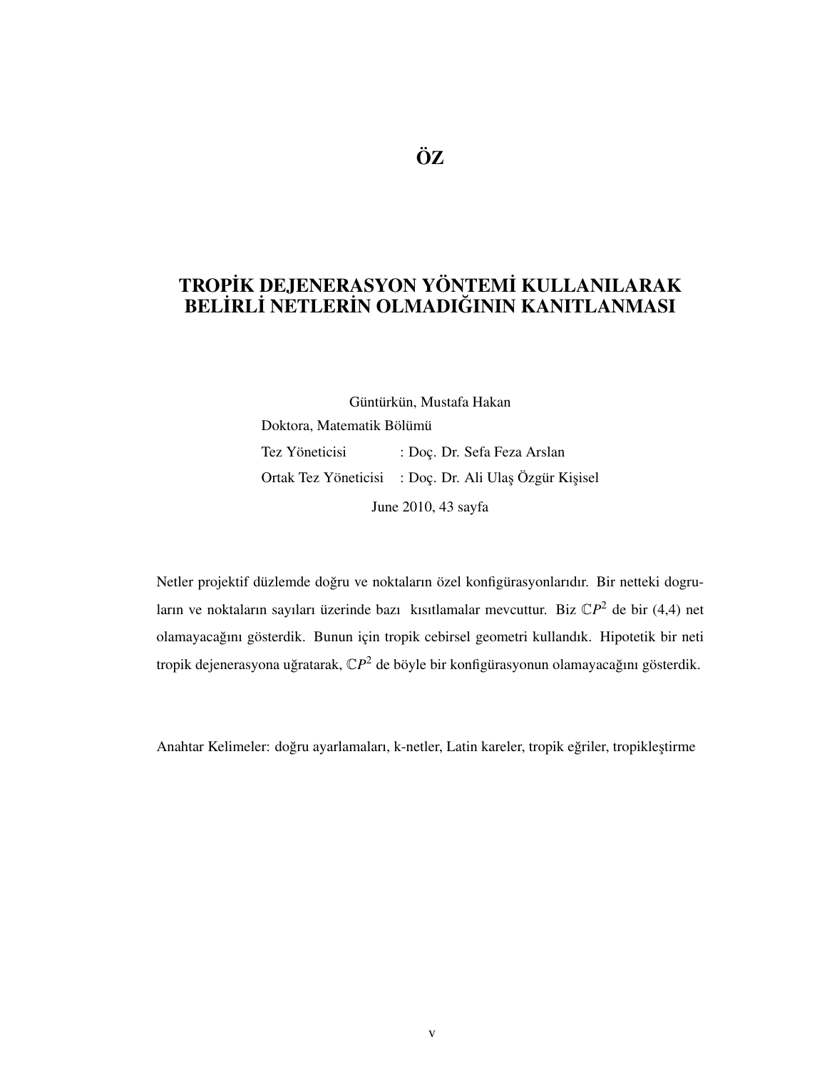# ÖZ

## TROPİK DEJENERASYON YÖNTEMİ KULLANILARAK BELİRLİ NETLERİN OLMADIĞININ KANITLANMASI

Güntürkün, Mustafa Hakan

Doktora, Matematik Bölümü

Tez Yöneticisi : Doç. Dr. Sefa Feza Arslan

Ortak Tez Yöneticisi : Doç. Dr. Ali Ulaş Özgür Kişisel

June 2010, 43 sayfa

Netler projektif düzlemde doğru ve noktaların özel konfigürasyonlarıdır. Bir netteki dogruların ve noktaların sayıları üzerinde bazı kısıtlamalar mevcuttur. Biz $\mathbb{C}P^2$ de bir (4,4) net olamayacağını gösterdik. Bunun için tropik cebirsel geometri kullandık. Hipotetik bir neti tropik dejenerasyona uğratarak, $\mathbb{C}P^2$ de böyle bir konfigürasyonun olamayacağını gösterdik.

Anahtar Kelimeler: doğru ayarlamaları, k-netler, Latin kareler, tropik eğriler, tropikleştirme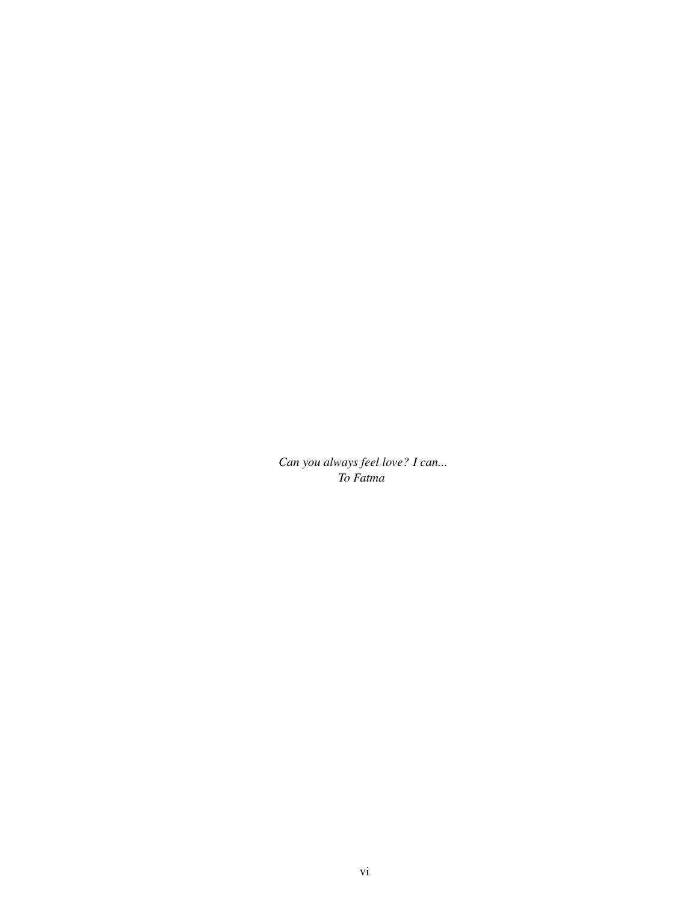*Can you always feel love? I can...*
*To Fatma*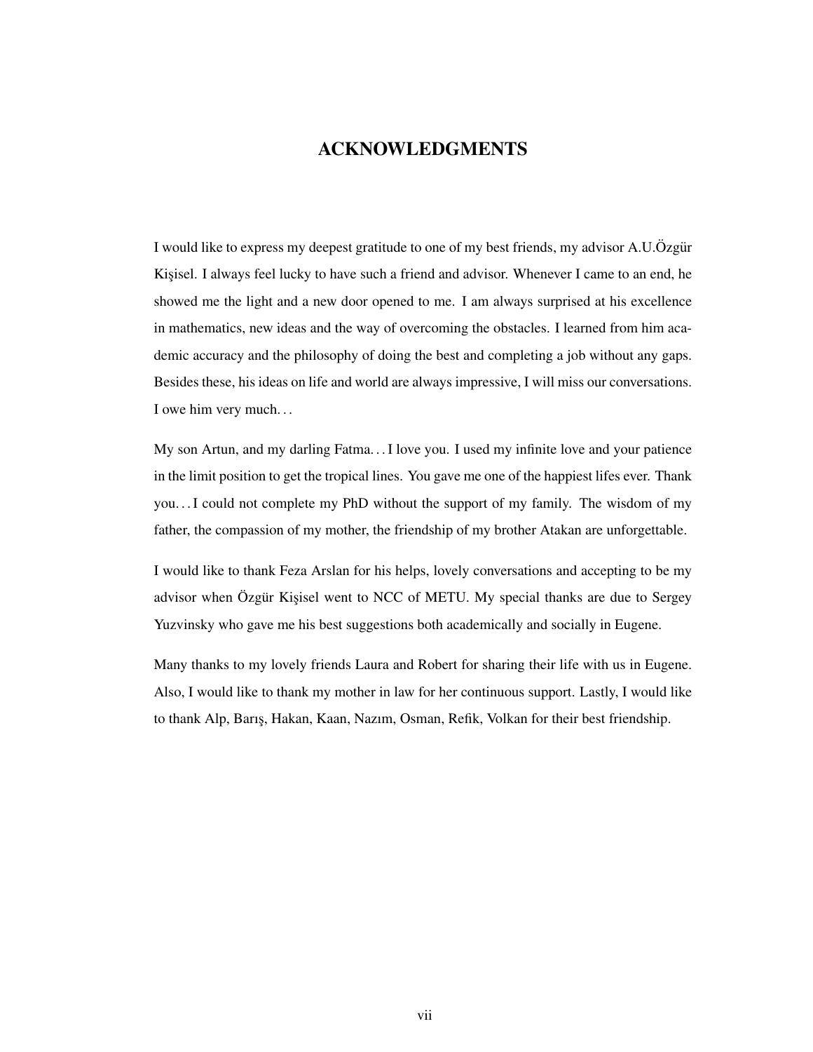# ACKNOWLEDGMENTS

I would like to express my deepest gratitude to one of my best friends, my advisor A.U.Özgür Kişisel. I always feel lucky to have such a friend and advisor. Whenever I came to an end, he showed me the light and a new door opened to me. I am always surprised at his excellence in mathematics, new ideas and the way of overcoming the obstacles. I learned from him academic accuracy and the philosophy of doing the best and completing a job without any gaps. Besides these, his ideas on life and world are always impressive, I will miss our conversations. I owe him very much…

My son Artun, and my darling Fatma… I love you. I used my infinite love and your patience in the limit position to get the tropical lines. You gave me one of the happiest lifes ever. Thank you… I could not complete my PhD without the support of my family. The wisdom of my father, the compassion of my mother, the friendship of my brother Atakan are unforgettable.

I would like to thank Feza Arslan for his helps, lovely conversations and accepting to be my advisor when Özgür Kişisel went to NCC of METU. My special thanks are due to Sergey Yuzvinsky who gave me his best suggestions both academically and socially in Eugene.

Many thanks to my lovely friends Laura and Robert for sharing their life with us in Eugene. Also, I would like to thank my mother in law for her continuous support. Lastly, I would like to thank Alp, Barış, Hakan, Kaan, Nazım, Osman, Refik, Volkan for their best friendship.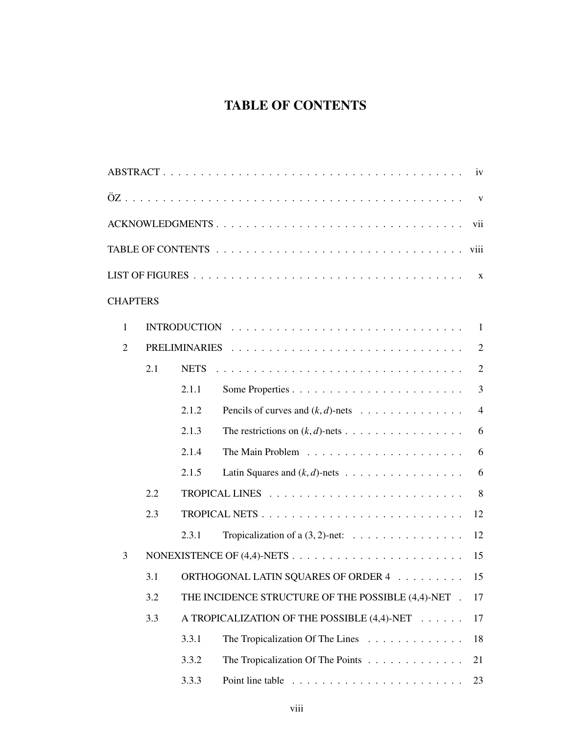# TABLE OF CONTENTS

ABSTRACT . . . . . . . . . . . . . . . . . . . . . . . . . . . . . . . . . . . . . . . . iv

ÖZ . . . . . . . . . . . . . . . . . . . . . . . . . . . . . . . . . . . . . . . . . . . . v

ACKNOWLEDGMENTS . . . . . . . . . . . . . . . . . . . . . . . . . . . . . . . . . vii

TABLE OF CONTENTS . . . . . . . . . . . . . . . . . . . . . . . . . . . . . . . . viii

LIST OF FIGURES . . . . . . . . . . . . . . . . . . . . . . . . . . . . . . . . . . . x

CHAPTERS

1 INTRODUCTION . . . . . . . . . . . . . . . . . . . . . . . . . . . . . . . . 1

2 PRELIMINARIES . . . . . . . . . . . . . . . . . . . . . . . . . . . . . . . 2

- 2.1 NETS . . . . . . . . . . . . . . . . . . . . . . . . . . . . . . . . . 2
  - 2.1.1 Some Properties . . . . . . . . . . . . . . . . . . . . . . . 3
  - 2.1.2 Pencils of curves and $(k,d)$-nets . . . . . . . . . . . . . . 4
  - 2.1.3 The restrictions on $(k,d)$-nets . . . . . . . . . . . . . . . . 6
  - 2.1.4 The Main Problem . . . . . . . . . . . . . . . . . . . . . 6
  - 2.1.5 Latin Squares and $(k,d)$-nets . . . . . . . . . . . . . . . . 6
- 2.2 TROPICAL LINES . . . . . . . . . . . . . . . . . . . . . . . . . . 8
- 2.3 TROPICAL NETS . . . . . . . . . . . . . . . . . . . . . . . . . . . 12
  - 2.3.1 Tropicalization of a $(3,2)$-net: . . . . . . . . . . . . . . . 12

3 NONEXISTENCE OF (4,4)-NETS . . . . . . . . . . . . . . . . . . . . . . . 15

- 3.1 ORTHOGONAL LATIN SQUARES OF ORDER 4 . . . . . . . . . 15
- 3.2 THE INCIDENCE STRUCTURE OF THE POSSIBLE (4,4)-NET . 17
- 3.3 A TROPICALIZATION OF THE POSSIBLE (4,4)-NET . . . . . . 17
  - 3.3.1 The Tropicalization Of The Lines . . . . . . . . . . . . . 18
  - 3.3.2 The Tropicalization Of The Points . . . . . . . . . . . . . 21
  - 3.3.3 Point line table . . . . . . . . . . . . . . . . . . . . . . . 23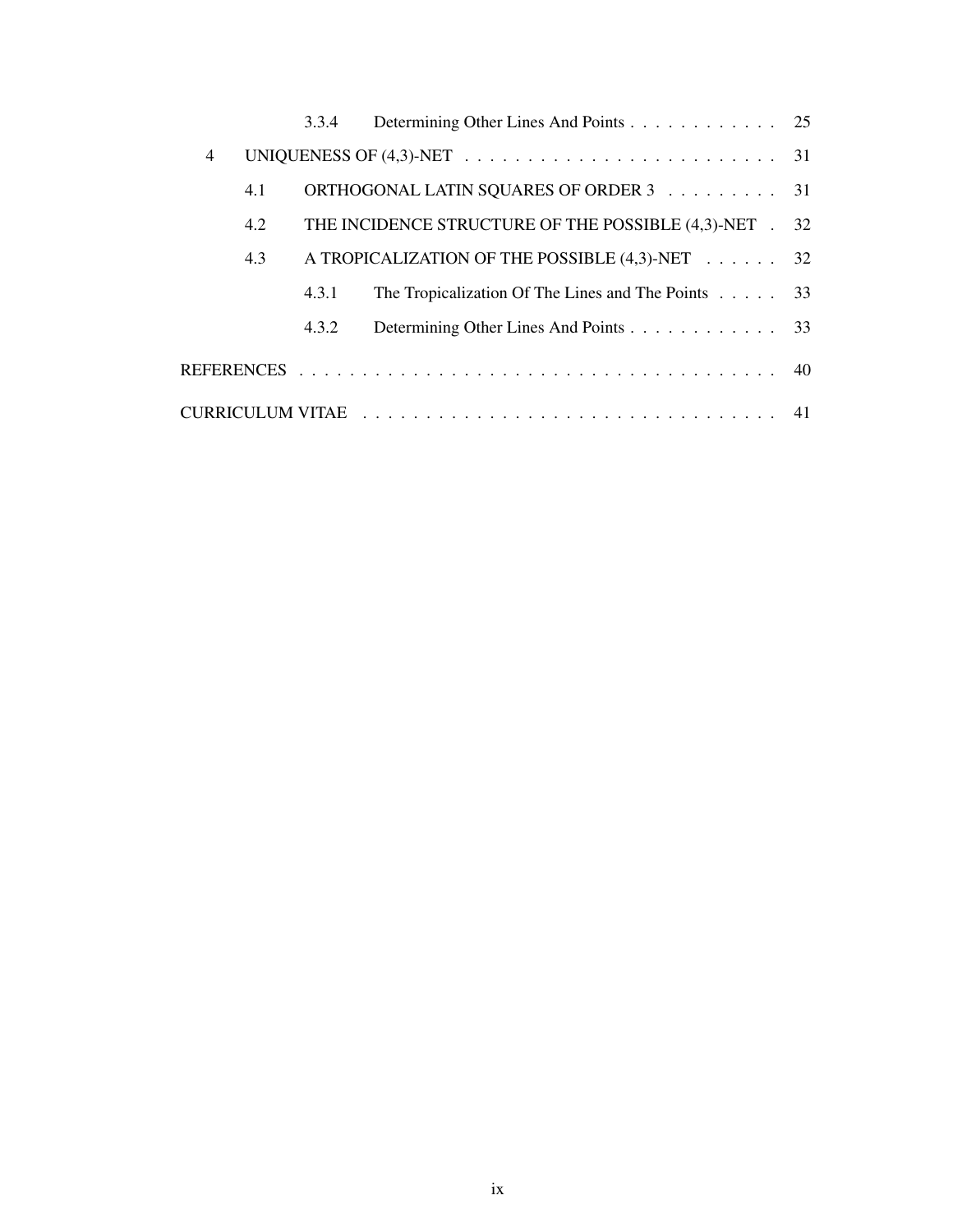| | | | |
|---|---|---|---|
| | 3.3.4 | Determining Other Lines And Points | 25 |
| 4 | UNIQUENESS OF (4,3)-NET | | 31 |
| 4.1 | ORTHOGONAL LATIN SQUARES OF ORDER 3 | | 31 |
| 4.2 | THE INCIDENCE STRUCTURE OF THE POSSIBLE (4,3)-NET | | 32 |
| 4.3 | A TROPICALIZATION OF THE POSSIBLE (4,3)-NET | | 32 |
| | 4.3.1 | The Tropicalization Of The Lines and The Points | 33 |
| | 4.3.2 | Determining Other Lines And Points | 33 |
| REFERENCES | | | 40 |
| CURRICULUM VITAE | | | 41 |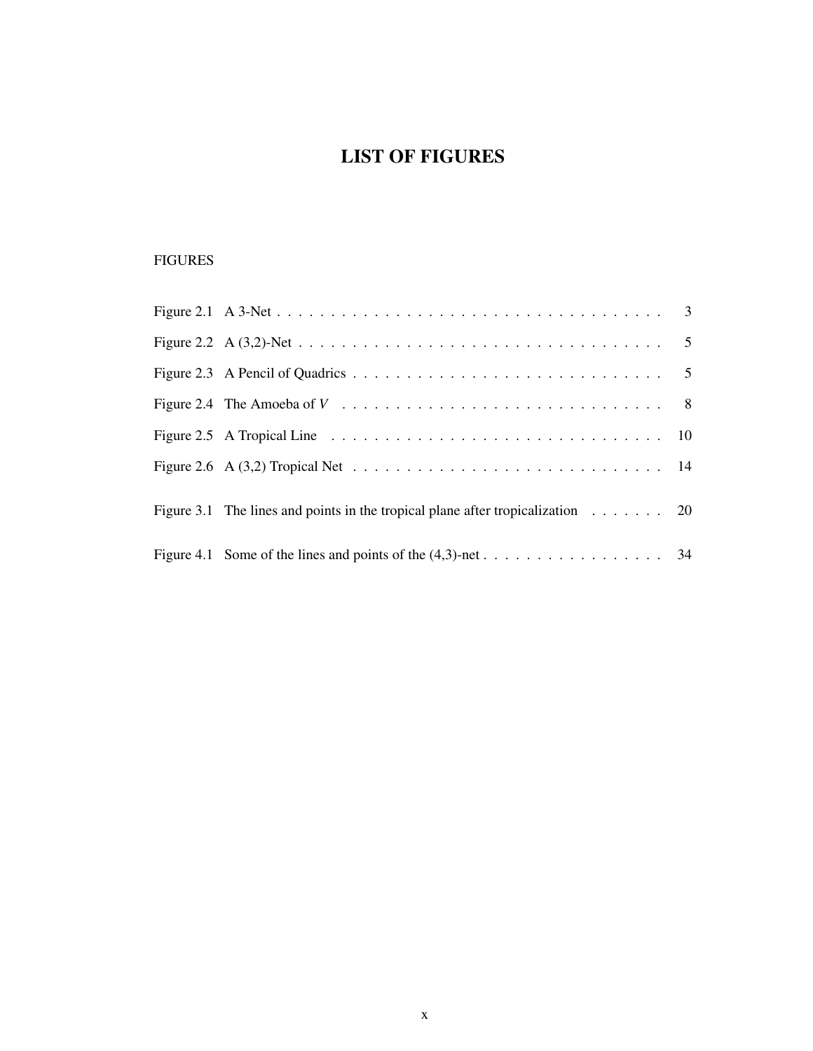# LIST OF FIGURES

FIGURES

| | | |
|---|---|---|
| Figure 2.1 | A 3-Net | 3 |
| Figure 2.2 | A (3,2)-Net | 5 |
| Figure 2.3 | A Pencil of Quadrics | 5 |
| Figure 2.4 | The Amoeba of $V$ | 8 |
| Figure 2.5 | A Tropical Line | 10 |
| Figure 2.6 | A (3,2) Tropical Net | 14 |
| Figure 3.1 | The lines and points in the tropical plane after tropicalization | 20 |
| Figure 4.1 | Some of the lines and points of the (4,3)-net | 34 |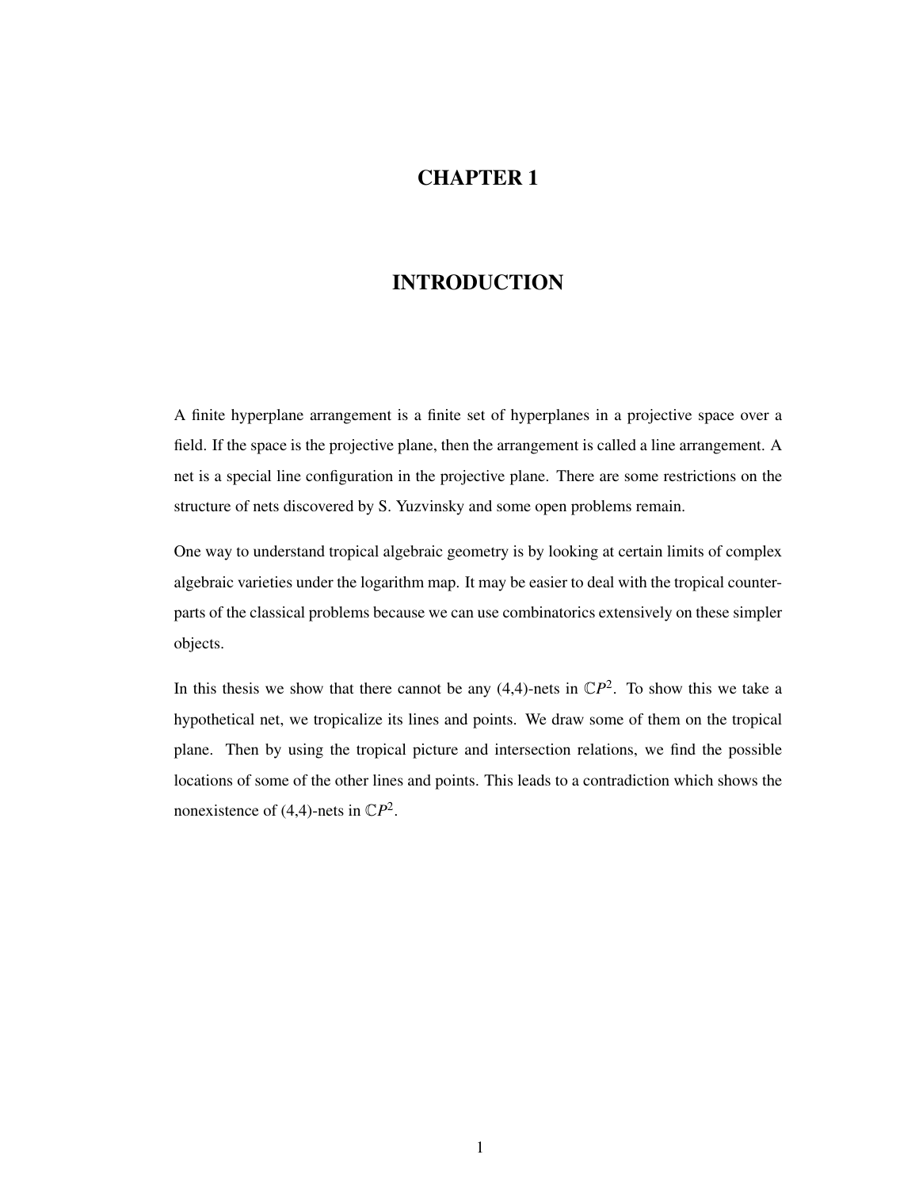# CHAPTER 1

# INTRODUCTION

A finite hyperplane arrangement is a finite set of hyperplanes in a projective space over a field. If the space is the projective plane, then the arrangement is called a line arrangement. A net is a special line configuration in the projective plane. There are some restrictions on the structure of nets discovered by S. Yuzvinsky and some open problems remain.

One way to understand tropical algebraic geometry is by looking at certain limits of complex algebraic varieties under the logarithm map. It may be easier to deal with the tropical counterparts of the classical problems because we can use combinatorics extensively on these simpler objects.

In this thesis we show that there cannot be any (4,4)-nets in $\mathbb{C}P^2$. To show this we take a hypothetical net, we tropicalize its lines and points. We draw some of them on the tropical plane. Then by using the tropical picture and intersection relations, we find the possible locations of some of the other lines and points. This leads to a contradiction which shows the nonexistence of (4,4)-nets in $\mathbb{C}P^2$.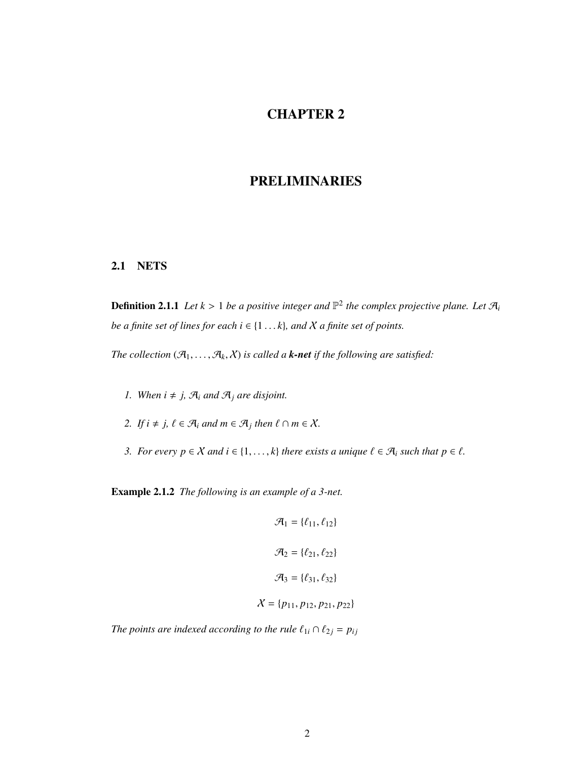# CHAPTER 2

# PRELIMINARIES

## 2.1 NETS

**Definition 2.1.1** *Let $k > 1$ be a positive integer and $\mathbb{P}^2$ the complex projective plane. Let $\mathcal{A}_i$ be a finite set of lines for each $i \in \{1 \dots k\}$, and $\mathcal{X}$ a finite set of points.*

*The collection $(\mathcal{A}_1, \dots, \mathcal{A}_k, \mathcal{X})$ is called a **k-net** if the following are satisfied:*

1. *When $i \neq j$, $\mathcal{A}_i$ and $\mathcal{A}_j$ are disjoint.*
2. *If $i \neq j$, $\ell \in \mathcal{A}_i$ and $m \in \mathcal{A}_j$ then $\ell \cap m \in \mathcal{X}$.*
3. *For every $p \in \mathcal{X}$ and $i \in \{1, \dots, k\}$ there exists a unique $\ell \in \mathcal{A}_i$ such that $p \in \ell$.*

**Example 2.1.2** *The following is an example of a 3-net.*

$$\mathcal{A}_1 = \{\ell_{11}, \ell_{12}\}$$

$$\mathcal{A}_2 = \{\ell_{21}, \ell_{22}\}$$

$$\mathcal{A}_3 = \{\ell_{31}, \ell_{32}\}$$

$$\mathcal{X} = \{p_{11}, p_{12}, p_{21}, p_{22}\}$$

*The points are indexed according to the rule $\ell_{1i} \cap \ell_{2j} = p_{ij}$*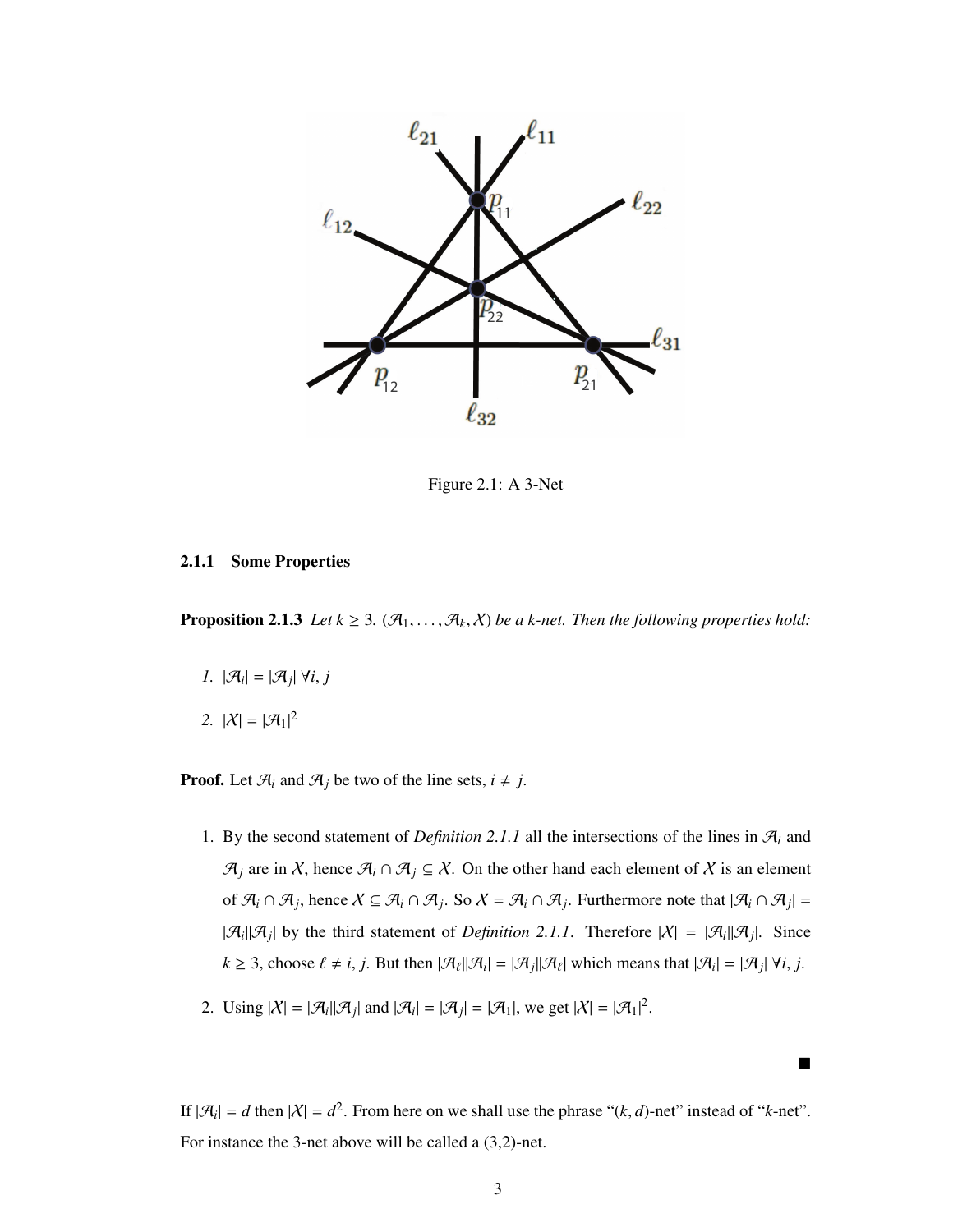Figure 2.1: A 3-Net

### 2.1.1 Some Properties

**Proposition 2.1.3** *Let $k \geq 3$. $(\mathcal{A}_1, \ldots, \mathcal{A}_k, \mathcal{X})$ be a k-net. Then the following properties hold:*

1. $|\mathcal{A}_i| = |\mathcal{A}_j| \; \forall i, j$
2. $|\mathcal{X}| = |\mathcal{A}_1|^2$

**Proof.** Let $\mathcal{A}_i$ and $\mathcal{A}_j$ be two of the line sets, $i \neq j$.

1. By the second statement of *Definition 2.1.1* all the intersections of the lines in $\mathcal{A}_i$ and $\mathcal{A}_j$ are in $\mathcal{X}$, hence $\mathcal{A}_i \cap \mathcal{A}_j \subseteq \mathcal{X}$. On the other hand each element of $\mathcal{X}$ is an element of $\mathcal{A}_i \cap \mathcal{A}_j$, hence $\mathcal{X} \subseteq \mathcal{A}_i \cap \mathcal{A}_j$. So $\mathcal{X} = \mathcal{A}_i \cap \mathcal{A}_j$. Furthermore note that $|\mathcal{A}_i \cap \mathcal{A}_j| = |\mathcal{A}_i||\mathcal{A}_j|$ by the third statement of *Definition 2.1.1*. Therefore $|\mathcal{X}| = |\mathcal{A}_i||\mathcal{A}_j|$. Since $k \geq 3$, choose $\ell \neq i, j$. But then $|\mathcal{A}_\ell||\mathcal{A}_i| = |\mathcal{A}_j||\mathcal{A}_\ell|$ which means that $|\mathcal{A}_i| = |\mathcal{A}_j| \; \forall i, j$.

2. Using $|\mathcal{X}| = |\mathcal{A}_i||\mathcal{A}_j|$ and $|\mathcal{A}_i| = |\mathcal{A}_j| = |\mathcal{A}_1|$, we get $|\mathcal{X}| = |\mathcal{A}_1|^2$.

■

If $|\mathcal{A}_i| = d$ then $|\mathcal{X}| = d^2$. From here on we shall use the phrase "$(k, d)$-net" instead of "$k$-net". For instance the 3-net above will be called a (3,2)-net.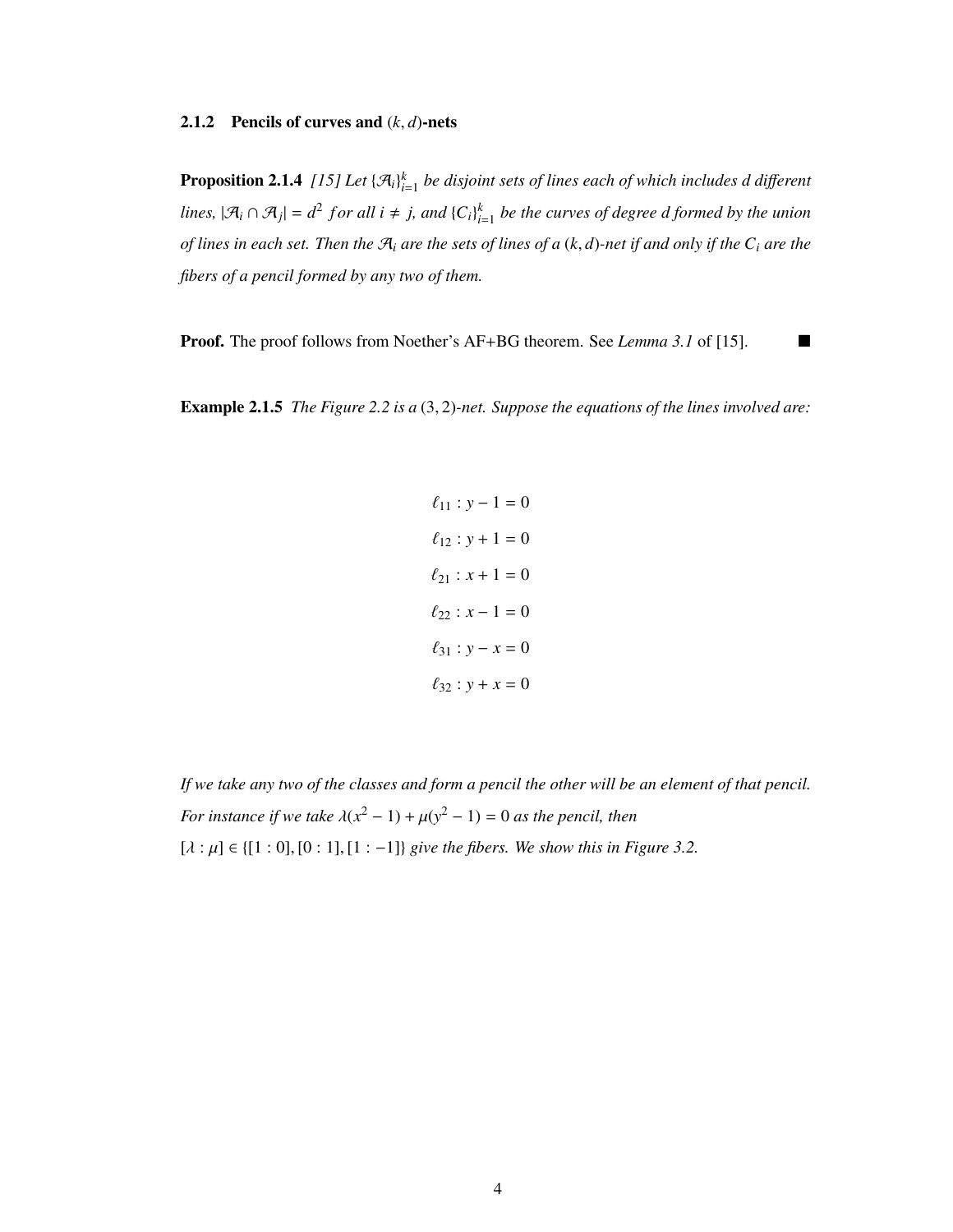### 2.1.2 Pencils of curves and $(k, d)$-nets

**Proposition 2.1.4** *[15] Let $\{\mathcal{A}_i\}_{i=1}^k$ be disjoint sets of lines each of which includes d different lines, $|\mathcal{A}_i \cap \mathcal{A}_j| = d^2$ for all $i \neq j$, and $\{C_i\}_{i=1}^k$ be the curves of degree d formed by the union of lines in each set. Then the $\mathcal{A}_i$ are the sets of lines of a $(k, d)$-net if and only if the $C_i$ are the fibers of a pencil formed by any two of them.*

**Proof.** The proof follows from Noether's AF+BG theorem. See *Lemma 3.1* of [15]. ■

**Example 2.1.5** *The Figure 2.2 is a $(3, 2)$-net. Suppose the equations of the lines involved are:*

$$\ell_{11} : y - 1 = 0$$

$$\ell_{12} : y + 1 = 0$$

$$\ell_{21} : x + 1 = 0$$

$$\ell_{22} : x - 1 = 0$$

$$\ell_{31} : y - x = 0$$

$$\ell_{32} : y + x = 0$$

*If we take any two of the classes and form a pencil the other will be an element of that pencil. For instance if we take $\lambda(x^2 - 1) + \mu(y^2 - 1) = 0$ as the pencil, then $[\lambda : \mu] \in \{[1 : 0], [0 : 1], [1 : -1]\}$ give the fibers. We show this in Figure 3.2.*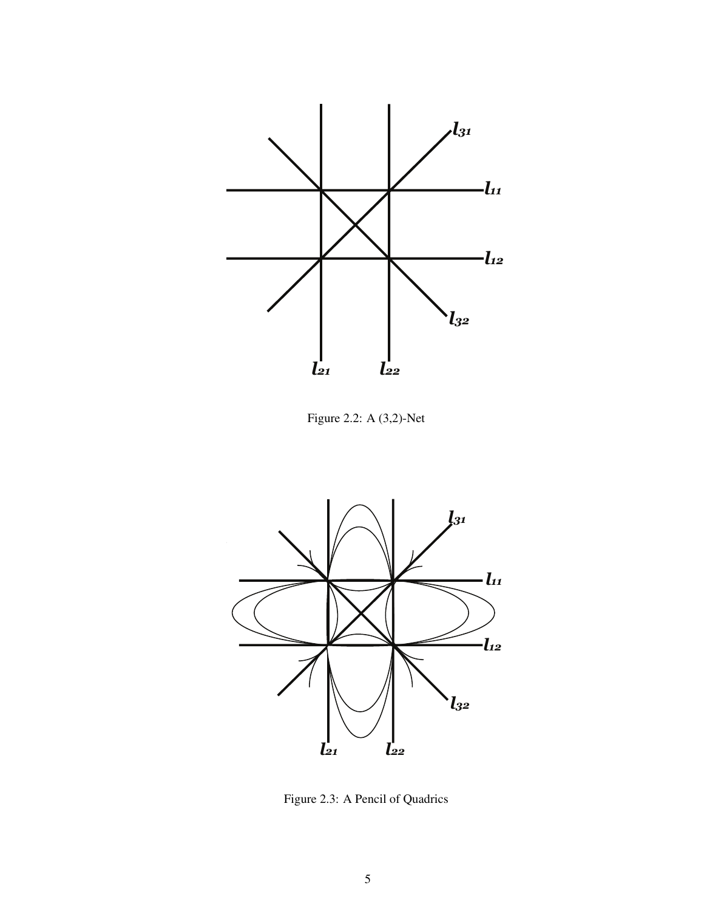Figure 2.2: A (3,2)-Net

Figure 2.3: A Pencil of Quadrics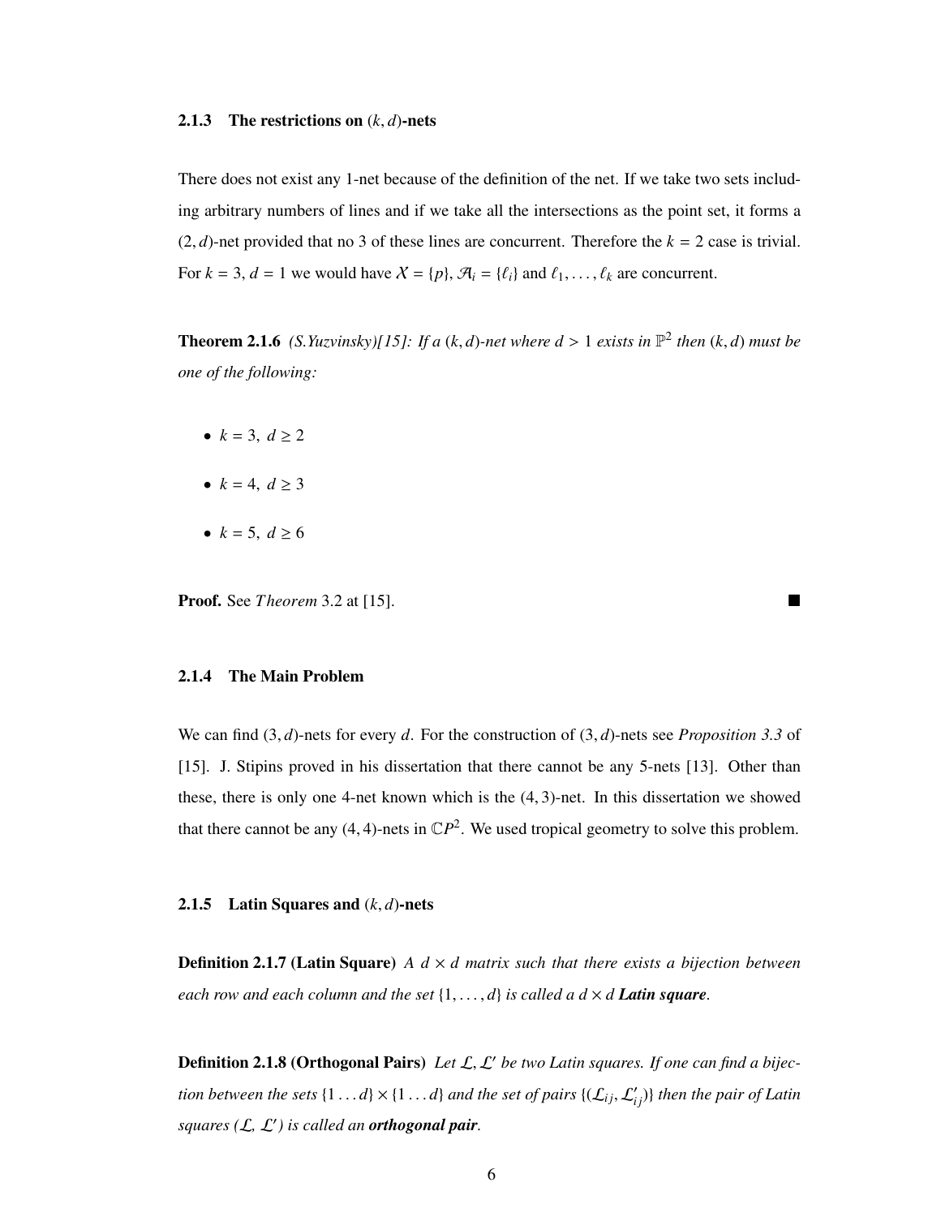### 2.1.3 The restrictions on $(k, d)$-nets

There does not exist any 1-net because of the definition of the net. If we take two sets including arbitrary numbers of lines and if we take all the intersections as the point set, it forms a $(2, d)$-net provided that no 3 of these lines are concurrent. Therefore the $k = 2$ case is trivial. For $k = 3$, $d = 1$ we would have $\mathcal{X} = \{p\}$, $\mathcal{A}_i = \{\ell_i\}$ and $\ell_1, \ldots, \ell_k$ are concurrent.

**Theorem 2.1.6** *(S.Yuzvinsky)[15]: If a $(k, d)$-net where $d > 1$ exists in $\mathbb{P}^2$ then $(k, d)$ must be one of the following:*

- $k = 3,\ d \geq 2$
- $k = 4,\ d \geq 3$
- $k = 5,\ d \geq 6$

**Proof.** See *Theorem* 3.2 at [15]. ■

### 2.1.4 The Main Problem

We can find $(3, d)$-nets for every $d$. For the construction of $(3, d)$-nets see *Proposition 3.3* of [15]. J. Stipins proved in his dissertation that there cannot be any 5-nets [13]. Other than these, there is only one 4-net known which is the $(4, 3)$-net. In this dissertation we showed that there cannot be any $(4, 4)$-nets in $\mathbb{C}P^2$. We used tropical geometry to solve this problem.

### 2.1.5 Latin Squares and $(k, d)$-nets

**Definition 2.1.7 (Latin Square)** *A $d \times d$ matrix such that there exists a bijection between each row and each column and the set $\{1, \ldots, d\}$ is called a $d \times d$* ***Latin square****.*

**Definition 2.1.8 (Orthogonal Pairs)** *Let $\mathcal{L}, \mathcal{L}'$ be two Latin squares. If one can find a bijection between the sets $\{1 \ldots d\} \times \{1 \ldots d\}$ and the set of pairs $\{(\mathcal{L}_{ij}, \mathcal{L}'_{ij})\}$ then the pair of Latin squares ($\mathcal{L}$, $\mathcal{L}'$) is called an* ***orthogonal pair****.*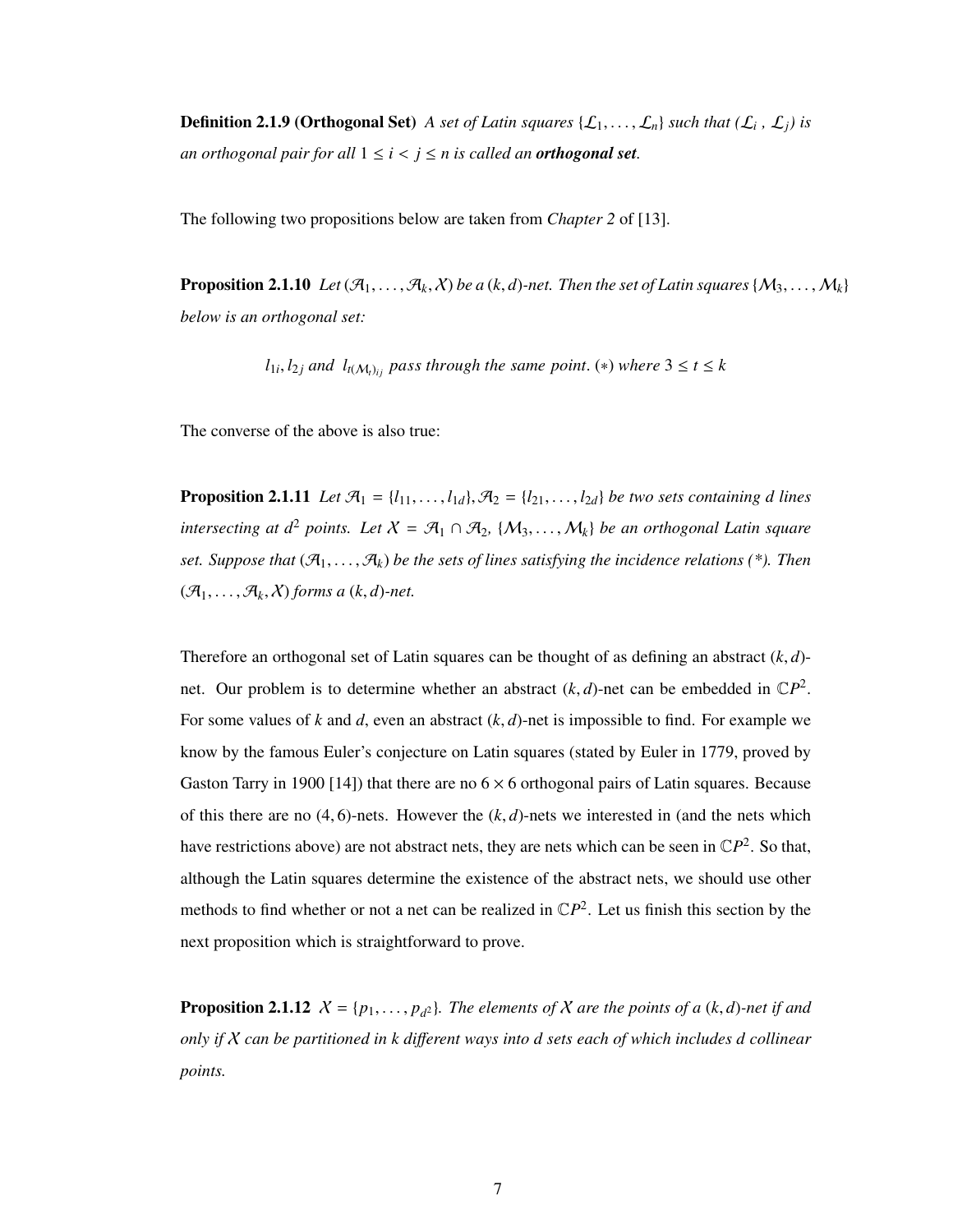**Definition 2.1.9 (Orthogonal Set)** *A set of Latin squares $\{\mathcal{L}_1, \ldots, \mathcal{L}_n\}$ such that ($\mathcal{L}_i$ , $\mathcal{L}_j$) is an orthogonal pair for all $1 \le i < j \le n$ is called an* ***orthogonal set****.*

The following two propositions below are taken from *Chapter 2* of [13].

**Proposition 2.1.10** *Let $(\mathcal{A}_1, \ldots, \mathcal{A}_k, \mathcal{X})$ be a $(k, d)$-net. Then the set of Latin squares $\{\mathcal{M}_3, \ldots, \mathcal{M}_k\}$ below is an orthogonal set:*

$$l_{1i}, l_{2j} \text{ and } l_{t(\mathcal{M}_t)_{ij}} \text{ pass through the same point}. \ (*) \text{ where } 3 \le t \le k$$

The converse of the above is also true:

**Proposition 2.1.11** *Let $\mathcal{A}_1 = \{l_{11}, \ldots, l_{1d}\}, \mathcal{A}_2 = \{l_{21}, \ldots, l_{2d}\}$ be two sets containing d lines intersecting at $d^2$ points. Let $\mathcal{X} = \mathcal{A}_1 \cap \mathcal{A}_2$, $\{\mathcal{M}_3, \ldots, \mathcal{M}_k\}$ be an orthogonal Latin square set. Suppose that $(\mathcal{A}_1, \ldots, \mathcal{A}_k)$ be the sets of lines satisfying the incidence relations (*). Then $(\mathcal{A}_1, \ldots, \mathcal{A}_k, \mathcal{X})$ forms a $(k, d)$-net.*

Therefore an orthogonal set of Latin squares can be thought of as defining an abstract $(k, d)$-net. Our problem is to determine whether an abstract $(k, d)$-net can be embedded in $\mathbb{C}P^2$. For some values of $k$ and $d$, even an abstract $(k, d)$-net is impossible to find. For example we know by the famous Euler's conjecture on Latin squares (stated by Euler in 1779, proved by Gaston Tarry in 1900 [14]) that there are no $6 \times 6$ orthogonal pairs of Latin squares. Because of this there are no $(4, 6)$-nets. However the $(k, d)$-nets we interested in (and the nets which have restrictions above) are not abstract nets, they are nets which can be seen in $\mathbb{C}P^2$. So that, although the Latin squares determine the existence of the abstract nets, we should use other methods to find whether or not a net can be realized in $\mathbb{C}P^2$. Let us finish this section by the next proposition which is straightforward to prove.

**Proposition 2.1.12** *$\mathcal{X} = \{p_1, \ldots, p_{d^2}\}$. The elements of $\mathcal{X}$ are the points of a $(k, d)$-net if and only if $\mathcal{X}$ can be partitioned in k different ways into d sets each of which includes d collinear points.*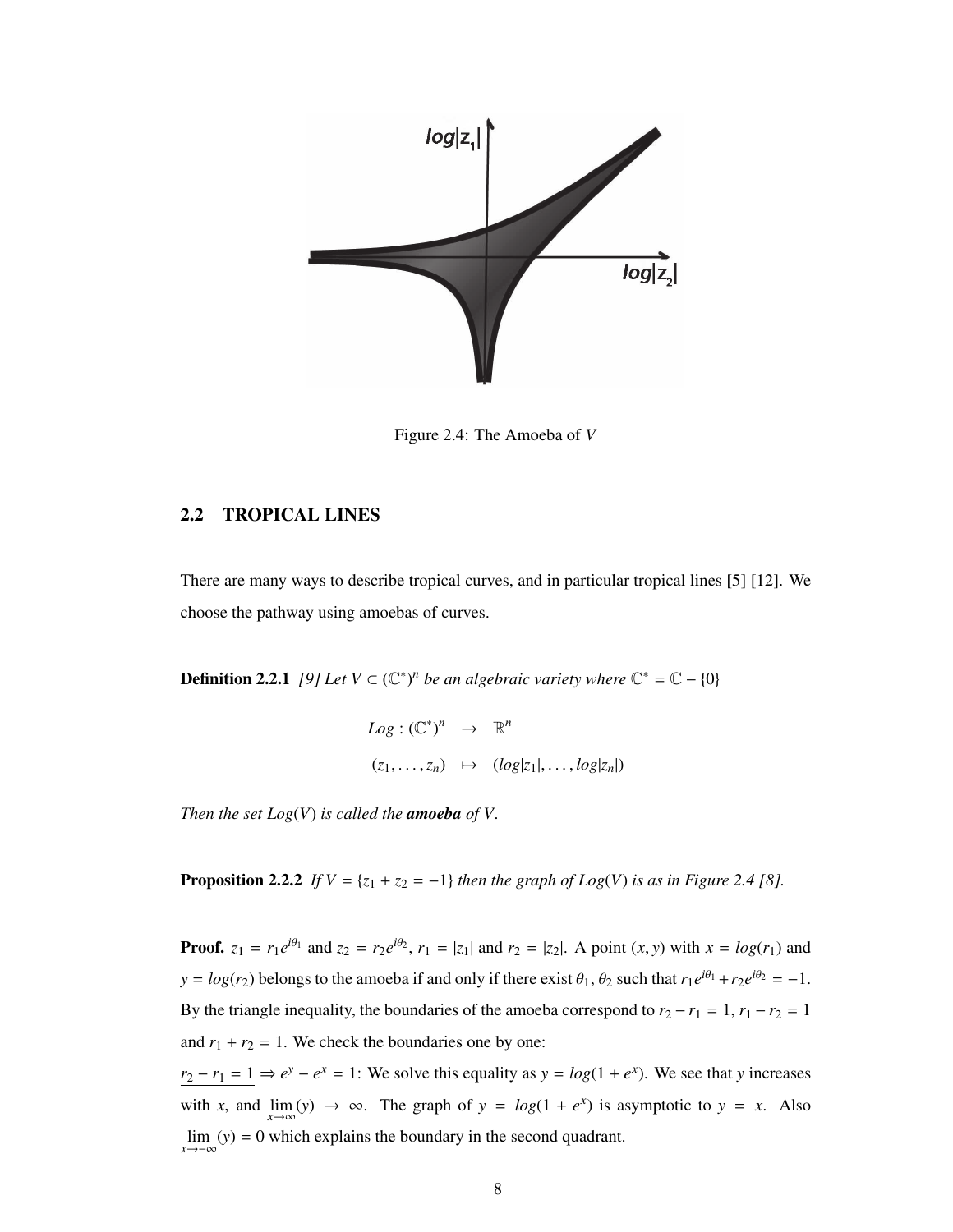Figure 2.4: The Amoeba of $V$

## 2.2 TROPICAL LINES

There are many ways to describe tropical curves, and in particular tropical lines [5] [12]. We choose the pathway using amoebas of curves.

**Definition 2.2.1** *[9] Let $V \subset (\mathbb{C}^*)^n$ be an algebraic variety where $\mathbb{C}^* = \mathbb{C} - \{0\}$*

$$\begin{aligned} Log : (\mathbb{C}^*)^n &\rightarrow \mathbb{R}^n \\ (z_1, \ldots, z_n) &\mapsto (log|z_1|, \ldots, log|z_n|) \end{aligned}$$

*Then the set $Log(V)$ is called the **amoeba** of $V$.*

**Proposition 2.2.2** *If $V = \{z_1 + z_2 = -1\}$ then the graph of $Log(V)$ is as in Figure 2.4 [8].*

**Proof.** $z_1 = r_1 e^{i\theta_1}$ and $z_2 = r_2 e^{i\theta_2}$, $r_1 = |z_1|$ and $r_2 = |z_2|$. A point $(x, y)$ with $x = log(r_1)$ and $y = log(r_2)$ belongs to the amoeba if and only if there exist $\theta_1, \theta_2$ such that $r_1 e^{i\theta_1} + r_2 e^{i\theta_2} = -1$. By the triangle inequality, the boundaries of the amoeba correspond to $r_2 - r_1 = 1$, $r_1 - r_2 = 1$ and $r_1 + r_2 = 1$. We check the boundaries one by one:

$\underline{r_2 - r_1 = 1} \Rightarrow e^y - e^x = 1$: We solve this equality as $y = log(1 + e^x)$. We see that $y$ increases with $x$, and $\lim\limits_{x \to \infty}(y) \rightarrow \infty$. The graph of $y = log(1 + e^x)$ is asymptotic to $y = x$. Also $\lim\limits_{x \to -\infty}(y) = 0$ which explains the boundary in the second quadrant.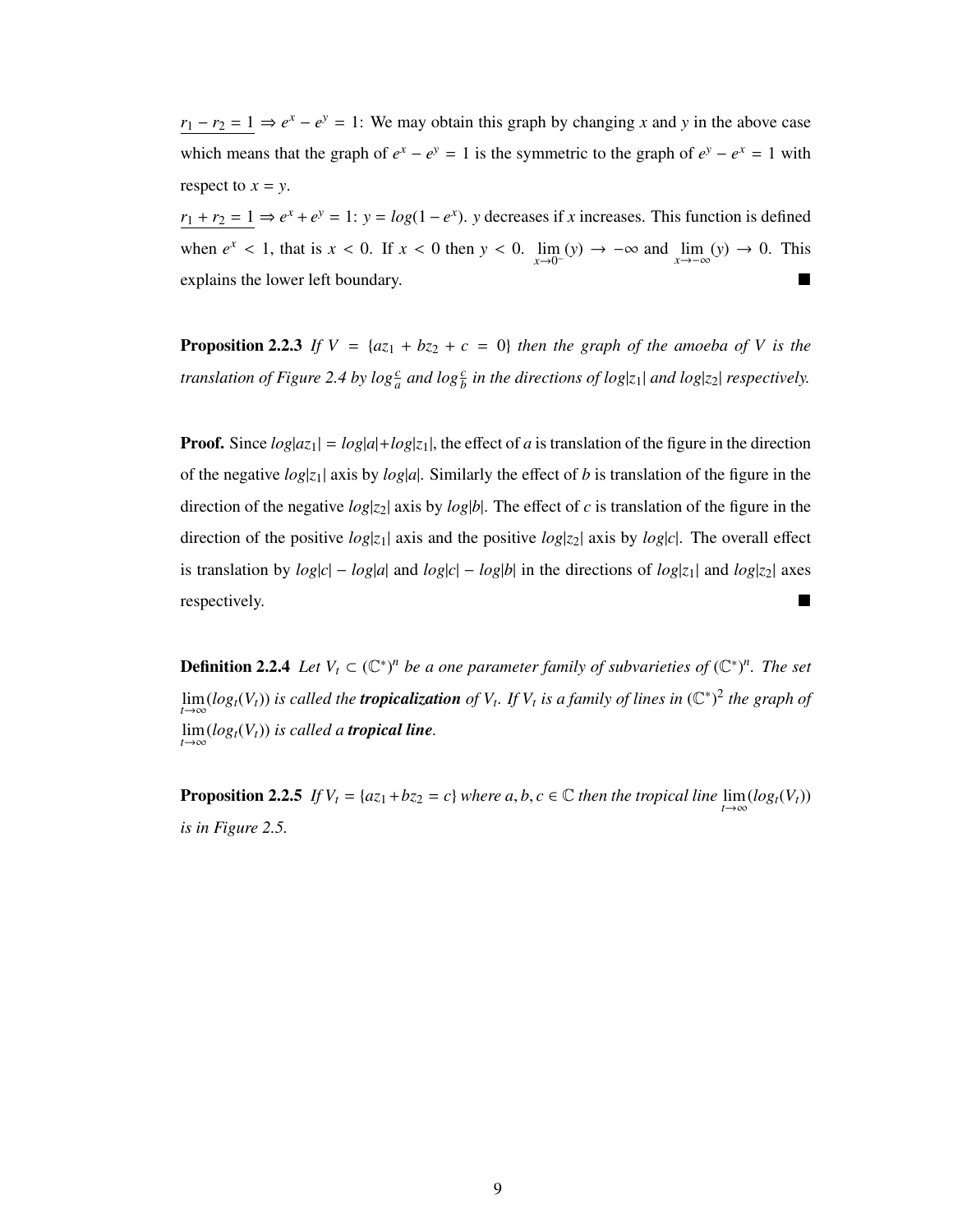$\underline{r_1 - r_2 = 1} \Rightarrow e^x - e^y = 1$: We may obtain this graph by changing $x$ and $y$ in the above case which means that the graph of $e^x - e^y = 1$ is the symmetric to the graph of $e^y - e^x = 1$ with respect to $x = y$.

$\underline{r_1 + r_2 = 1} \Rightarrow e^x + e^y = 1$: $y = log(1 - e^x)$. $y$ decreases if $x$ increases. This function is defined when $e^x < 1$, that is $x < 0$. If $x < 0$ then $y < 0$. $\lim\limits_{x \to 0^-}(y) \to -\infty$ and $\lim\limits_{x \to -\infty}(y) \to 0$. This explains the lower left boundary. ■

**Proposition 2.2.3** *If $V = \{az_1 + bz_2 + c = 0\}$ then the graph of the amoeba of $V$ is the translation of Figure 2.4 by $log\frac{c}{a}$ and $log\frac{c}{b}$ in the directions of $log|z_1|$ and $log|z_2|$ respectively.*

**Proof.** Since $log|az_1| = log|a| + log|z_1|$, the effect of $a$ is translation of the figure in the direction of the negative $log|z_1|$ axis by $log|a|$. Similarly the effect of $b$ is translation of the figure in the direction of the negative $log|z_2|$ axis by $log|b|$. The effect of $c$ is translation of the figure in the direction of the positive $log|z_1|$ axis and the positive $log|z_2|$ axis by $log|c|$. The overall effect is translation by $log|c| - log|a|$ and $log|c| - log|b|$ in the directions of $log|z_1|$ and $log|z_2|$ axes respectively. ■

**Definition 2.2.4** *Let $V_t \subset (\mathbb{C}^*)^n$ be a one parameter family of subvarieties of $(\mathbb{C}^*)^n$. The set $\lim\limits_{t \to \infty}(log_t(V_t))$ is called the* ***tropicalization*** *of $V_t$. If $V_t$ is a family of lines in $(\mathbb{C}^*)^2$ the graph of $\lim\limits_{t \to \infty}(log_t(V_t))$ is called a* ***tropical line***.

**Proposition 2.2.5** *If $V_t = \{az_1 + bz_2 = c\}$ where $a, b, c \in \mathbb{C}$ then the tropical line $\lim\limits_{t \to \infty}(log_t(V_t))$ is in Figure 2.5.*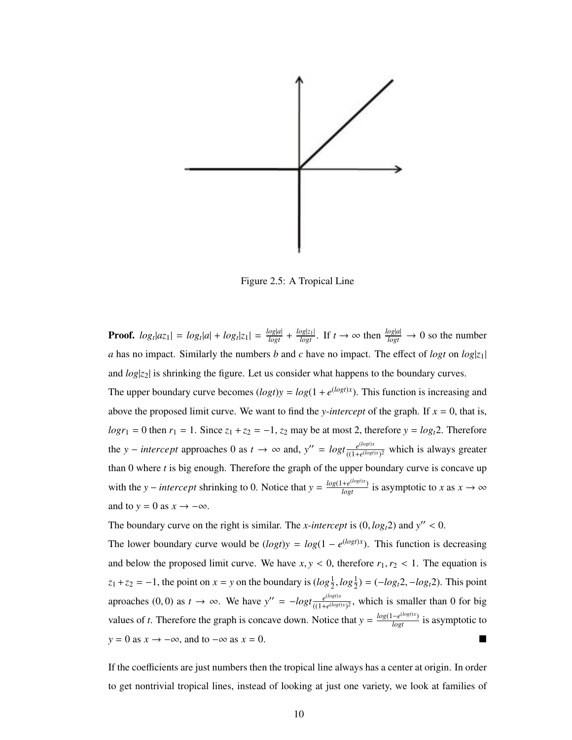Figure 2.5: A Tropical Line

**Proof.** $log_t|az_1| = log_t|a| + log_t|z_1| = \frac{log|a|}{logt} + \frac{log|z_1|}{logt}$. If $t \to \infty$ then $\frac{log|a|}{logt} \to 0$ so the number $a$ has no impact. Similarly the numbers $b$ and $c$ have no impact. The effect of $logt$ on $log|z_1|$ and $log|z_2|$ is shrinking the figure. Let us consider what happens to the boundary curves.

The upper boundary curve becomes $(logt)y = log(1 + e^{(logt)x})$. This function is increasing and above the proposed limit curve. We want to find the *y-intercept* of the graph. If $x = 0$, that is, $logr_1 = 0$ then $r_1 = 1$. Since $z_1 + z_2 = -1$, $z_2$ may be at most 2, therefore $y = log_t 2$. Therefore the $y-intercept$ approaches 0 as $t \to \infty$ and, $y'' = logt\frac{e^{(logt)x}}{((1+e^{(logt)x})^2}$ which is always greater than 0 where $t$ is big enough. Therefore the graph of the upper boundary curve is concave up with the $y-intercept$ shrinking to 0. Notice that $y = \frac{log(1+e^{(logt)x})}{logt}$ is asymptotic to $x$ as $x \to \infty$ and to $y = 0$ as $x \to -\infty$.

The boundary curve on the right is similar. The *x-intercept* is $(0, log_t 2)$ and $y'' < 0$.

The lower boundary curve would be $(logt)y = log(1 - e^{(logt)x})$. This function is decreasing and below the proposed limit curve. We have $x, y < 0$, therefore $r_1, r_2 < 1$. The equation is $z_1 + z_2 = -1$, the point on $x = y$ on the boundary is $(log\frac{1}{2}, log\frac{1}{2}) = (-log_t 2, -log_t 2)$. This point aproaches $(0, 0)$ as $t \to \infty$. We have $y'' = -logt\frac{e^{(logt)x}}{((1+e^{(logt)x})^2}$, which is smaller than 0 for big values of $t$. Therefore the graph is concave down. Notice that $y = \frac{log(1-e^{(logt)x})}{logt}$ is asymptotic to $y = 0$ as $x \to -\infty$, and to $-\infty$ as $x = 0$. ∎

If the coefficients are just numbers then the tropical line always has a center at origin. In order to get nontrivial tropical lines, instead of looking at just one variety, we look at families of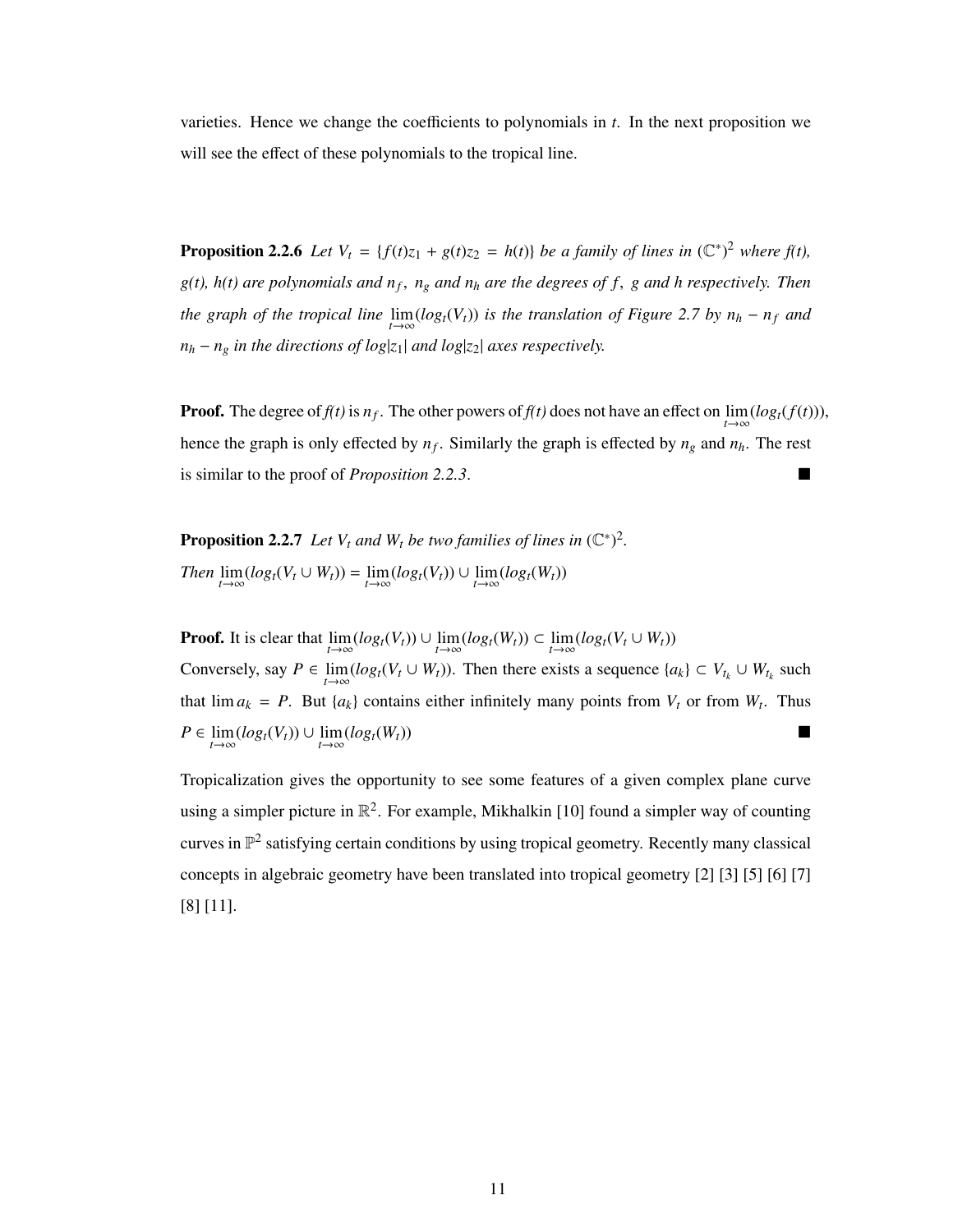varieties. Hence we change the coefficients to polynomials in $t$. In the next proposition we will see the effect of these polynomials to the tropical line.

**Proposition 2.2.6** *Let $V_t = \{f(t)z_1 + g(t)z_2 = h(t)\}$ be a family of lines in $(\mathbb{C}^*)^2$ where f(t), g(t), h(t) are polynomials and $n_f$, $n_g$ and $n_h$ are the degrees of $f$, $g$ and $h$ respectively. Then the graph of the tropical line $\lim_{t\to\infty}(log_t(V_t))$ is the translation of Figure 2.7 by $n_h - n_f$ and $n_h - n_g$ in the directions of $log|z_1|$ and $log|z_2|$ axes respectively.*

**Proof.** The degree of *f(t)* is $n_f$. The other powers of *f(t)* does not have an effect on $\lim_{t\to\infty}(log_t(f(t)))$, hence the graph is only effected by $n_f$. Similarly the graph is effected by $n_g$ and $n_h$. The rest is similar to the proof of *Proposition 2.2.3*. ■

**Proposition 2.2.7** *Let $V_t$ and $W_t$ be two families of lines in $(\mathbb{C}^*)^2$.*
*Then $\lim_{t\to\infty}(log_t(V_t \cup W_t)) = \lim_{t\to\infty}(log_t(V_t)) \cup \lim_{t\to\infty}(log_t(W_t))$*

**Proof.** It is clear that $\lim_{t\to\infty}(log_t(V_t)) \cup \lim_{t\to\infty}(log_t(W_t)) \subset \lim_{t\to\infty}(log_t(V_t \cup W_t))$
Conversely, say $P \in \lim_{t\to\infty}(log_t(V_t \cup W_t))$. Then there exists a sequence $\{a_k\} \subset V_{t_k} \cup W_{t_k}$ such that $\lim a_k = P$. But $\{a_k\}$ contains either infinitely many points from $V_t$ or from $W_t$. Thus $P \in \lim_{t\to\infty}(log_t(V_t)) \cup \lim_{t\to\infty}(log_t(W_t))$ ■

Tropicalization gives the opportunity to see some features of a given complex plane curve using a simpler picture in $\mathbb{R}^2$. For example, Mikhalkin [10] found a simpler way of counting curves in $\mathbb{P}^2$ satisfying certain conditions by using tropical geometry. Recently many classical concepts in algebraic geometry have been translated into tropical geometry [2] [3] [5] [6] [7] [8] [11].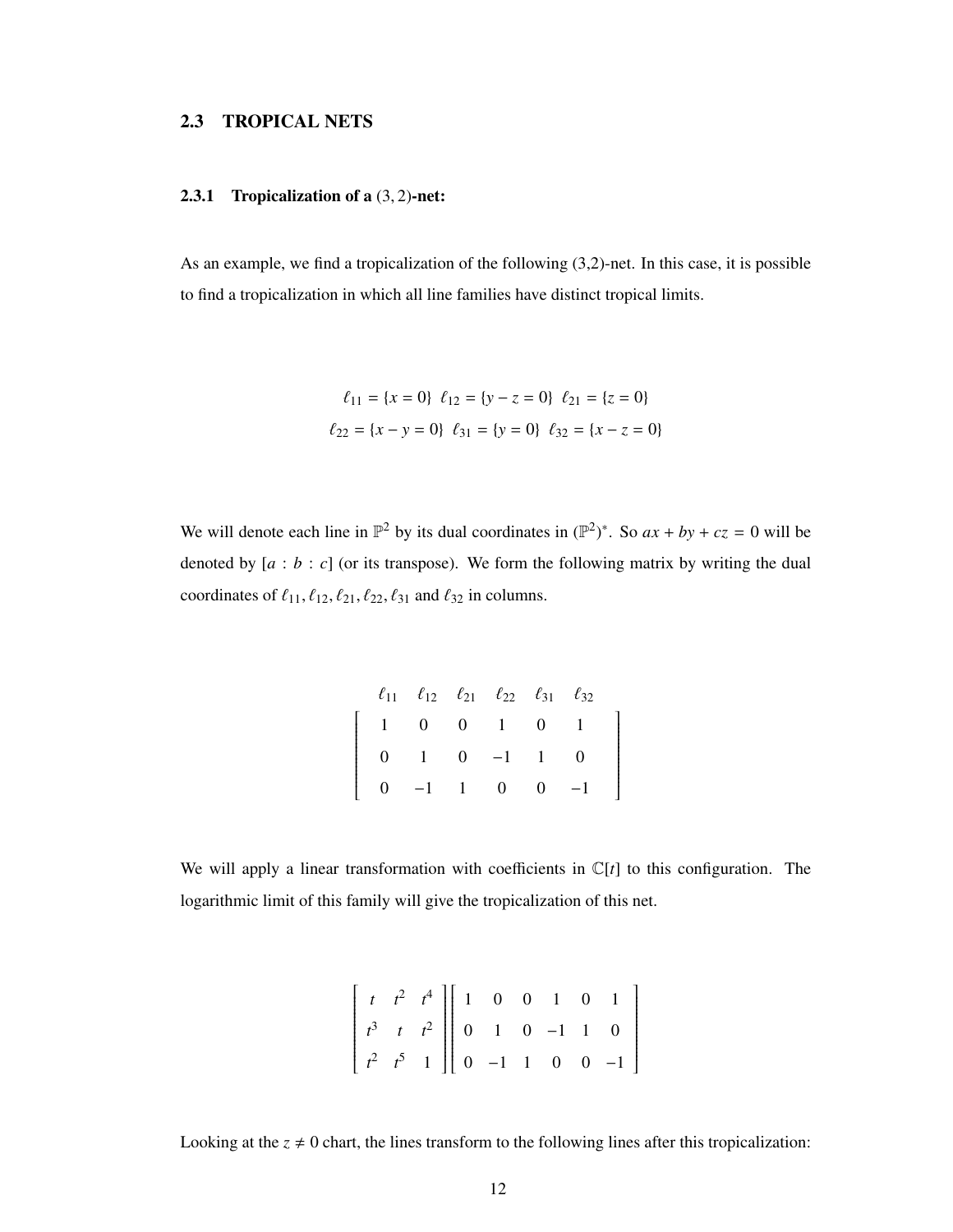## 2.3 TROPICAL NETS

### 2.3.1 Tropicalization of a $(3, 2)$-net:

As an example, we find a tropicalization of the following (3,2)-net. In this case, it is possible to find a tropicalization in which all line families have distinct tropical limits.

$$\ell_{11} = \{x = 0\} \;\; \ell_{12} = \{y - z = 0\} \;\; \ell_{21} = \{z = 0\}$$
$$\ell_{22} = \{x - y = 0\} \;\; \ell_{31} = \{y = 0\} \;\; \ell_{32} = \{x - z = 0\}$$

We will denote each line in $\mathbb{P}^2$ by its dual coordinates in $(\mathbb{P}^2)^*$. So $ax + by + cz = 0$ will be denoted by $[a : b : c]$ (or its transpose). We form the following matrix by writing the dual coordinates of $\ell_{11}, \ell_{12}, \ell_{21}, \ell_{22}, \ell_{31}$ and $\ell_{32}$ in columns.

$$\begin{array}{cccccc} \ell_{11} & \ell_{12} & \ell_{21} & \ell_{22} & \ell_{31} & \ell_{32} \end{array}$$
$$\begin{bmatrix} 1 & 0 & 0 & 1 & 0 & 1 \\ 0 & 1 & 0 & -1 & 1 & 0 \\ 0 & -1 & 1 & 0 & 0 & -1 \end{bmatrix}$$

We will apply a linear transformation with coefficients in $\mathbb{C}[t]$ to this configuration. The logarithmic limit of this family will give the tropicalization of this net.

$$\begin{bmatrix} t & t^2 & t^4 \\ t^3 & t & t^2 \\ t^2 & t^5 & 1 \end{bmatrix} \begin{bmatrix} 1 & 0 & 0 & 1 & 0 & 1 \\ 0 & 1 & 0 & -1 & 1 & 0 \\ 0 & -1 & 1 & 0 & 0 & -1 \end{bmatrix}$$

Looking at the $z \neq 0$ chart, the lines transform to the following lines after this tropicalization: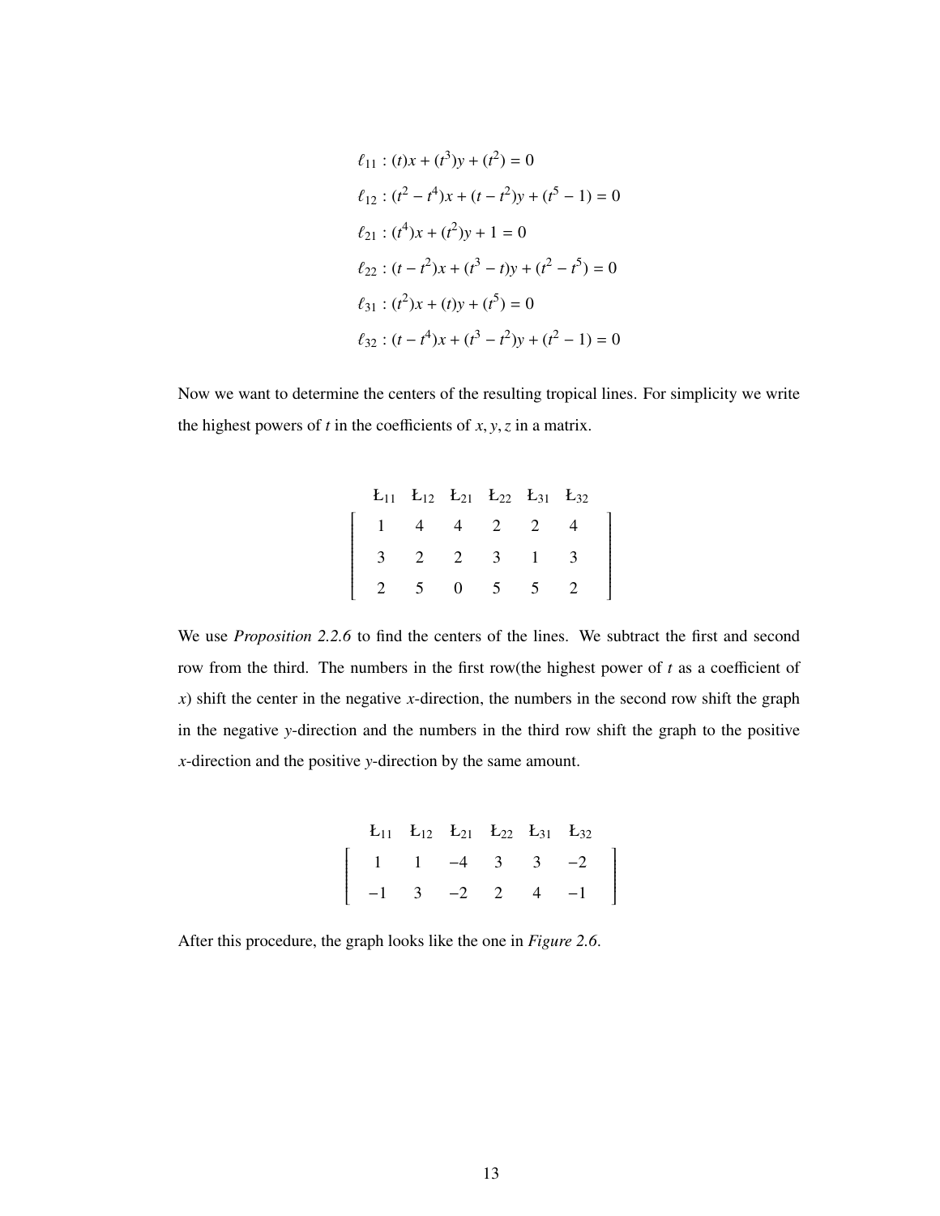$$\ell_{11} : (t)x + (t^3)y + (t^2) = 0$$

$$\ell_{12} : (t^2 - t^4)x + (t - t^2)y + (t^5 - 1) = 0$$

$$\ell_{21} : (t^4)x + (t^2)y + 1 = 0$$

$$\ell_{22} : (t - t^2)x + (t^3 - t)y + (t^2 - t^5) = 0$$

$$\ell_{31} : (t^2)x + (t)y + (t^5) = 0$$

$$\ell_{32} : (t - t^4)x + (t^3 - t^2)y + (t^2 - 1) = 0$$

Now we want to determine the centers of the resulting tropical lines. For simplicity we write the highest powers of $t$ in the coefficients of $x, y, z$ in a matrix.

| Ł$_{11}$ | Ł$_{12}$ | Ł$_{21}$ | Ł$_{22}$ | Ł$_{31}$ | Ł$_{32}$ |
|---|---|---|---|---|---|
| 1 | 4 | 4 | 2 | 2 | 4 |
| 3 | 2 | 2 | 3 | 1 | 3 |
| 2 | 5 | 0 | 5 | 5 | 2 |

We use *Proposition 2.2.6* to find the centers of the lines. We subtract the first and second row from the third. The numbers in the first row(the highest power of $t$ as a coefficient of $x$) shift the center in the negative $x$-direction, the numbers in the second row shift the graph in the negative $y$-direction and the numbers in the third row shift the graph to the positive $x$-direction and the positive $y$-direction by the same amount.

| Ł$_{11}$ | Ł$_{12}$ | Ł$_{21}$ | Ł$_{22}$ | Ł$_{31}$ | Ł$_{32}$ |
|---|---|---|---|---|---|
| 1 | 1 | −4 | 3 | 3 | −2 |
| −1 | 3 | −2 | 2 | 4 | −1 |

After this procedure, the graph looks like the one in *Figure 2.6*.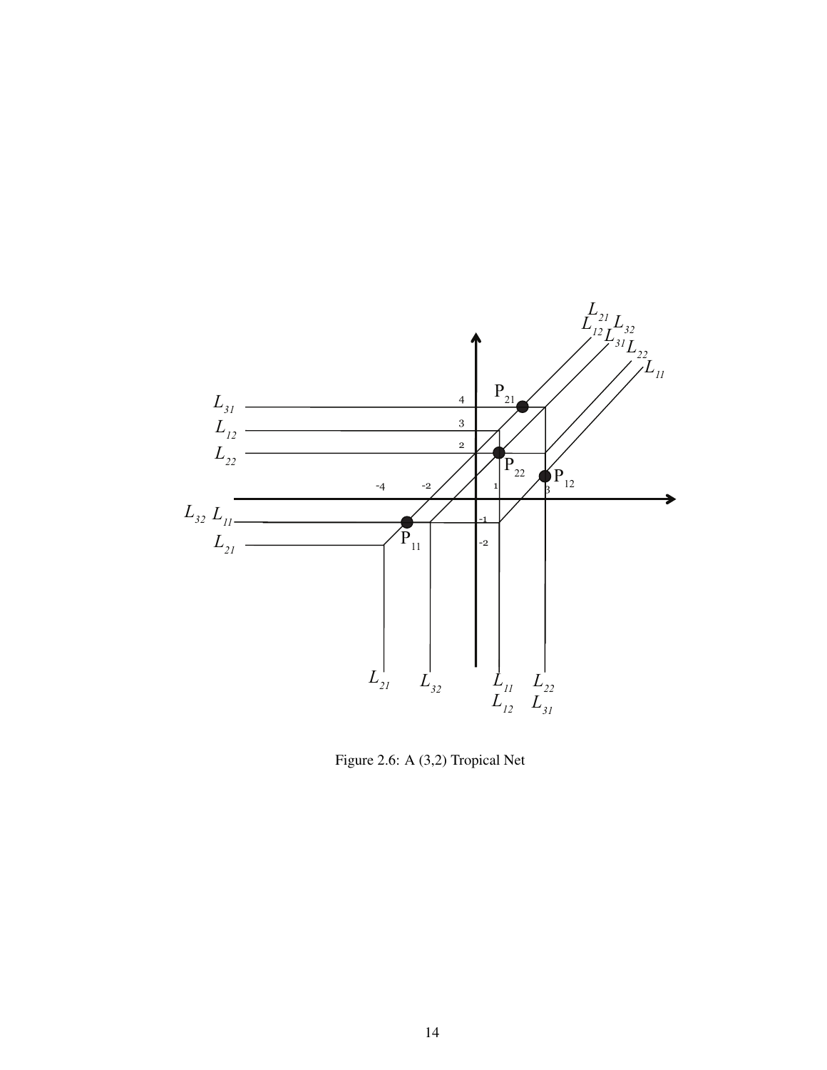Figure 2.6: A (3,2) Tropical Net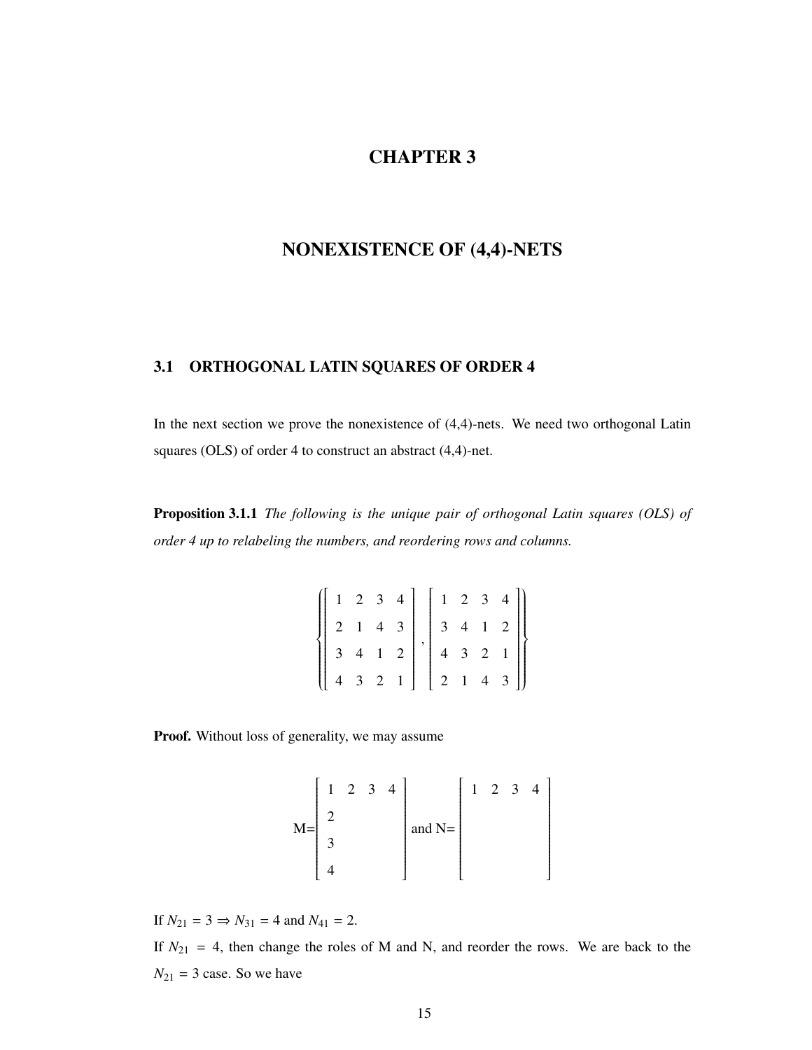# CHAPTER 3

# NONEXISTENCE OF (4,4)-NETS

## 3.1 ORTHOGONAL LATIN SQUARES OF ORDER 4

In the next section we prove the nonexistence of (4,4)-nets. We need two orthogonal Latin squares (OLS) of order 4 to construct an abstract (4,4)-net.

**Proposition 3.1.1** *The following is the unique pair of orthogonal Latin squares (OLS) of order 4 up to relabeling the numbers, and reordering rows and columns.*

$$\left\{ \begin{bmatrix} 1 & 2 & 3 & 4 \\ 2 & 1 & 4 & 3 \\ 3 & 4 & 1 & 2 \\ 4 & 3 & 2 & 1 \end{bmatrix}, \begin{bmatrix} 1 & 2 & 3 & 4 \\ 3 & 4 & 1 & 2 \\ 4 & 3 & 2 & 1 \\ 2 & 1 & 4 & 3 \end{bmatrix} \right\}$$

**Proof.** Without loss of generality, we may assume

$$M = \begin{bmatrix} 1 & 2 & 3 & 4 \\ 2 & & & \\ 3 & & & \\ 4 & & & \end{bmatrix} \text{ and } N = \begin{bmatrix} 1 & 2 & 3 & 4 \\ & & & \\ & & & \\ & & & \end{bmatrix}$$

If $N_{21} = 3 \Rightarrow N_{31} = 4$ and $N_{41} = 2$.

If $N_{21} = 4$, then change the roles of M and N, and reorder the rows. We are back to the $N_{21} = 3$ case. So we have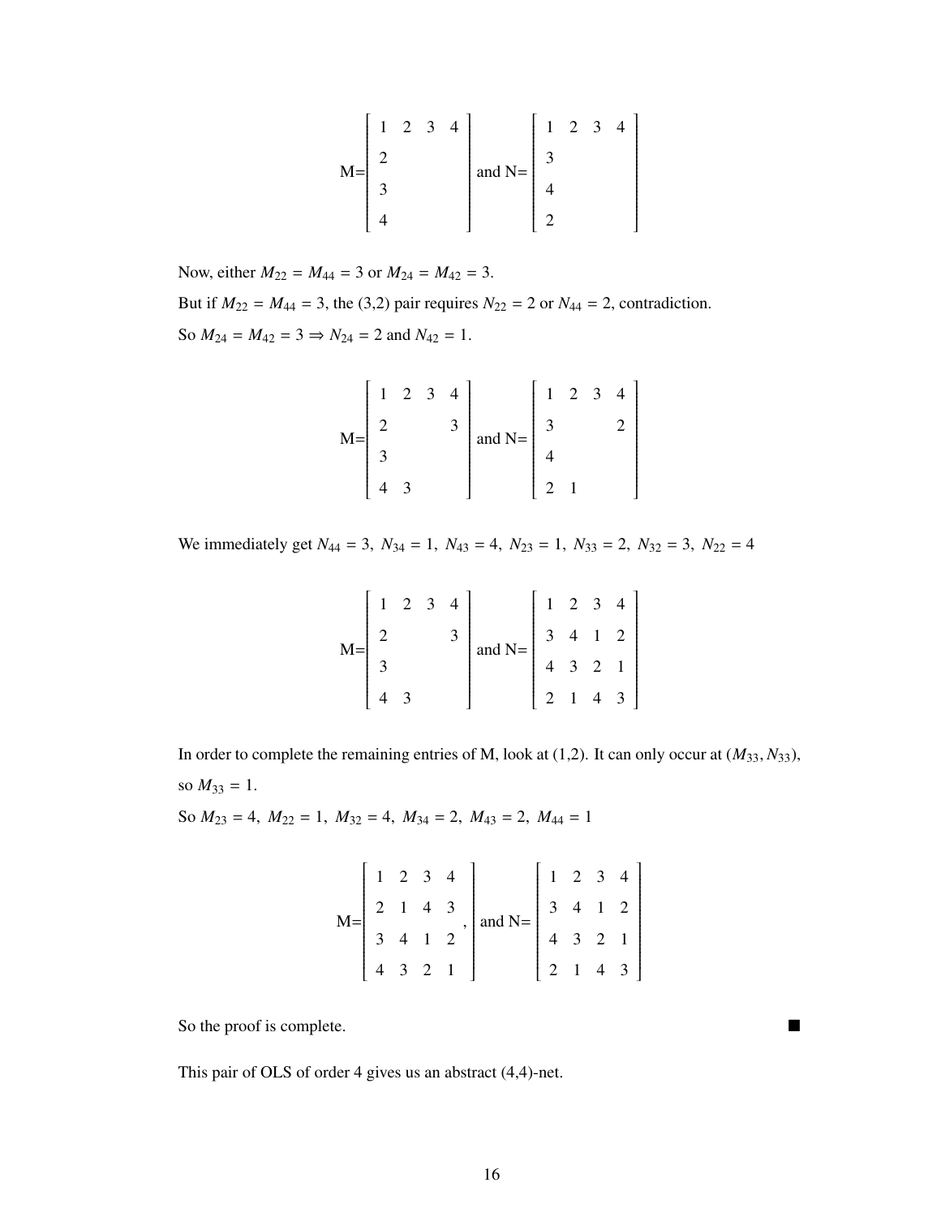$$M=\begin{bmatrix} 1 & 2 & 3 & 4 \\ 2 & & & \\ 3 & & & \\ 4 & & & \end{bmatrix} \text{ and } N=\begin{bmatrix} 1 & 2 & 3 & 4 \\ 3 & & & \\ 4 & & & \\ 2 & & & \end{bmatrix}$$

Now, either $M_{22} = M_{44} = 3$ or $M_{24} = M_{42} = 3$.

But if $M_{22} = M_{44} = 3$, the (3,2) pair requires $N_{22} = 2$ or $N_{44} = 2$, contradiction.

So $M_{24} = M_{42} = 3 \Rightarrow N_{24} = 2$ and $N_{42} = 1$.

$$M=\begin{bmatrix} 1 & 2 & 3 & 4 \\ 2 & & & 3 \\ 3 & & & \\ 4 & 3 & & \end{bmatrix} \text{ and } N=\begin{bmatrix} 1 & 2 & 3 & 4 \\ 3 & & & 2 \\ 4 & & & \\ 2 & 1 & & \end{bmatrix}$$

We immediately get $N_{44} = 3,\ N_{34} = 1,\ N_{43} = 4,\ N_{23} = 1,\ N_{33} = 2,\ N_{32} = 3,\ N_{22} = 4$

$$M=\begin{bmatrix} 1 & 2 & 3 & 4 \\ 2 & & & 3 \\ 3 & & & \\ 4 & 3 & & \end{bmatrix} \text{ and } N=\begin{bmatrix} 1 & 2 & 3 & 4 \\ 3 & 4 & 1 & 2 \\ 4 & 3 & 2 & 1 \\ 2 & 1 & 4 & 3 \end{bmatrix}$$

In order to complete the remaining entries of M, look at (1,2). It can only occur at $(M_{33}, N_{33})$, so $M_{33} = 1$.

So $M_{23} = 4,\ M_{22} = 1,\ M_{32} = 4,\ M_{34} = 2,\ M_{43} = 2,\ M_{44} = 1$

$$M=\begin{bmatrix} 1 & 2 & 3 & 4 \\ 2 & 1 & 4 & 3 \\ 3 & 4 & 1 & 2 \\ 4 & 3 & 2 & 1 \end{bmatrix}, \text{ and } N=\begin{bmatrix} 1 & 2 & 3 & 4 \\ 3 & 4 & 1 & 2 \\ 4 & 3 & 2 & 1 \\ 2 & 1 & 4 & 3 \end{bmatrix}$$

So the proof is complete. ■

This pair of OLS of order 4 gives us an abstract (4,4)-net.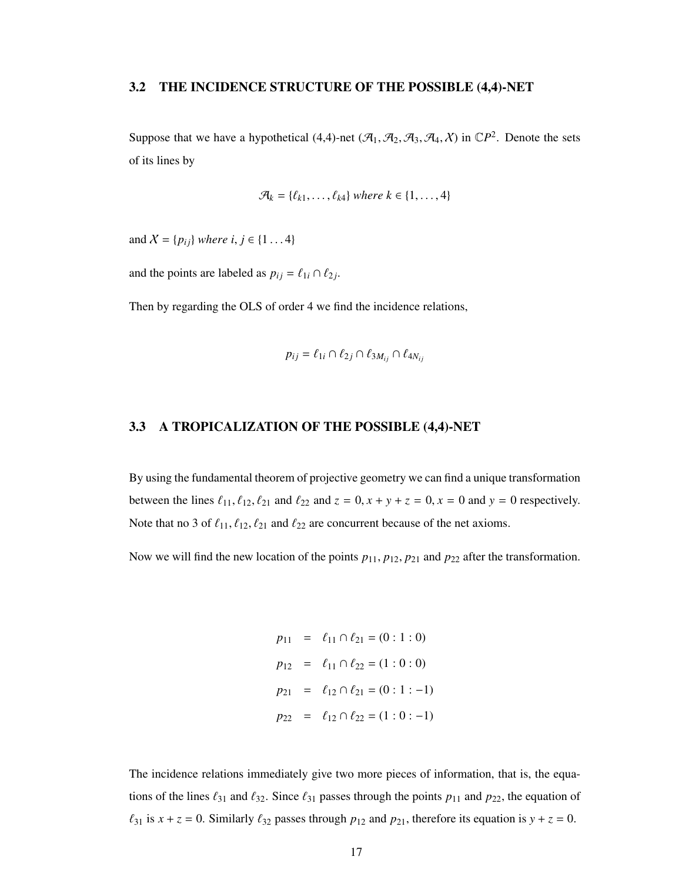## 3.2 THE INCIDENCE STRUCTURE OF THE POSSIBLE (4,4)-NET

Suppose that we have a hypothetical (4,4)-net $(\mathcal{A}_1, \mathcal{A}_2, \mathcal{A}_3, \mathcal{A}_4, \mathcal{X})$ in $\mathbb{C}P^2$. Denote the sets of its lines by

$$\mathcal{A}_k = \{\ell_{k1}, \ldots, \ell_{k4}\} \textit{ where } k \in \{1, \ldots, 4\}$$

and $\mathcal{X} = \{p_{ij}\}$ *where* $i, j \in \{1 \ldots 4\}$

and the points are labeled as $p_{ij} = \ell_{1i} \cap \ell_{2j}$.

Then by regarding the OLS of order 4 we find the incidence relations,

$$p_{ij} = \ell_{1i} \cap \ell_{2j} \cap \ell_{3M_{ij}} \cap \ell_{4N_{ij}}$$

## 3.3 A TROPICALIZATION OF THE POSSIBLE (4,4)-NET

By using the fundamental theorem of projective geometry we can find a unique transformation between the lines $\ell_{11}, \ell_{12}, \ell_{21}$ and $\ell_{22}$ and $z = 0, x + y + z = 0, x = 0$ and $y = 0$ respectively. Note that no 3 of $\ell_{11}, \ell_{12}, \ell_{21}$ and $\ell_{22}$ are concurrent because of the net axioms.

Now we will find the new location of the points $p_{11}, p_{12}, p_{21}$ and $p_{22}$ after the transformation.

$$\begin{aligned}
p_{11} &= \ell_{11} \cap \ell_{21} = (0 : 1 : 0) \\
p_{12} &= \ell_{11} \cap \ell_{22} = (1 : 0 : 0) \\
p_{21} &= \ell_{12} \cap \ell_{21} = (0 : 1 : -1) \\
p_{22} &= \ell_{12} \cap \ell_{22} = (1 : 0 : -1)
\end{aligned}$$

The incidence relations immediately give two more pieces of information, that is, the equations of the lines $\ell_{31}$ and $\ell_{32}$. Since $\ell_{31}$ passes through the points $p_{11}$ and $p_{22}$, the equation of $\ell_{31}$ is $x + z = 0$. Similarly $\ell_{32}$ passes through $p_{12}$ and $p_{21}$, therefore its equation is $y + z = 0$.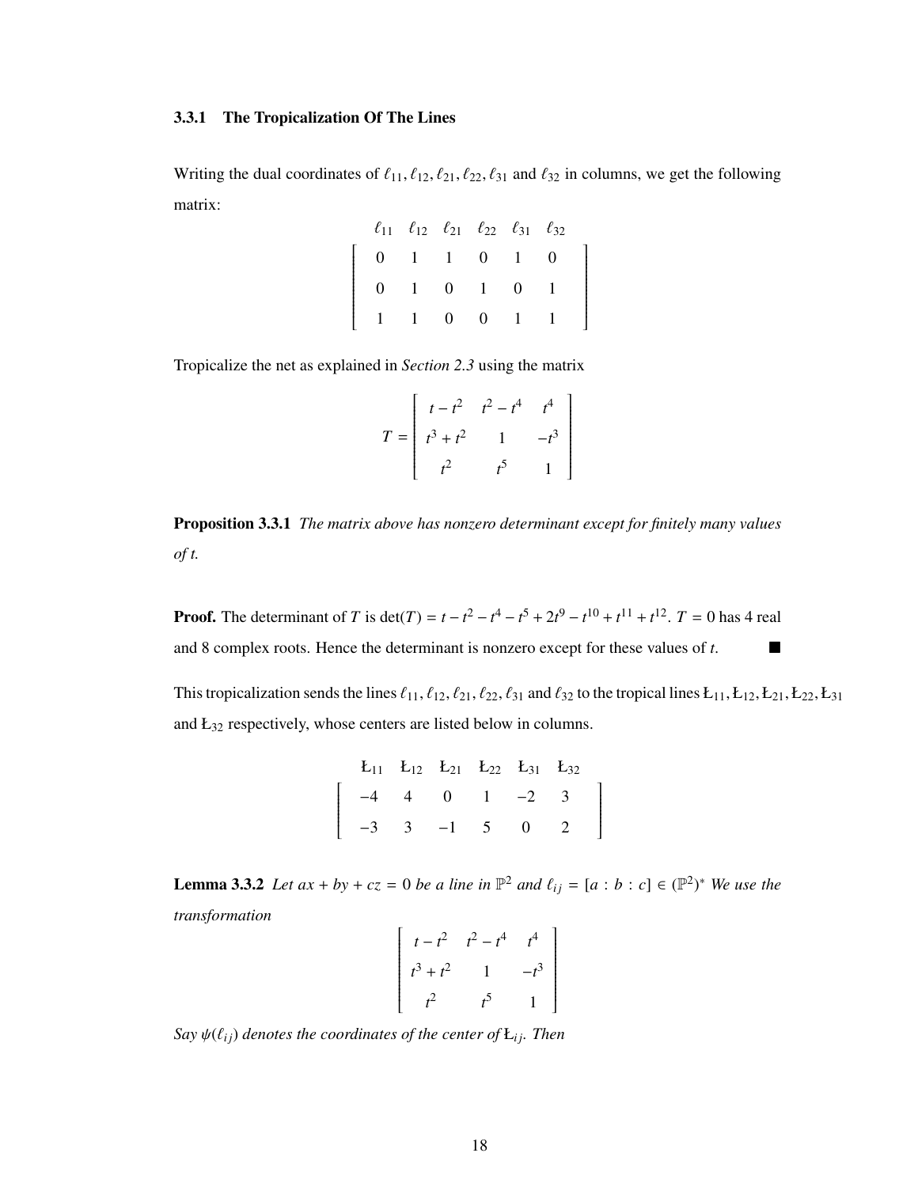### 3.3.1 The Tropicalization Of The Lines

Writing the dual coordinates of $\ell_{11}, \ell_{12}, \ell_{21}, \ell_{22}, \ell_{31}$ and $\ell_{32}$ in columns, we get the following matrix:

$$\begin{array}{cccccc} \ell_{11} & \ell_{12} & \ell_{21} & \ell_{22} & \ell_{31} & \ell_{32} \end{array}$$
$$\begin{bmatrix} 0 & 1 & 1 & 0 & 1 & 0 \\ 0 & 1 & 0 & 1 & 0 & 1 \\ 1 & 1 & 0 & 0 & 1 & 1 \end{bmatrix}$$

Tropicalize the net as explained in *Section 2.3* using the matrix

$$T = \begin{bmatrix} t - t^2 & t^2 - t^4 & t^4 \\ t^3 + t^2 & 1 & -t^3 \\ t^2 & t^5 & 1 \end{bmatrix}$$

**Proposition 3.3.1** *The matrix above has nonzero determinant except for finitely many values of t.*

**Proof.** The determinant of $T$ is $\det(T) = t - t^2 - t^4 - t^5 + 2t^9 - t^{10} + t^{11} + t^{12}$. $T = 0$ has 4 real and 8 complex roots. Hence the determinant is nonzero except for these values of $t$. ■

This tropicalization sends the lines $\ell_{11}, \ell_{12}, \ell_{21}, \ell_{22}, \ell_{31}$ and $\ell_{32}$ to the tropical lines Ł$_{11}$, Ł$_{12}$, Ł$_{21}$, Ł$_{22}$, Ł$_{31}$ and Ł$_{32}$ respectively, whose centers are listed below in columns.

$$\begin{array}{cccccc} Ł_{11} & Ł_{12} & Ł_{21} & Ł_{22} & Ł_{31} & Ł_{32} \end{array}$$
$$\begin{bmatrix} -4 & 4 & 0 & 1 & -2 & 3 \\ -3 & 3 & -1 & 5 & 0 & 2 \end{bmatrix}$$

**Lemma 3.3.2** *Let $ax + by + cz = 0$ be a line in $\mathbb{P}^2$ and $\ell_{ij} = [a : b : c] \in (\mathbb{P}^2)^*$ We use the transformation*

$$\begin{bmatrix} t - t^2 & t^2 - t^4 & t^4 \\ t^3 + t^2 & 1 & -t^3 \\ t^2 & t^5 & 1 \end{bmatrix}$$

*Say $\psi(\ell_{ij})$ denotes the coordinates of the center of Ł$_{ij}$. Then*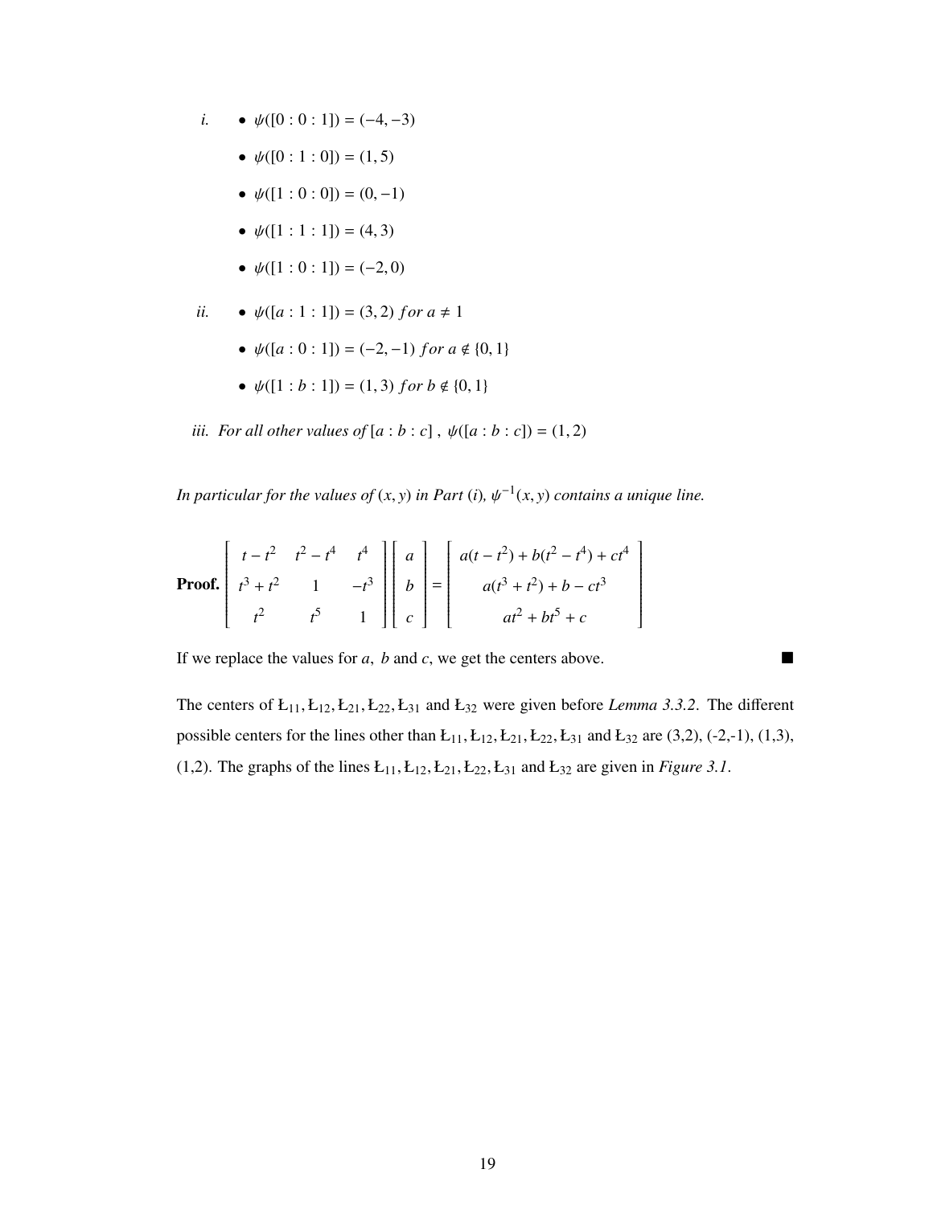*i.* 
- $\psi([0:0:1]) = (-4,-3)$
- $\psi([0:1:0]) = (1,5)$
- $\psi([1:0:0]) = (0,-1)$
- $\psi([1:1:1]) = (4,3)$
- $\psi([1:0:1]) = (-2,0)$

*ii.* 
- $\psi([a:1:1]) = (3,2)$ *for* $a \neq 1$
- $\psi([a:0:1]) = (-2,-1)$ *for* $a \notin \{0,1\}$
- $\psi([1:b:1]) = (1,3)$ *for* $b \notin \{0,1\}$

*iii. For all other values of* $[a:b:c]$ , $\psi([a:b:c]) = (1,2)$

*In particular for the values of* $(x,y)$ *in Part* $(i)$*,* $\psi^{-1}(x,y)$ *contains a unique line.*

**Proof.** 
$$\begin{bmatrix} t-t^2 & t^2-t^4 & t^4 \\ t^3+t^2 & 1 & -t^3 \\ t^2 & t^5 & 1 \end{bmatrix} \begin{bmatrix} a \\ b \\ c \end{bmatrix} = \begin{bmatrix} a(t-t^2)+b(t^2-t^4)+ct^4 \\ a(t^3+t^2)+b-ct^3 \\ at^2+bt^5+c \end{bmatrix}$$

If we replace the values for $a$, $b$ and $c$, we get the centers above. ■

The centers of $Ł_{11}, Ł_{12}, Ł_{21}, Ł_{22}, Ł_{31}$ and $Ł_{32}$ were given before *Lemma 3.3.2*. The different possible centers for the lines other than $Ł_{11}, Ł_{12}, Ł_{21}, Ł_{22}, Ł_{31}$ and $Ł_{32}$ are (3,2), (-2,-1), (1,3), (1,2). The graphs of the lines $Ł_{11}, Ł_{12}, Ł_{21}, Ł_{22}, Ł_{31}$ and $Ł_{32}$ are given in *Figure 3.1*.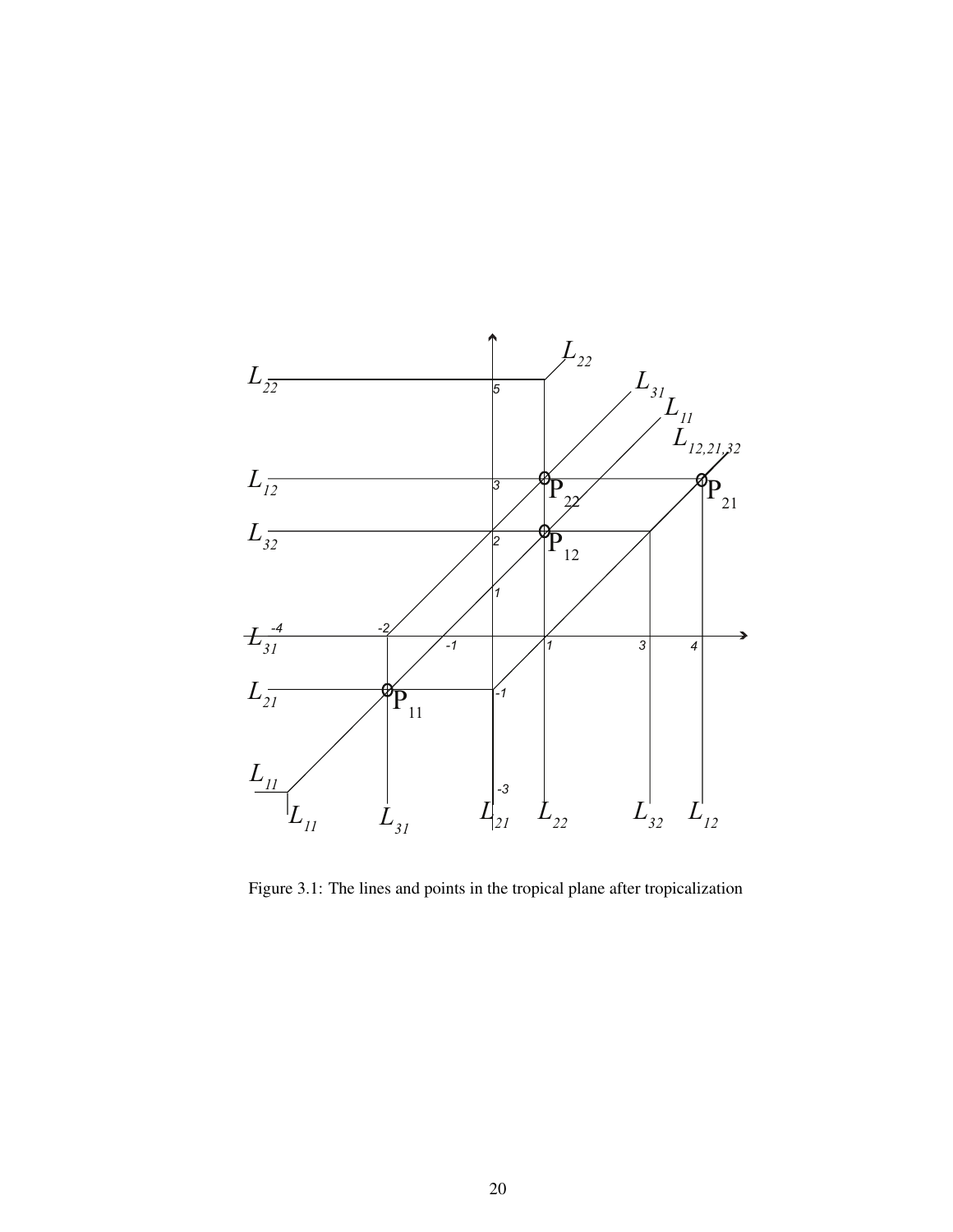Figure 3.1: The lines and points in the tropical plane after tropicalization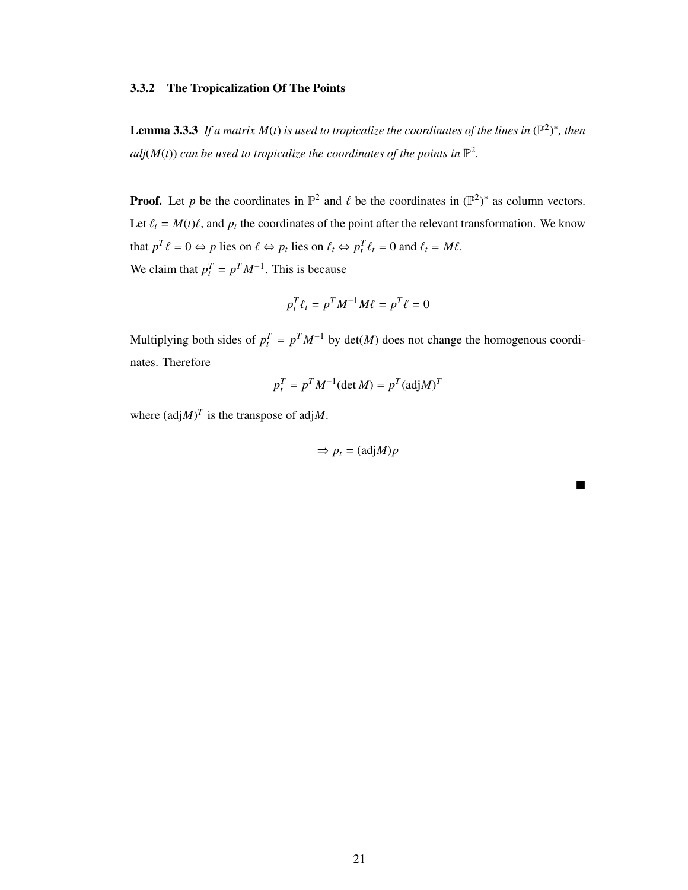### 3.3.2 The Tropicalization Of The Points

**Lemma 3.3.3** *If a matrix $M(t)$ is used to tropicalize the coordinates of the lines in $(\mathbb{P}^2)^*$, then adj$(M(t))$ can be used to tropicalize the coordinates of the points in $\mathbb{P}^2$.*

**Proof.** Let $p$ be the coordinates in $\mathbb{P}^2$ and $\ell$ be the coordinates in $(\mathbb{P}^2)^*$ as column vectors. Let $\ell_t = M(t)\ell$, and $p_t$ the coordinates of the point after the relevant transformation. We know that $p^T \ell = 0 \Leftrightarrow p$ lies on $\ell \Leftrightarrow p_t$ lies on $\ell_t \Leftrightarrow p_t^T \ell_t = 0$ and $\ell_t = M\ell$.
We claim that $p_t^T = p^T M^{-1}$. This is because

$$p_t^T \ell_t = p^T M^{-1} M \ell = p^T \ell = 0$$

Multiplying both sides of $p_t^T = p^T M^{-1}$ by $\det(M)$ does not change the homogenous coordinates. Therefore

$$p_t^T = p^T M^{-1} (\det M) = p^T (\text{adj} M)^T$$

where $(\text{adj} M)^T$ is the transpose of adj$M$.

$$\Rightarrow p_t = (\text{adj} M) p$$

■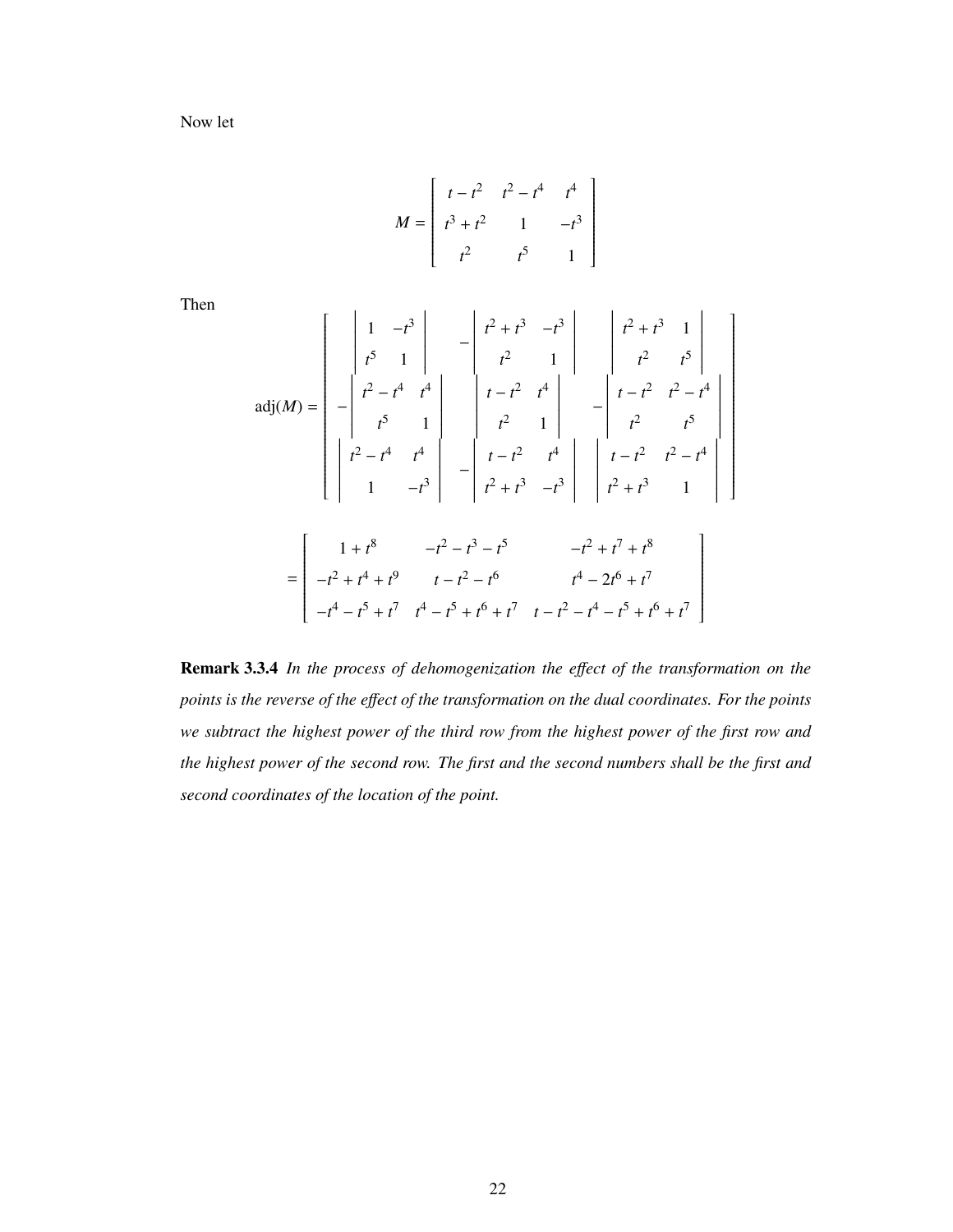Now let

$$M = \begin{bmatrix} t - t^2 & t^2 - t^4 & t^4 \\ t^3 + t^2 & 1 & -t^3 \\ t^2 & t^5 & 1 \end{bmatrix}$$

Then

$$\operatorname{adj}(M) = \begin{bmatrix} \begin{vmatrix} 1 & -t^3 \\ t^5 & 1 \end{vmatrix} & -\begin{vmatrix} t^2 + t^3 & -t^3 \\ t^2 & 1 \end{vmatrix} & \begin{vmatrix} t^2 + t^3 & 1 \\ t^2 & t^5 \end{vmatrix} \\ -\begin{vmatrix} t^2 - t^4 & t^4 \\ t^5 & 1 \end{vmatrix} & \begin{vmatrix} t - t^2 & t^4 \\ t^2 & 1 \end{vmatrix} & -\begin{vmatrix} t - t^2 & t^2 - t^4 \\ t^2 & t^5 \end{vmatrix} \\ \begin{vmatrix} t^2 - t^4 & t^4 \\ 1 & -t^3 \end{vmatrix} & -\begin{vmatrix} t - t^2 & t^4 \\ t^2 + t^3 & -t^3 \end{vmatrix} & \begin{vmatrix} t - t^2 & t^2 - t^4 \\ t^2 + t^3 & 1 \end{vmatrix} \end{bmatrix}$$

$$= \begin{bmatrix} 1 + t^8 & -t^2 - t^3 - t^5 & -t^2 + t^7 + t^8 \\ -t^2 + t^4 + t^9 & t - t^2 - t^6 & t^4 - 2t^6 + t^7 \\ -t^4 - t^5 + t^7 & t^4 - t^5 + t^6 + t^7 & t - t^2 - t^4 - t^5 + t^6 + t^7 \end{bmatrix}$$

**Remark 3.3.4** *In the process of dehomogenization the effect of the transformation on the points is the reverse of the effect of the transformation on the dual coordinates. For the points we subtract the highest power of the third row from the highest power of the first row and the highest power of the second row. The first and the second numbers shall be the first and second coordinates of the location of the point.*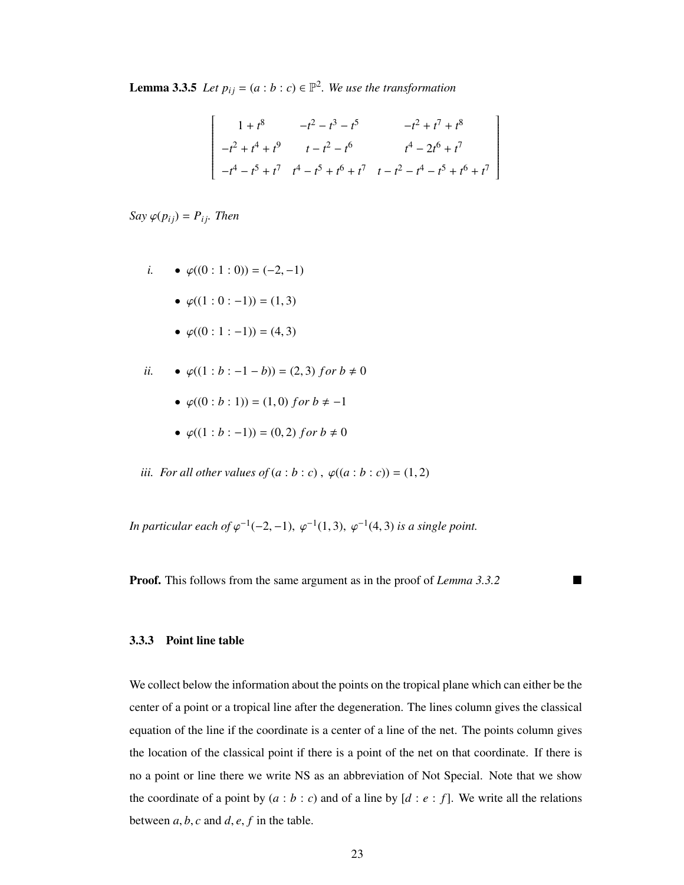**Lemma 3.3.5** *Let $p_{ij} = (a : b : c) \in \mathbb{P}^2$. We use the transformation*

$$\begin{bmatrix} 1+t^8 & -t^2-t^3-t^5 & -t^2+t^7+t^8 \\ -t^2+t^4+t^9 & t-t^2-t^6 & t^4-2t^6+t^7 \\ -t^4-t^5+t^7 & t^4-t^5+t^6+t^7 & t-t^2-t^4-t^5+t^6+t^7 \end{bmatrix}$$

*Say $\varphi(p_{ij}) = P_{ij}$. Then*

*i.*
- $\varphi((0:1:0)) = (-2,-1)$
- $\varphi((1:0:-1)) = (1,3)$
- $\varphi((0:1:-1)) = (4,3)$

*ii.*
- $\varphi((1:b:-1-b)) = (2,3)$ *for* $b \neq 0$
- $\varphi((0:b:1)) = (1,0)$ *for* $b \neq -1$
- $\varphi((1:b:-1)) = (0,2)$ *for* $b \neq 0$

*iii. For all other values of $(a:b:c)$ , $\varphi((a:b:c)) = (1,2)$*

*In particular each of $\varphi^{-1}(-2,-1),\ \varphi^{-1}(1,3),\ \varphi^{-1}(4,3)$ is a single point.*

**Proof.** This follows from the same argument as in the proof of *Lemma 3.3.2* ■

### 3.3.3 Point line table

We collect below the information about the points on the tropical plane which can either be the center of a point or a tropical line after the degeneration. The lines column gives the classical equation of the line if the coordinate is a center of a line of the net. The points column gives the location of the classical point if there is a point of the net on that coordinate. If there is no a point or line there we write NS as an abbreviation of Not Special. Note that we show the coordinate of a point by $(a:b:c)$ and of a line by $[d:e:f]$. We write all the relations between $a, b, c$ and $d, e, f$ in the table.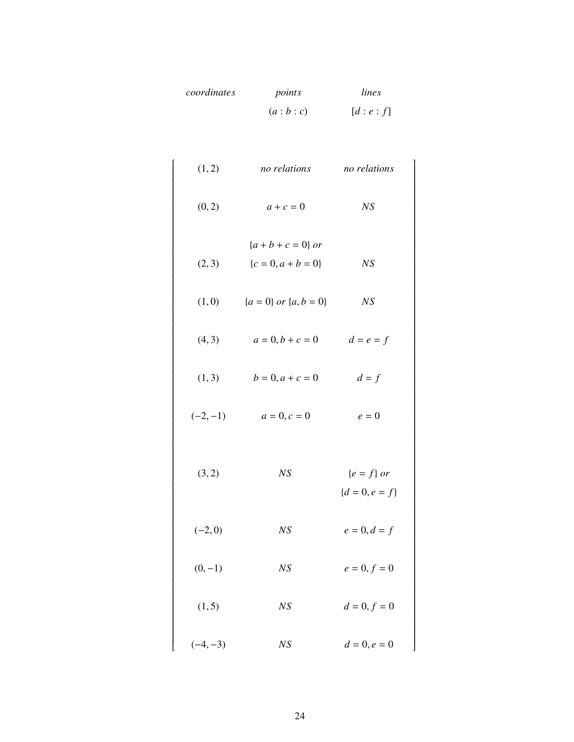| *coordinates* | *points* $(a : b : c)$ | *lines* $[d : e : f]$ |
|---|---|---|
| $(1, 2)$ | *no relations* | *no relations* |
| $(0, 2)$ | $a + c = 0$ | $NS$ |
| $(2, 3)$ | $\{a + b + c = 0\}$ *or* $\{c = 0, a + b = 0\}$ | $NS$ |
| $(1, 0)$ | $\{a = 0\}$ *or* $\{a, b = 0\}$ | $NS$ |
| $(4, 3)$ | $a = 0, b + c = 0$ | $d = e = f$ |
| $(1, 3)$ | $b = 0, a + c = 0$ | $d = f$ |
| $(-2, -1)$ | $a = 0, c = 0$ | $e = 0$ |
| $(3, 2)$ | $NS$ | $\{e = f\}$ *or* $\{d = 0, e = f\}$ |
| $(-2, 0)$ | $NS$ | $e = 0, d = f$ |
| $(0, -1)$ | $NS$ | $e = 0, f = 0$ |
| $(1, 5)$ | $NS$ | $d = 0, f = 0$ |
| $(-4, -3)$ | $NS$ | $d = 0, e = 0$ |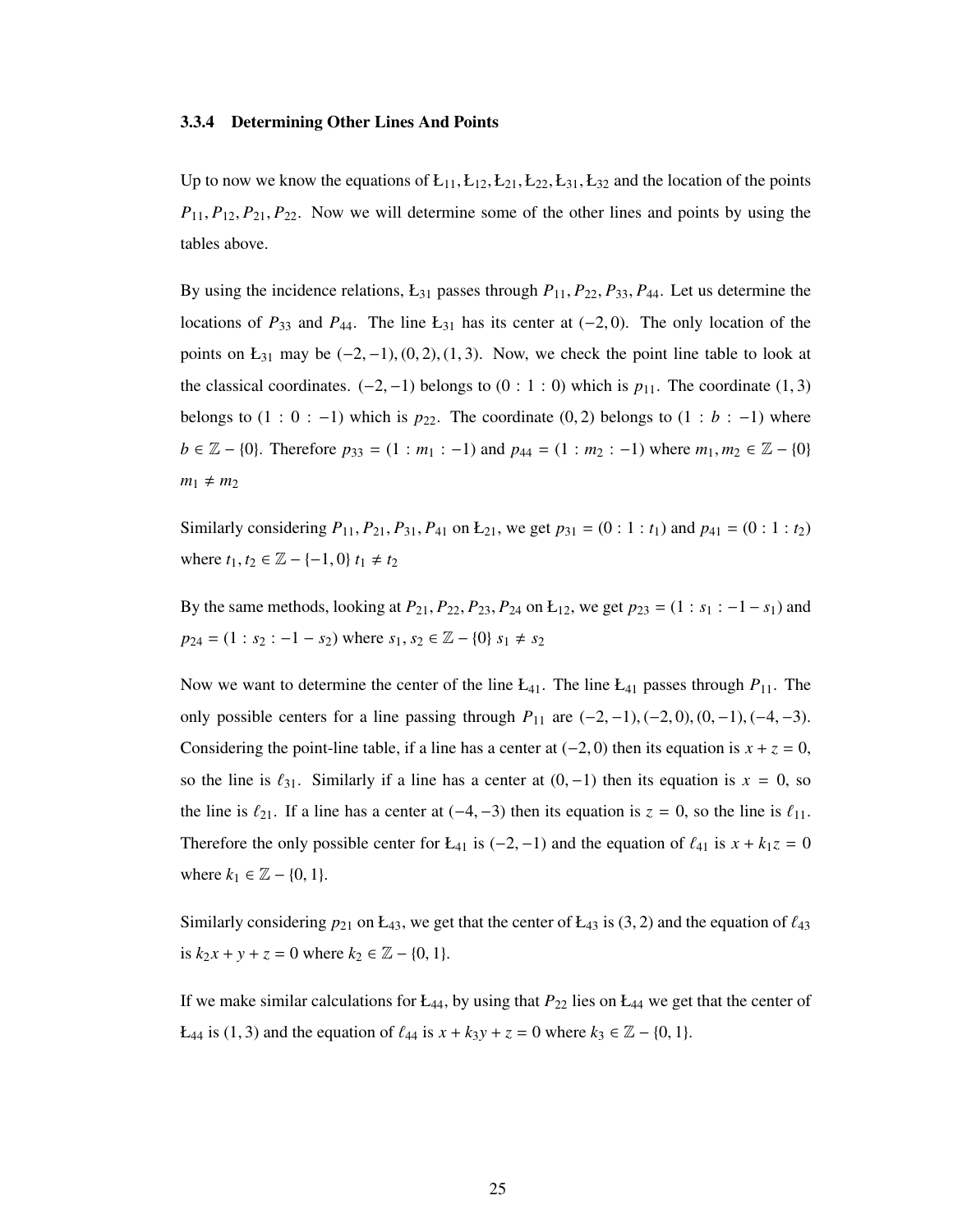### 3.3.4 Determining Other Lines And Points

Up to now we know the equations of $Ł_{11}, Ł_{12}, Ł_{21}, Ł_{22}, Ł_{31}, Ł_{32}$ and the location of the points $P_{11}, P_{12}, P_{21}, P_{22}$. Now we will determine some of the other lines and points by using the tables above.

By using the incidence relations, $Ł_{31}$ passes through $P_{11}, P_{22}, P_{33}, P_{44}$. Let us determine the locations of $P_{33}$ and $P_{44}$. The line $Ł_{31}$ has its center at $(-2, 0)$. The only location of the points on $Ł_{31}$ may be $(-2, -1), (0, 2), (1, 3)$. Now, we check the point line table to look at the classical coordinates. $(-2, -1)$ belongs to $(0 : 1 : 0)$ which is $p_{11}$. The coordinate $(1, 3)$ belongs to $(1 : 0 : -1)$ which is $p_{22}$. The coordinate $(0, 2)$ belongs to $(1 : b : -1)$ where $b \in \mathbb{Z} - \{0\}$. Therefore $p_{33} = (1 : m_1 : -1)$ and $p_{44} = (1 : m_2 : -1)$ where $m_1, m_2 \in \mathbb{Z} - \{0\}$ $m_1 \neq m_2$

Similarly considering $P_{11}, P_{21}, P_{31}, P_{41}$ on $Ł_{21}$, we get $p_{31} = (0 : 1 : t_1)$ and $p_{41} = (0 : 1 : t_2)$ where $t_1, t_2 \in \mathbb{Z} - \{-1, 0\}$ $t_1 \neq t_2$

By the same methods, looking at $P_{21}, P_{22}, P_{23}, P_{24}$ on $Ł_{12}$, we get $p_{23} = (1 : s_1 : -1 - s_1)$ and $p_{24} = (1 : s_2 : -1 - s_2)$ where $s_1, s_2 \in \mathbb{Z} - \{0\}$ $s_1 \neq s_2$

Now we want to determine the center of the line $Ł_{41}$. The line $Ł_{41}$ passes through $P_{11}$. The only possible centers for a line passing through $P_{11}$ are $(-2, -1), (-2, 0), (0, -1), (-4, -3)$. Considering the point-line table, if a line has a center at $(-2, 0)$ then its equation is $x + z = 0$, so the line is $\ell_{31}$. Similarly if a line has a center at $(0, -1)$ then its equation is $x = 0$, so the line is $\ell_{21}$. If a line has a center at $(-4, -3)$ then its equation is $z = 0$, so the line is $\ell_{11}$. Therefore the only possible center for $Ł_{41}$ is $(-2, -1)$ and the equation of $\ell_{41}$ is $x + k_1 z = 0$ where $k_1 \in \mathbb{Z} - \{0, 1\}$.

Similarly considering $p_{21}$ on $Ł_{43}$, we get that the center of $Ł_{43}$ is $(3, 2)$ and the equation of $\ell_{43}$ is $k_2 x + y + z = 0$ where $k_2 \in \mathbb{Z} - \{0, 1\}$.

If we make similar calculations for $Ł_{44}$, by using that $P_{22}$ lies on $Ł_{44}$ we get that the center of $Ł_{44}$ is $(1, 3)$ and the equation of $\ell_{44}$ is $x + k_3 y + z = 0$ where $k_3 \in \mathbb{Z} - \{0, 1\}$.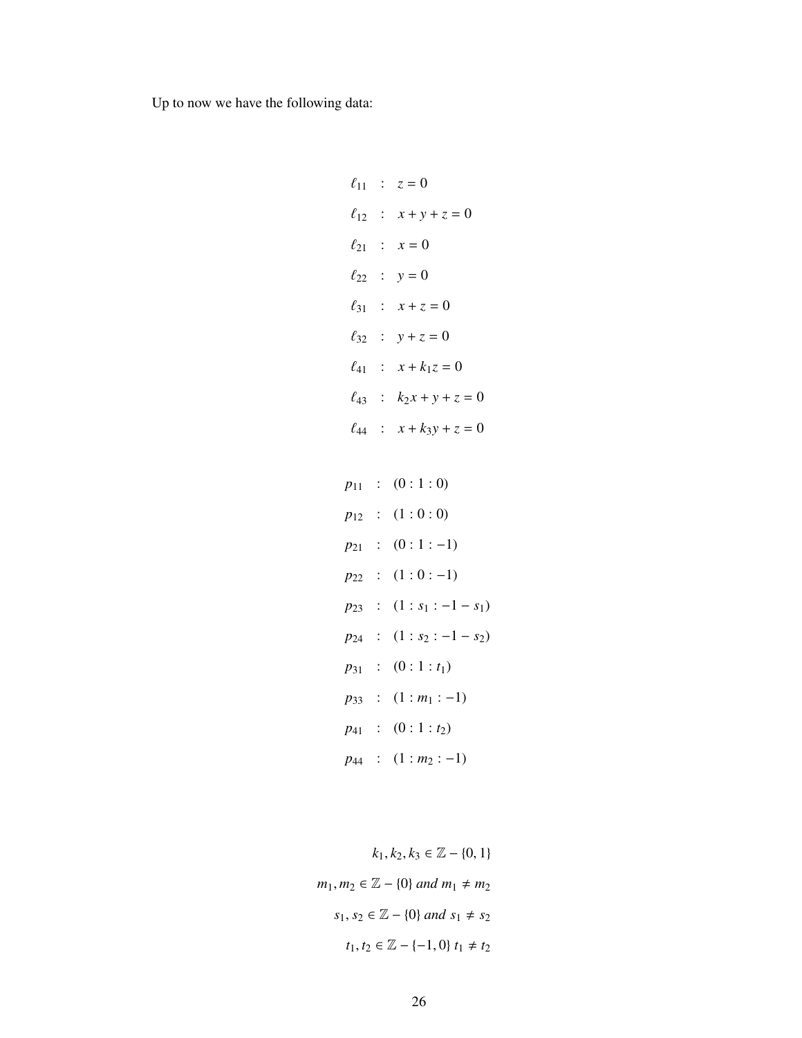Up to now we have the following data:

$$
\begin{aligned}
\ell_{11} &: \quad z = 0 \\
\ell_{12} &: \quad x + y + z = 0 \\
\ell_{21} &: \quad x = 0 \\
\ell_{22} &: \quad y = 0 \\
\ell_{31} &: \quad x + z = 0 \\
\ell_{32} &: \quad y + z = 0 \\
\ell_{41} &: \quad x + k_1 z = 0 \\
\ell_{43} &: \quad k_2 x + y + z = 0 \\
\ell_{44} &: \quad x + k_3 y + z = 0
\end{aligned}
$$

$$
\begin{aligned}
p_{11} &: \quad (0 : 1 : 0) \\
p_{12} &: \quad (1 : 0 : 0) \\
p_{21} &: \quad (0 : 1 : -1) \\
p_{22} &: \quad (1 : 0 : -1) \\
p_{23} &: \quad (1 : s_1 : -1 - s_1) \\
p_{24} &: \quad (1 : s_2 : -1 - s_2) \\
p_{31} &: \quad (0 : 1 : t_1) \\
p_{33} &: \quad (1 : m_1 : -1) \\
p_{41} &: \quad (0 : 1 : t_2) \\
p_{44} &: \quad (1 : m_2 : -1)
\end{aligned}
$$

$$
\begin{aligned}
k_1, k_2, k_3 &\in \mathbb{Z} - \{0, 1\} \\
m_1, m_2 &\in \mathbb{Z} - \{0\} \textit{ and } m_1 \neq m_2 \\
s_1, s_2 &\in \mathbb{Z} - \{0\} \textit{ and } s_1 \neq s_2 \\
t_1, t_2 &\in \mathbb{Z} - \{-1, 0\} \; t_1 \neq t_2
\end{aligned}
$$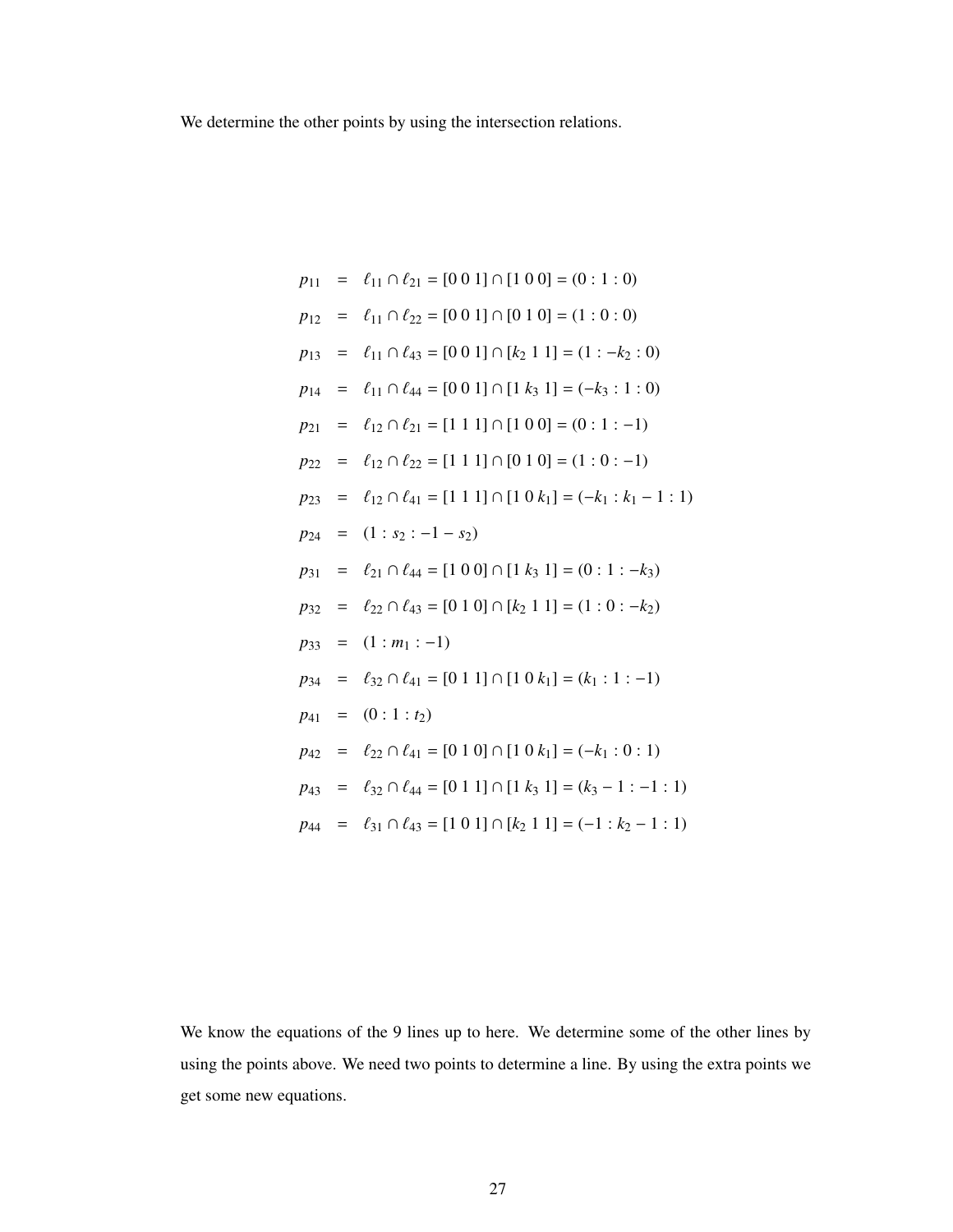We determine the other points by using the intersection relations.

$$
\begin{aligned}
p_{11} &= \ell_{11} \cap \ell_{21} = [0\ 0\ 1] \cap [1\ 0\ 0] = (0 : 1 : 0) \\
p_{12} &= \ell_{11} \cap \ell_{22} = [0\ 0\ 1] \cap [0\ 1\ 0] = (1 : 0 : 0) \\
p_{13} &= \ell_{11} \cap \ell_{43} = [0\ 0\ 1] \cap [k_2\ 1\ 1] = (1 : -k_2 : 0) \\
p_{14} &= \ell_{11} \cap \ell_{44} = [0\ 0\ 1] \cap [1\ k_3\ 1] = (-k_3 : 1 : 0) \\
p_{21} &= \ell_{12} \cap \ell_{21} = [1\ 1\ 1] \cap [1\ 0\ 0] = (0 : 1 : -1) \\
p_{22} &= \ell_{12} \cap \ell_{22} = [1\ 1\ 1] \cap [0\ 1\ 0] = (1 : 0 : -1) \\
p_{23} &= \ell_{12} \cap \ell_{41} = [1\ 1\ 1] \cap [1\ 0\ k_1] = (-k_1 : k_1 - 1 : 1) \\
p_{24} &= (1 : s_2 : -1 - s_2) \\
p_{31} &= \ell_{21} \cap \ell_{44} = [1\ 0\ 0] \cap [1\ k_3\ 1] = (0 : 1 : -k_3) \\
p_{32} &= \ell_{22} \cap \ell_{43} = [0\ 1\ 0] \cap [k_2\ 1\ 1] = (1 : 0 : -k_2) \\
p_{33} &= (1 : m_1 : -1) \\
p_{34} &= \ell_{32} \cap \ell_{41} = [0\ 1\ 1] \cap [1\ 0\ k_1] = (k_1 : 1 : -1) \\
p_{41} &= (0 : 1 : t_2) \\
p_{42} &= \ell_{22} \cap \ell_{41} = [0\ 1\ 0] \cap [1\ 0\ k_1] = (-k_1 : 0 : 1) \\
p_{43} &= \ell_{32} \cap \ell_{44} = [0\ 1\ 1] \cap [1\ k_3\ 1] = (k_3 - 1 : -1 : 1) \\
p_{44} &= \ell_{31} \cap \ell_{43} = [1\ 0\ 1] \cap [k_2\ 1\ 1] = (-1 : k_2 - 1 : 1)
\end{aligned}
$$

We know the equations of the 9 lines up to here. We determine some of the other lines by using the points above. We need two points to determine a line. By using the extra points we get some new equations.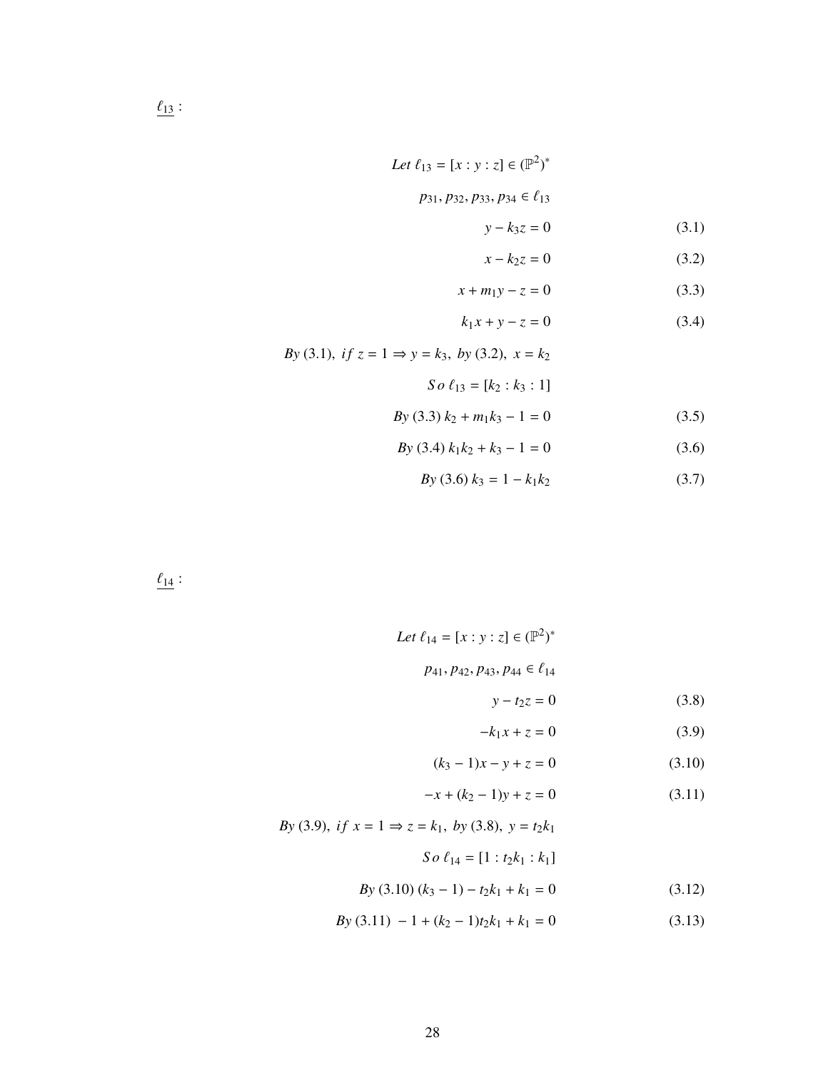$\underline{\ell_{13}}$ :

$$\text{Let } \ell_{13} = [x : y : z] \in (\mathbb{P}^2)^*$$

$$p_{31}, p_{32}, p_{33}, p_{34} \in \ell_{13}$$

$$y - k_3 z = 0 \tag{3.1}$$

$$x - k_2 z = 0 \tag{3.2}$$

$$x + m_1 y - z = 0 \tag{3.3}$$

$$k_1 x + y - z = 0 \tag{3.4}$$

$$\text{By (3.1), if } z = 1 \Rightarrow y = k_3, \text{ by (3.2), } x = k_2$$

$$\text{So } \ell_{13} = [k_2 : k_3 : 1]$$

$$\text{By (3.3) } k_2 + m_1 k_3 - 1 = 0 \tag{3.5}$$

$$\text{By (3.4) } k_1 k_2 + k_3 - 1 = 0 \tag{3.6}$$

$$\text{By (3.6) } k_3 = 1 - k_1 k_2 \tag{3.7}$$

$\underline{\ell_{14}}$ :

$$\text{Let } \ell_{14} = [x : y : z] \in (\mathbb{P}^2)^*$$

$$p_{41}, p_{42}, p_{43}, p_{44} \in \ell_{14}$$

$$y - t_2 z = 0 \tag{3.8}$$

$$-k_1 x + z = 0 \tag{3.9}$$

$$(k_3 - 1)x - y + z = 0 \tag{3.10}$$

$$-x + (k_2 - 1)y + z = 0 \tag{3.11}$$

$$\text{By (3.9), if } x = 1 \Rightarrow z = k_1, \text{ by (3.8), } y = t_2 k_1$$

$$\text{So } \ell_{14} = [1 : t_2 k_1 : k_1]$$

$$\text{By (3.10) } (k_3 - 1) - t_2 k_1 + k_1 = 0 \tag{3.12}$$

$$\text{By (3.11) } -1 + (k_2 - 1) t_2 k_1 + k_1 = 0 \tag{3.13}$$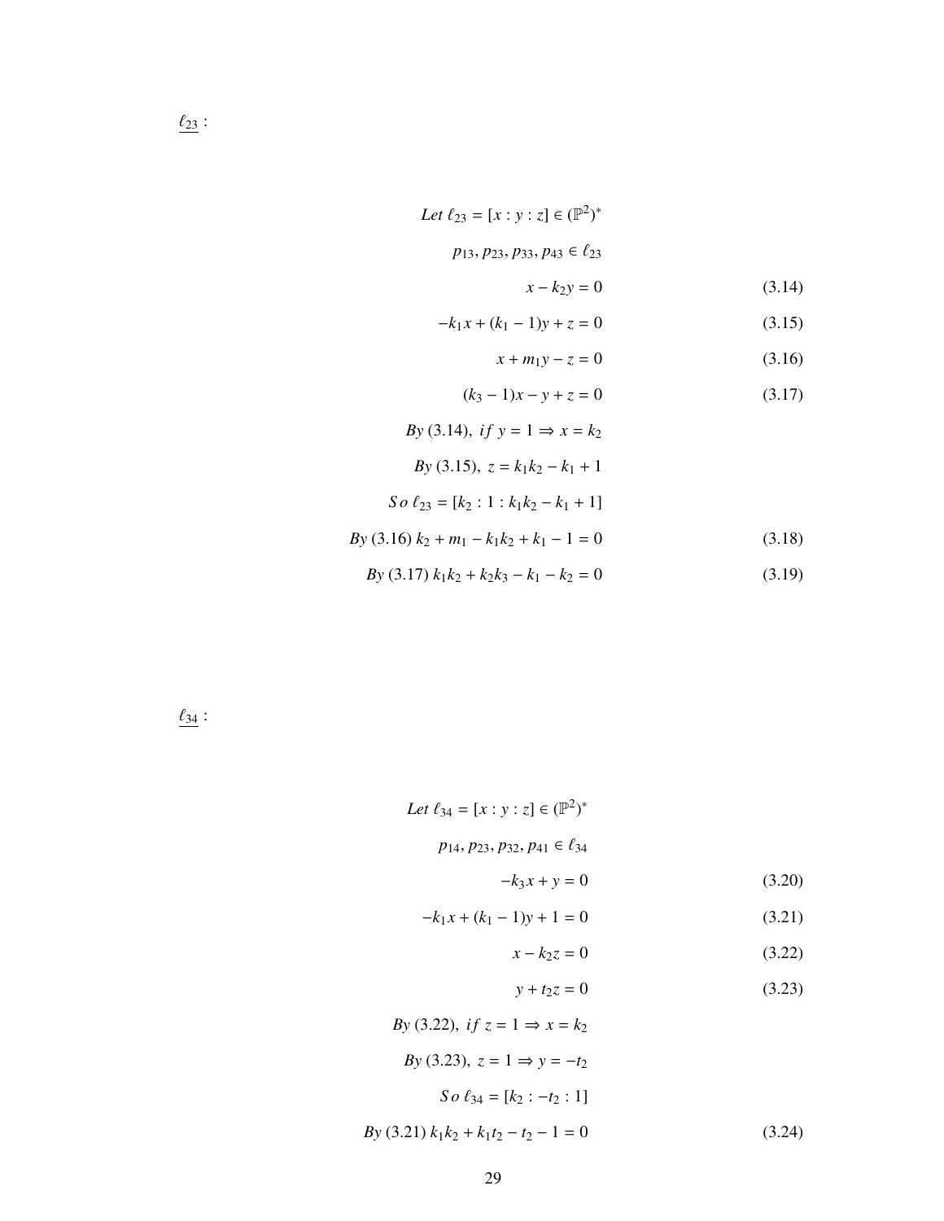$\underline{\ell_{23}}$ :

$$\text{Let } \ell_{23} = [x : y : z] \in (\mathbb{P}^2)^*$$

$$p_{13}, p_{23}, p_{33}, p_{43} \in \ell_{23}$$

$$x - k_2 y = 0 \tag{3.14}$$

$$-k_1 x + (k_1 - 1)y + z = 0 \tag{3.15}$$

$$x + m_1 y - z = 0 \tag{3.16}$$

$$(k_3 - 1)x - y + z = 0 \tag{3.17}$$

$$\text{By (3.14), } if\ y = 1 \Rightarrow x = k_2$$

$$\text{By (3.15), } z = k_1 k_2 - k_1 + 1$$

$$So\ \ell_{23} = [k_2 : 1 : k_1 k_2 - k_1 + 1]$$

$$\text{By (3.16) } k_2 + m_1 - k_1 k_2 + k_1 - 1 = 0 \tag{3.18}$$

$$\text{By (3.17) } k_1 k_2 + k_2 k_3 - k_1 - k_2 = 0 \tag{3.19}$$

$\underline{\ell_{34}}$ :

$$\text{Let } \ell_{34} = [x : y : z] \in (\mathbb{P}^2)^*$$

$$p_{14}, p_{23}, p_{32}, p_{41} \in \ell_{34}$$

$$-k_3 x + y = 0 \tag{3.20}$$

$$-k_1 x + (k_1 - 1)y + 1 = 0 \tag{3.21}$$

$$x - k_2 z = 0 \tag{3.22}$$

$$y + t_2 z = 0 \tag{3.23}$$

$$\text{By (3.22), } if\ z = 1 \Rightarrow x = k_2$$

$$\text{By (3.23), } z = 1 \Rightarrow y = -t_2$$

$$So\ \ell_{34} = [k_2 : -t_2 : 1]$$

$$\text{By (3.21) } k_1 k_2 + k_1 t_2 - t_2 - 1 = 0 \tag{3.24}$$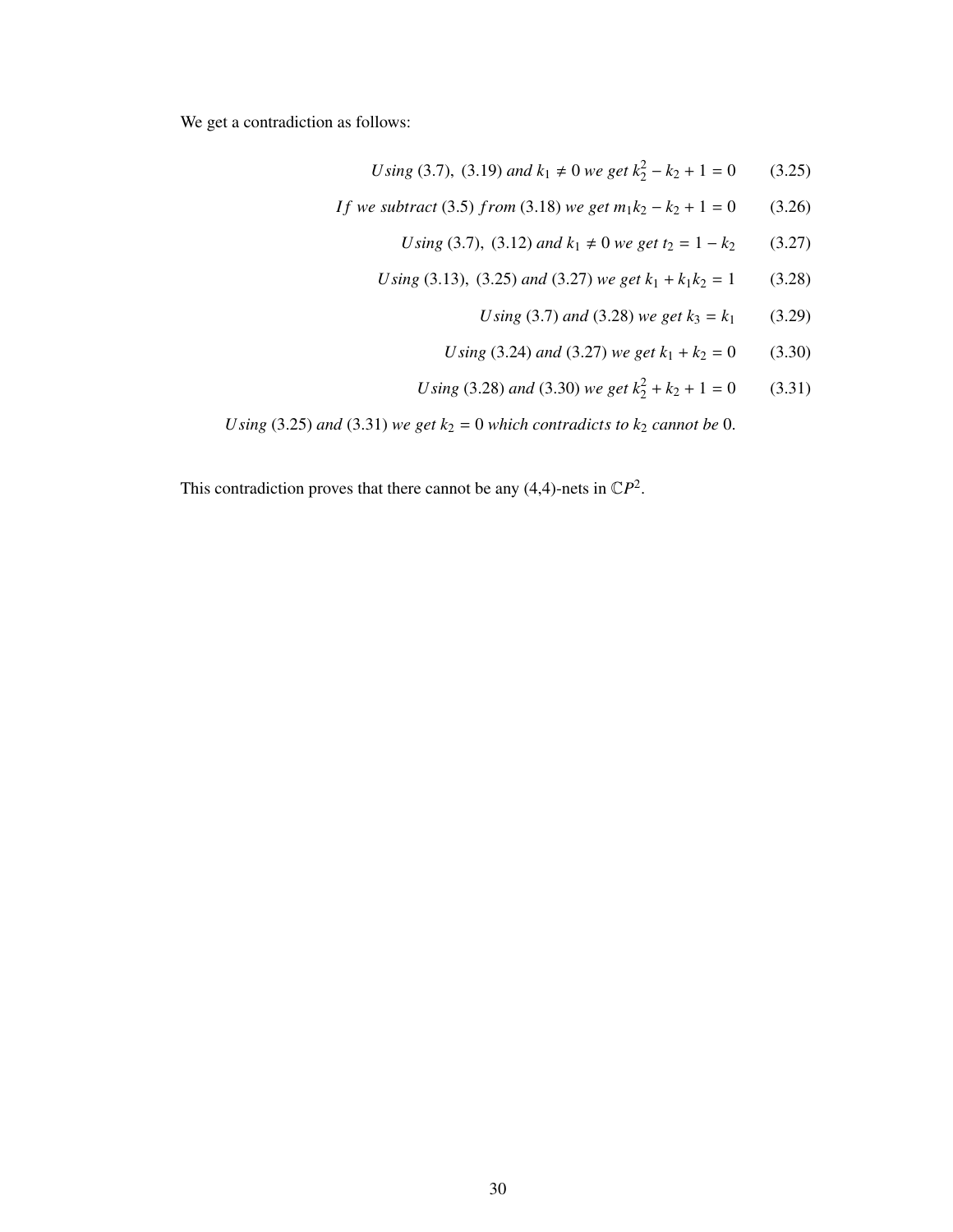We get a contradiction as follows:

$$Using\ (3.7),\ (3.19)\ and\ k_1 \neq 0\ we\ get\ k_2^2 - k_2 + 1 = 0 \tag{3.25}$$

$$If\ we\ subtract\ (3.5)\ from\ (3.18)\ we\ get\ m_1 k_2 - k_2 + 1 = 0 \tag{3.26}$$

$$Using\ (3.7),\ (3.12)\ and\ k_1 \neq 0\ we\ get\ t_2 = 1 - k_2 \tag{3.27}$$

$$Using\ (3.13),\ (3.25)\ and\ (3.27)\ we\ get\ k_1 + k_1 k_2 = 1 \tag{3.28}$$

$$Using\ (3.7)\ and\ (3.28)\ we\ get\ k_3 = k_1 \tag{3.29}$$

$$Using\ (3.24)\ and\ (3.27)\ we\ get\ k_1 + k_2 = 0 \tag{3.30}$$

$$Using\ (3.28)\ and\ (3.30)\ we\ get\ k_2^2 + k_2 + 1 = 0 \tag{3.31}$$

$$Using\ (3.25)\ and\ (3.31)\ we\ get\ k_2 = 0\ which\ contradicts\ to\ k_2\ cannot\ be\ 0.$$

This contradiction proves that there cannot be any (4,4)-nets in $\mathbb{C}P^2$.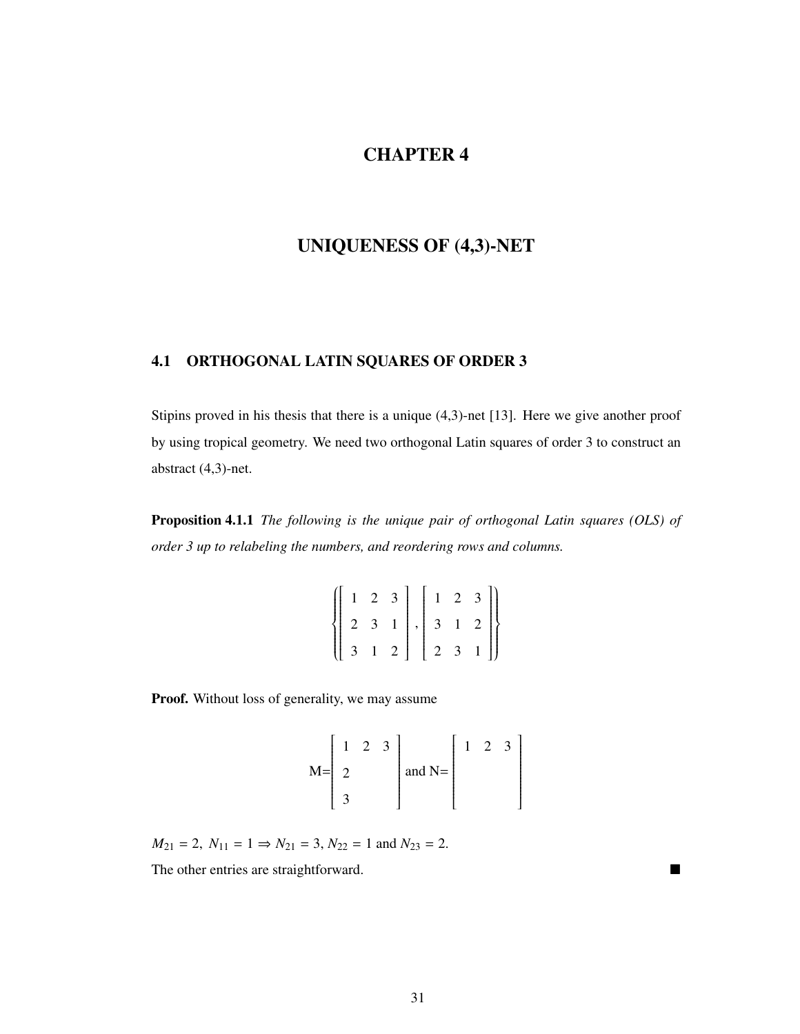# CHAPTER 4

# UNIQUENESS OF (4,3)-NET

## 4.1 ORTHOGONAL LATIN SQUARES OF ORDER 3

Stipins proved in his thesis that there is a unique (4,3)-net [13]. Here we give another proof by using tropical geometry. We need two orthogonal Latin squares of order 3 to construct an abstract (4,3)-net.

**Proposition 4.1.1** *The following is the unique pair of orthogonal Latin squares (OLS) of order 3 up to relabeling the numbers, and reordering rows and columns.*

$$\left\{ \begin{bmatrix} 1 & 2 & 3 \\ 2 & 3 & 1 \\ 3 & 1 & 2 \end{bmatrix}, \begin{bmatrix} 1 & 2 & 3 \\ 3 & 1 & 2 \\ 2 & 3 & 1 \end{bmatrix} \right\}$$

**Proof.** Without loss of generality, we may assume

$$\text{M}=\begin{bmatrix} 1 & 2 & 3 \\ 2 & & \\ 3 & & \end{bmatrix} \text{ and N}=\begin{bmatrix} 1 & 2 & 3 \\ & & \\ & & \end{bmatrix}$$

$M_{21} = 2,\ N_{11} = 1 \Rightarrow N_{21} = 3, N_{22} = 1$ and $N_{23} = 2$.

The other entries are straightforward. ∎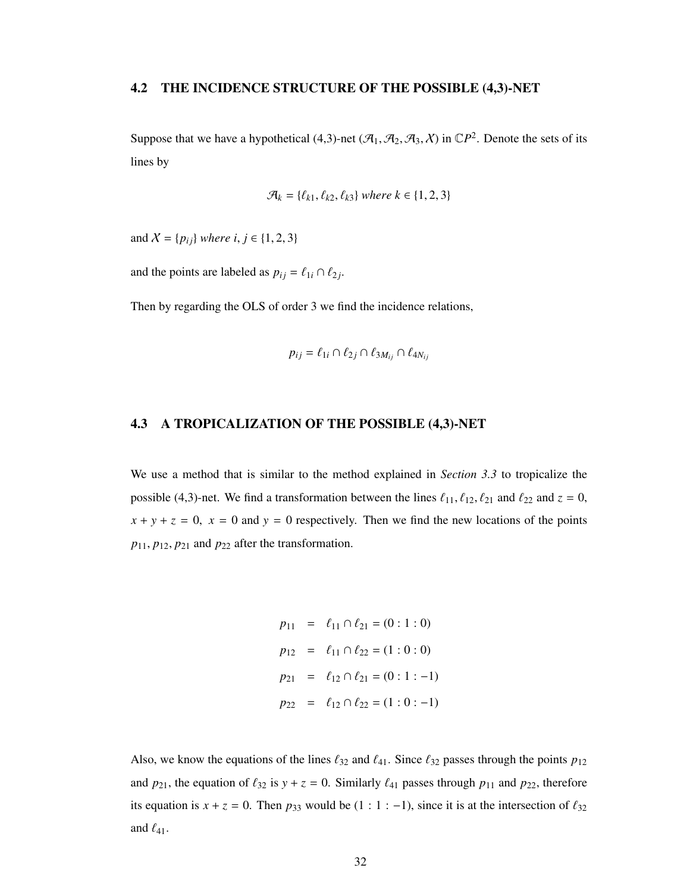## 4.2 THE INCIDENCE STRUCTURE OF THE POSSIBLE (4,3)-NET

Suppose that we have a hypothetical (4,3)-net $(\mathcal{A}_1, \mathcal{A}_2, \mathcal{A}_3, \mathcal{X})$ in $\mathbb{C}P^2$. Denote the sets of its lines by

$$\mathcal{A}_k = \{\ell_{k1}, \ell_{k2}, \ell_{k3}\} \text{ where } k \in \{1, 2, 3\}$$

and $\mathcal{X} = \{p_{ij}\}$ *where* $i, j \in \{1, 2, 3\}$

and the points are labeled as $p_{ij} = \ell_{1i} \cap \ell_{2j}$.

Then by regarding the OLS of order 3 we find the incidence relations,

$$p_{ij} = \ell_{1i} \cap \ell_{2j} \cap \ell_{3M_{ij}} \cap \ell_{4N_{ij}}$$

## 4.3 A TROPICALIZATION OF THE POSSIBLE (4,3)-NET

We use a method that is similar to the method explained in *Section 3.3* to tropicalize the possible (4,3)-net. We find a transformation between the lines $\ell_{11}, \ell_{12}, \ell_{21}$ and $\ell_{22}$ and $z = 0$, $x + y + z = 0$, $x = 0$ and $y = 0$ respectively. Then we find the new locations of the points $p_{11}, p_{12}, p_{21}$ and $p_{22}$ after the transformation.

$$\begin{aligned}
p_{11} &= \ell_{11} \cap \ell_{21} = (0 : 1 : 0) \\
p_{12} &= \ell_{11} \cap \ell_{22} = (1 : 0 : 0) \\
p_{21} &= \ell_{12} \cap \ell_{21} = (0 : 1 : -1) \\
p_{22} &= \ell_{12} \cap \ell_{22} = (1 : 0 : -1)
\end{aligned}$$

Also, we know the equations of the lines $\ell_{32}$ and $\ell_{41}$. Since $\ell_{32}$ passes through the points $p_{12}$ and $p_{21}$, the equation of $\ell_{32}$ is $y + z = 0$. Similarly $\ell_{41}$ passes through $p_{11}$ and $p_{22}$, therefore its equation is $x + z = 0$. Then $p_{33}$ would be $(1 : 1 : -1)$, since it is at the intersection of $\ell_{32}$ and $\ell_{41}$.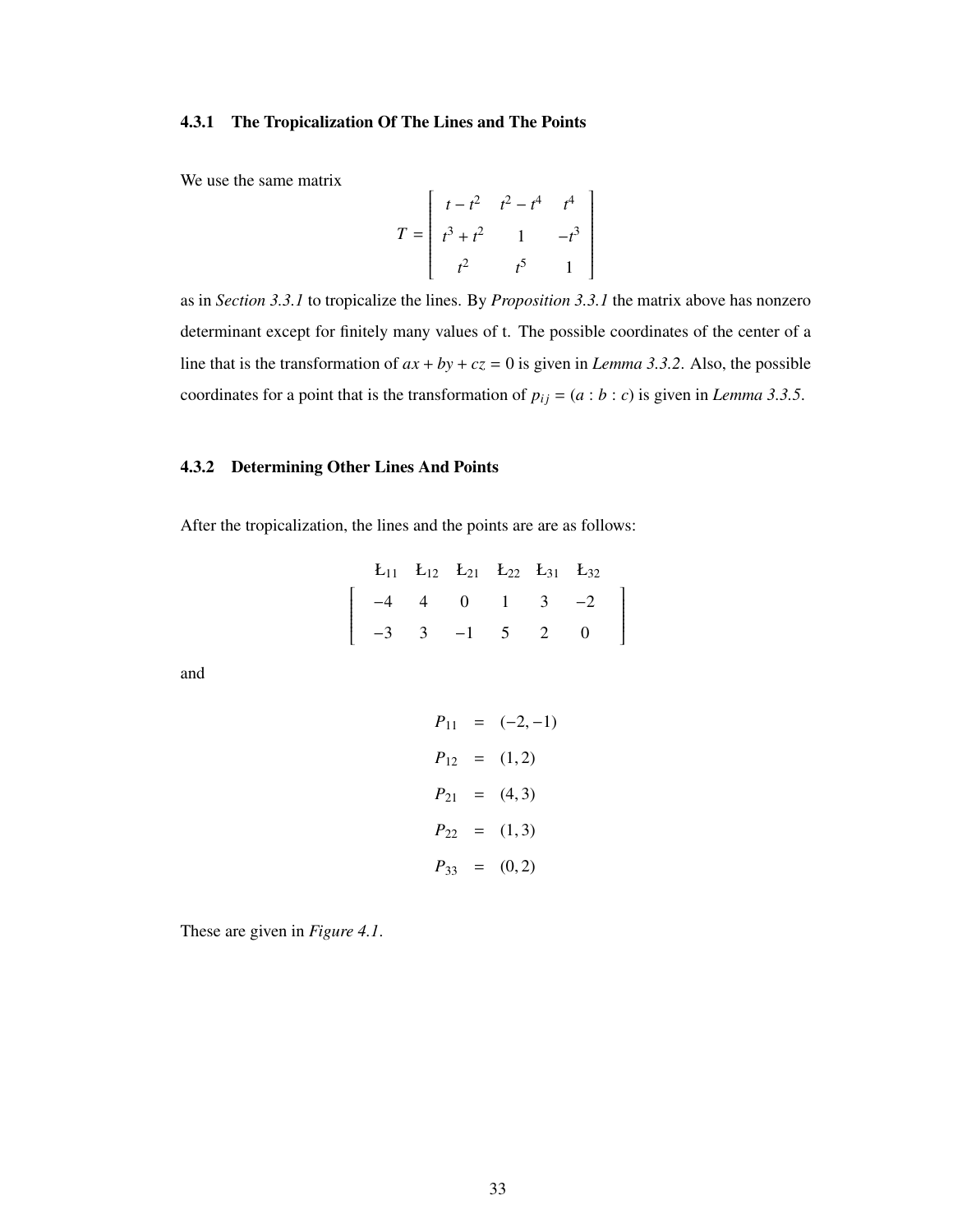### 4.3.1 The Tropicalization Of The Lines and The Points

We use the same matrix

$$T = \begin{bmatrix} t - t^2 & t^2 - t^4 & t^4 \\ t^3 + t^2 & 1 & -t^3 \\ t^2 & t^5 & 1 \end{bmatrix}$$

as in *Section 3.3.1* to tropicalize the lines. By *Proposition 3.3.1* the matrix above has nonzero determinant except for finitely many values of t. The possible coordinates of the center of a line that is the transformation of $ax + by + cz = 0$ is given in *Lemma 3.3.2*. Also, the possible coordinates for a point that is the transformation of $p_{ij} = (a : b : c)$ is given in *Lemma 3.3.5*.

### 4.3.2 Determining Other Lines And Points

After the tropicalization, the lines and the points are are as follows:

$$\begin{array}{cccccc} Ł_{11} & Ł_{12} & Ł_{21} & Ł_{22} & Ł_{31} & Ł_{32} \end{array}$$
$$\begin{bmatrix} -4 & 4 & 0 & 1 & 3 & -2 \\ -3 & 3 & -1 & 5 & 2 & 0 \end{bmatrix}$$

and

$$\begin{aligned} P_{11} &= (-2, -1) \\ P_{12} &= (1, 2) \\ P_{21} &= (4, 3) \\ P_{22} &= (1, 3) \\ P_{33} &= (0, 2) \end{aligned}$$

These are given in *Figure 4.1*.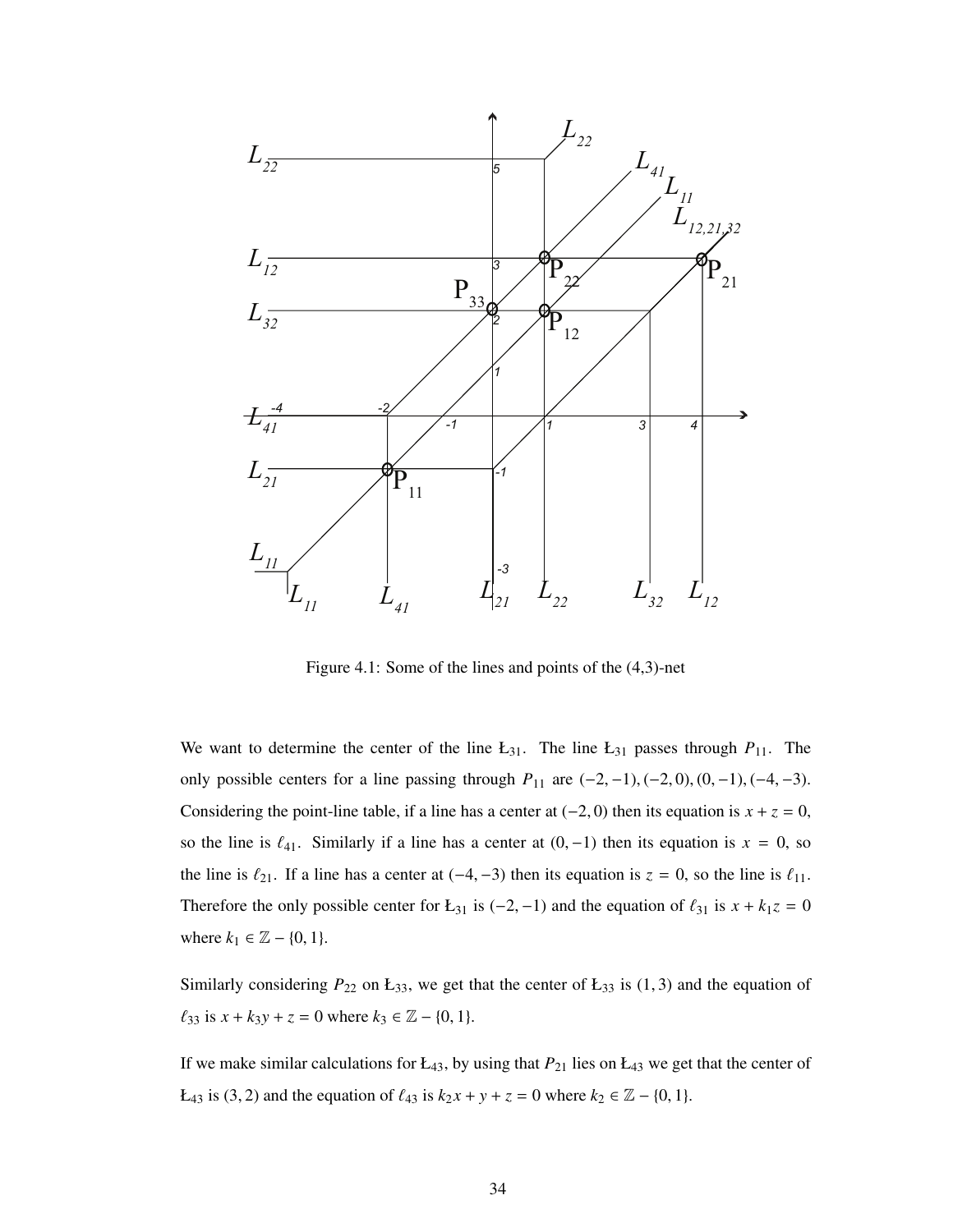Figure 4.1: Some of the lines and points of the (4,3)-net

We want to determine the center of the line Ł$_{31}$. The line Ł$_{31}$ passes through $P_{11}$. The only possible centers for a line passing through $P_{11}$ are $(-2,-1),(-2,0),(0,-1),(-4,-3)$. Considering the point-line table, if a line has a center at $(-2,0)$ then its equation is $x+z=0$, so the line is $\ell_{41}$. Similarly if a line has a center at $(0,-1)$ then its equation is $x=0$, so the line is $\ell_{21}$. If a line has a center at $(-4,-3)$ then its equation is $z=0$, so the line is $\ell_{11}$. Therefore the only possible center for Ł$_{31}$ is $(-2,-1)$ and the equation of $\ell_{31}$ is $x+k_1z=0$ where $k_1 \in \mathbb{Z}-\{0,1\}$.

Similarly considering $P_{22}$ on Ł$_{33}$, we get that the center of Ł$_{33}$ is $(1,3)$ and the equation of $\ell_{33}$ is $x+k_3y+z=0$ where $k_3 \in \mathbb{Z}-\{0,1\}$.

If we make similar calculations for Ł$_{43}$, by using that $P_{21}$ lies on Ł$_{43}$ we get that the center of Ł$_{43}$ is $(3,2)$ and the equation of $\ell_{43}$ is $k_2x+y+z=0$ where $k_2 \in \mathbb{Z}-\{0,1\}$.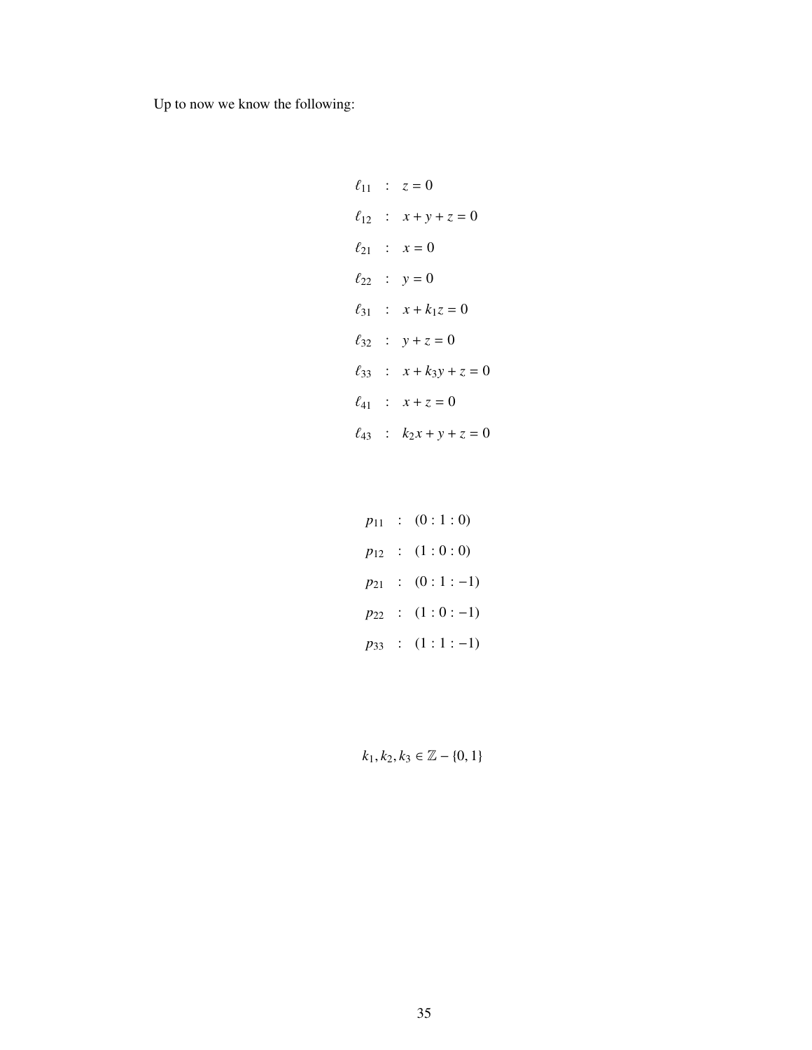Up to now we know the following:

$$
\begin{aligned}
\ell_{11} &: \quad z = 0 \\
\ell_{12} &: \quad x + y + z = 0 \\
\ell_{21} &: \quad x = 0 \\
\ell_{22} &: \quad y = 0 \\
\ell_{31} &: \quad x + k_1 z = 0 \\
\ell_{32} &: \quad y + z = 0 \\
\ell_{33} &: \quad x + k_3 y + z = 0 \\
\ell_{41} &: \quad x + z = 0 \\
\ell_{43} &: \quad k_2 x + y + z = 0
\end{aligned}
$$

$$
\begin{aligned}
p_{11} &: \quad (0 : 1 : 0) \\
p_{12} &: \quad (1 : 0 : 0) \\
p_{21} &: \quad (0 : 1 : -1) \\
p_{22} &: \quad (1 : 0 : -1) \\
p_{33} &: \quad (1 : 1 : -1)
\end{aligned}
$$

$$k_1, k_2, k_3 \in \mathbb{Z} - \{0, 1\}$$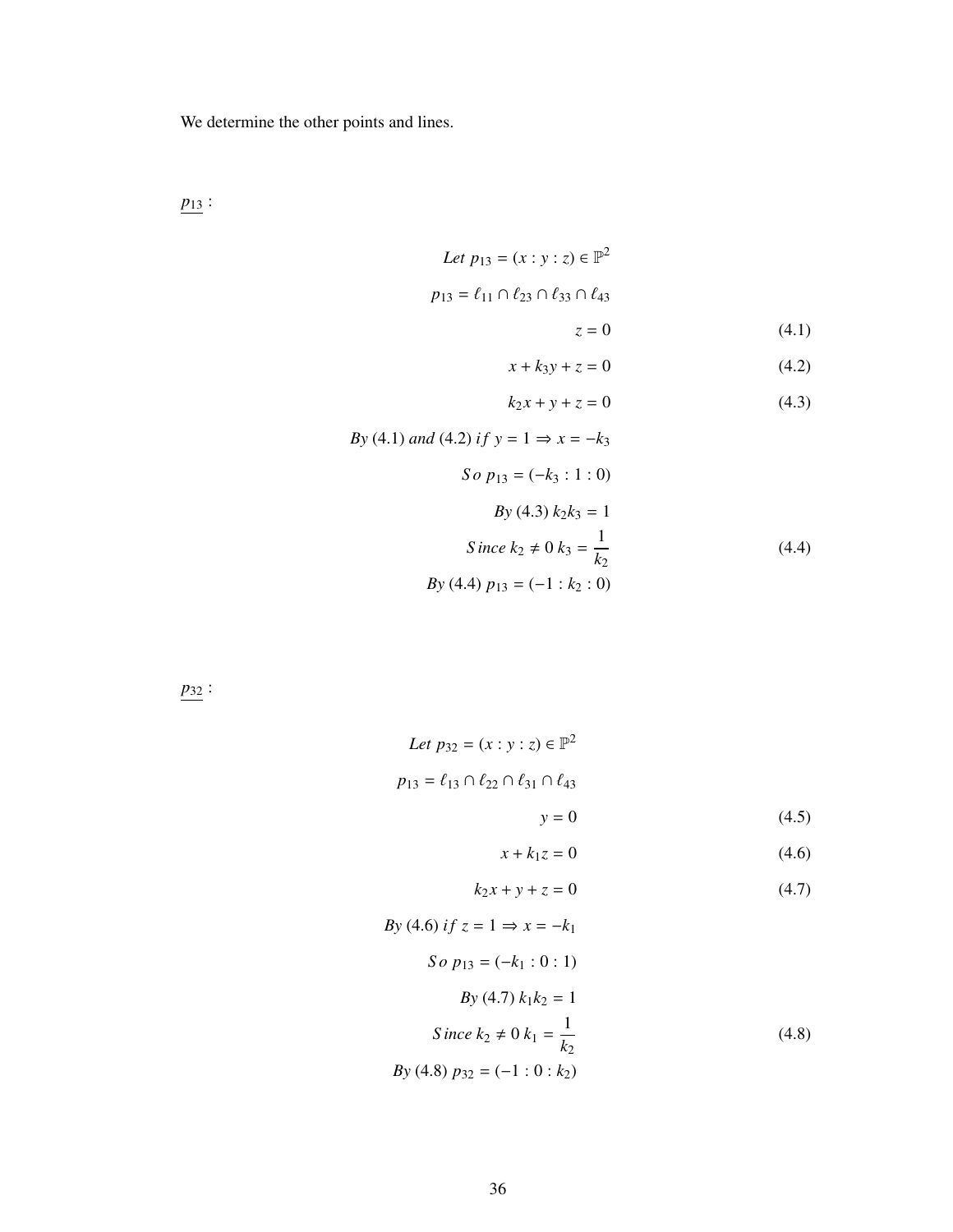We determine the other points and lines.

$\underline{p_{13}}$ :

$$\text{Let } p_{13} = (x : y : z) \in \mathbb{P}^2$$

$$p_{13} = \ell_{11} \cap \ell_{23} \cap \ell_{33} \cap \ell_{43}$$

$$z = 0 \tag{4.1}$$

$$x + k_3 y + z = 0 \tag{4.2}$$

$$k_2 x + y + z = 0 \tag{4.3}$$

$$\text{By (4.1) and (4.2) } if\ y = 1 \Rightarrow x = -k_3$$

$$So\ p_{13} = (-k_3 : 1 : 0)$$

$$\text{By (4.3) } k_2 k_3 = 1$$

$$Since\ k_2 \neq 0\ k_3 = \frac{1}{k_2} \tag{4.4}$$

$$\text{By (4.4) } p_{13} = (-1 : k_2 : 0)$$

$\underline{p_{32}}$ :

$$\text{Let } p_{32} = (x : y : z) \in \mathbb{P}^2$$

$$p_{13} = \ell_{13} \cap \ell_{22} \cap \ell_{31} \cap \ell_{43}$$

$$y = 0 \tag{4.5}$$

$$x + k_1 z = 0 \tag{4.6}$$

$$k_2 x + y + z = 0 \tag{4.7}$$

$$\text{By (4.6) } if\ z = 1 \Rightarrow x = -k_1$$

$$So\ p_{13} = (-k_1 : 0 : 1)$$

$$\text{By (4.7) } k_1 k_2 = 1$$

$$Since\ k_2 \neq 0\ k_1 = \frac{1}{k_2} \tag{4.8}$$

$$\text{By (4.8) } p_{32} = (-1 : 0 : k_2)$$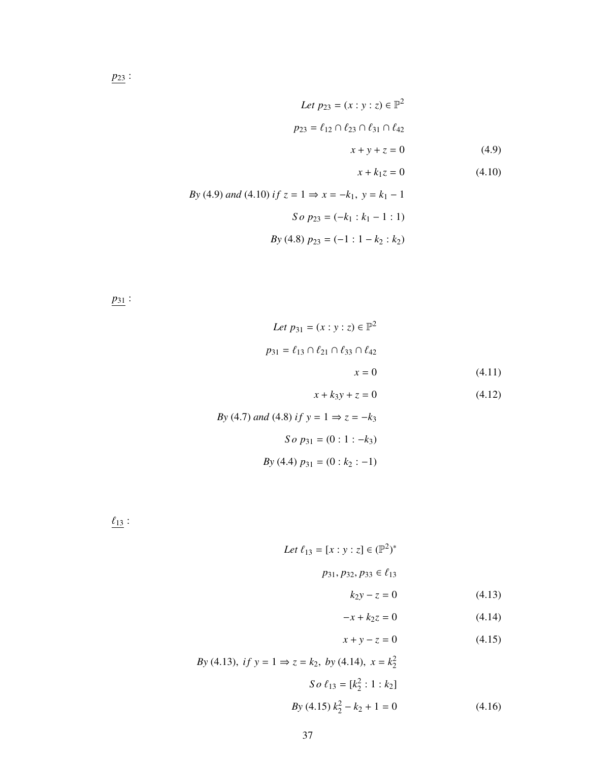$\underline{p_{23}}$ :

$$\text{Let } p_{23} = (x : y : z) \in \mathbb{P}^2$$

$$p_{23} = \ell_{12} \cap \ell_{23} \cap \ell_{31} \cap \ell_{42}$$

$$x + y + z = 0 \tag{4.9}$$

$$x + k_1 z = 0 \tag{4.10}$$

$$\text{By (4.9) and (4.10) } if\ z = 1 \Rightarrow x = -k_1,\ y = k_1 - 1$$

$$So\ p_{23} = (-k_1 : k_1 - 1 : 1)$$

$$\text{By (4.8) } p_{23} = (-1 : 1 - k_2 : k_2)$$

$\underline{p_{31}}$ :

$$\text{Let } p_{31} = (x : y : z) \in \mathbb{P}^2$$

$$p_{31} = \ell_{13} \cap \ell_{21} \cap \ell_{33} \cap \ell_{42}$$

$$x = 0 \tag{4.11}$$

$$x + k_3 y + z = 0 \tag{4.12}$$

$$\text{By (4.7) and (4.8) } if\ y = 1 \Rightarrow z = -k_3$$

$$So\ p_{31} = (0 : 1 : -k_3)$$

$$\text{By (4.4) } p_{31} = (0 : k_2 : -1)$$

$\underline{\ell_{13}}$ :

$$\text{Let } \ell_{13} = [x : y : z] \in (\mathbb{P}^2)^*$$

$$p_{31}, p_{32}, p_{33} \in \ell_{13}$$

$$k_2 y - z = 0 \tag{4.13}$$

$$-x + k_2 z = 0 \tag{4.14}$$

$$x + y - z = 0 \tag{4.15}$$

$$\text{By (4.13), } if\ y = 1 \Rightarrow z = k_2,\ \text{by (4.14), } x = k_2^2$$

$$So\ \ell_{13} = [k_2^2 : 1 : k_2]$$

$$\text{By (4.15) } k_2^2 - k_2 + 1 = 0 \tag{4.16}$$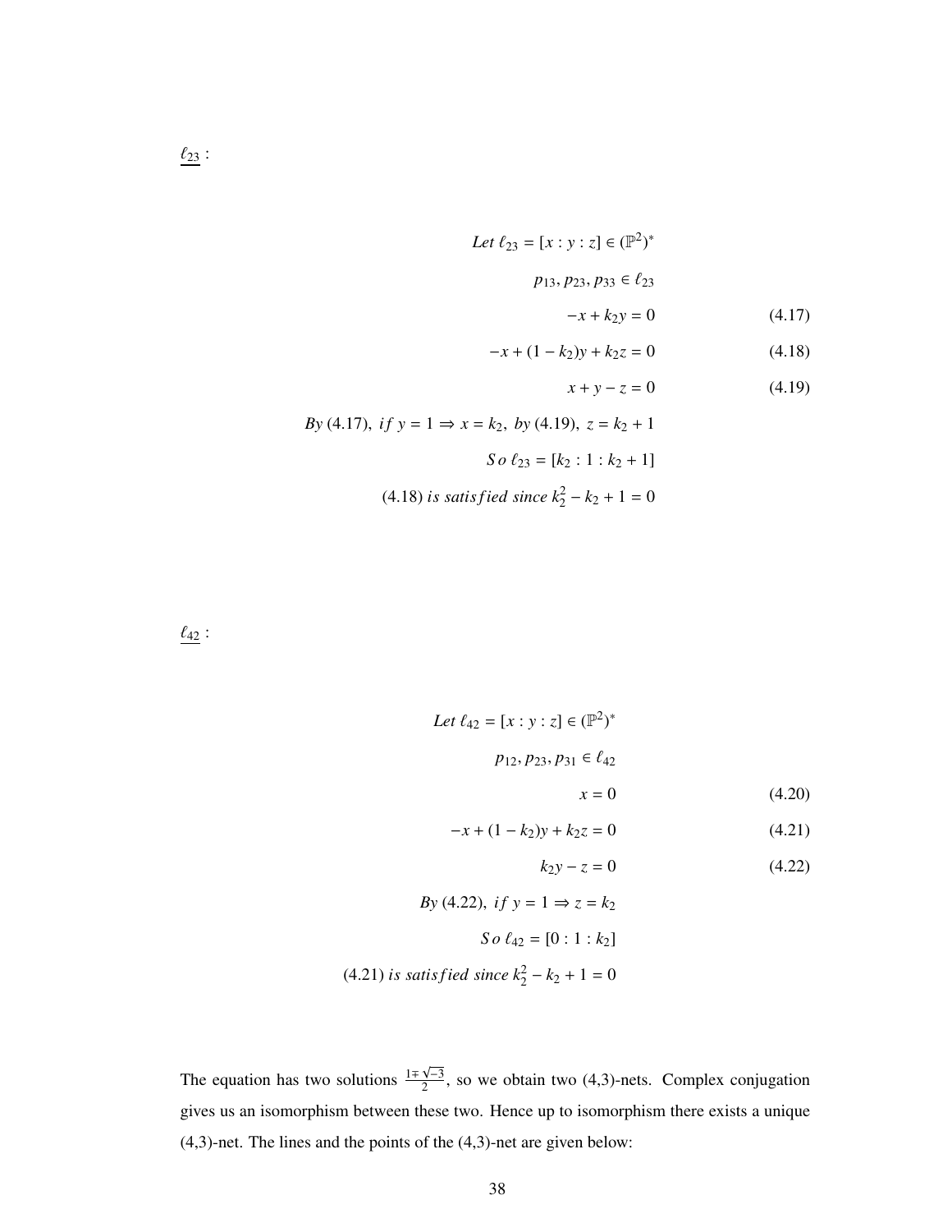$\underline{\ell_{23}}$ :

$$Let\ \ell_{23} = [x : y : z] \in (\mathbb{P}^2)^*$$

$$p_{13}, p_{23}, p_{33} \in \ell_{23}$$

$$-x + k_2 y = 0 \tag{4.17}$$

$$-x + (1 - k_2)y + k_2 z = 0 \tag{4.18}$$

$$x + y - z = 0 \tag{4.19}$$

$$By\ (4.17),\ if\ y = 1 \Rightarrow x = k_2,\ by\ (4.19),\ z = k_2 + 1$$

$$So\ \ell_{23} = [k_2 : 1 : k_2 + 1]$$

$$(4.18)\ is\ satisfied\ since\ k_2^2 - k_2 + 1 = 0$$

$\underline{\ell_{42}}$ :

$$Let\ \ell_{42} = [x : y : z] \in (\mathbb{P}^2)^*$$

$$p_{12}, p_{23}, p_{31} \in \ell_{42}$$

$$x = 0 \tag{4.20}$$

$$-x + (1 - k_2)y + k_2 z = 0 \tag{4.21}$$

$$k_2 y - z = 0 \tag{4.22}$$

$$By\ (4.22),\ if\ y = 1 \Rightarrow z = k_2$$

$$So\ \ell_{42} = [0 : 1 : k_2]$$

$$(4.21)\ is\ satisfied\ since\ k_2^2 - k_2 + 1 = 0$$

The equation has two solutions $\frac{1 \mp \sqrt{-3}}{2}$, so we obtain two (4,3)-nets. Complex conjugation gives us an isomorphism between these two. Hence up to isomorphism there exists a unique (4,3)-net. The lines and the points of the (4,3)-net are given below: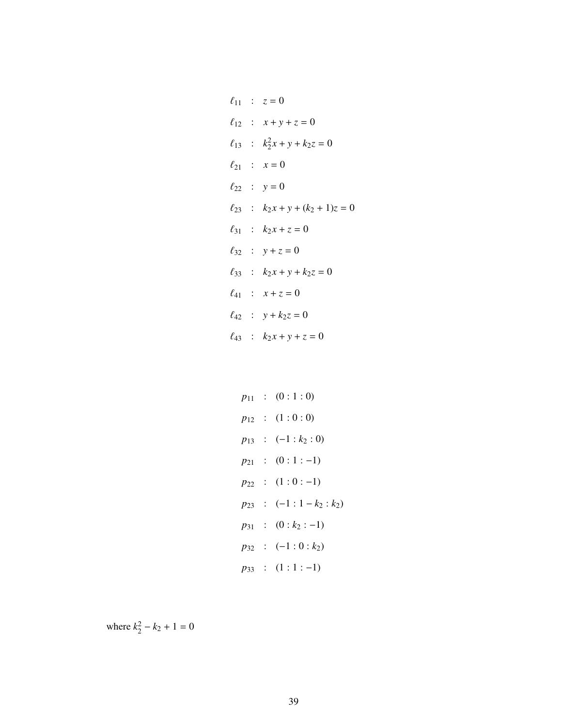$$
\begin{aligned}
\ell_{11} &: \quad z = 0 \\
\ell_{12} &: \quad x + y + z = 0 \\
\ell_{13} &: \quad k_2^2 x + y + k_2 z = 0 \\
\ell_{21} &: \quad x = 0 \\
\ell_{22} &: \quad y = 0 \\
\ell_{23} &: \quad k_2 x + y + (k_2 + 1) z = 0 \\
\ell_{31} &: \quad k_2 x + z = 0 \\
\ell_{32} &: \quad y + z = 0 \\
\ell_{33} &: \quad k_2 x + y + k_2 z = 0 \\
\ell_{41} &: \quad x + z = 0 \\
\ell_{42} &: \quad y + k_2 z = 0 \\
\ell_{43} &: \quad k_2 x + y + z = 0
\end{aligned}
$$

$$
\begin{aligned}
p_{11} &: \quad (0 : 1 : 0) \\
p_{12} &: \quad (1 : 0 : 0) \\
p_{13} &: \quad (-1 : k_2 : 0) \\
p_{21} &: \quad (0 : 1 : -1) \\
p_{22} &: \quad (1 : 0 : -1) \\
p_{23} &: \quad (-1 : 1 - k_2 : k_2) \\
p_{31} &: \quad (0 : k_2 : -1) \\
p_{32} &: \quad (-1 : 0 : k_2) \\
p_{33} &: \quad (1 : 1 : -1)
\end{aligned}
$$

where $k_2^2 - k_2 + 1 = 0$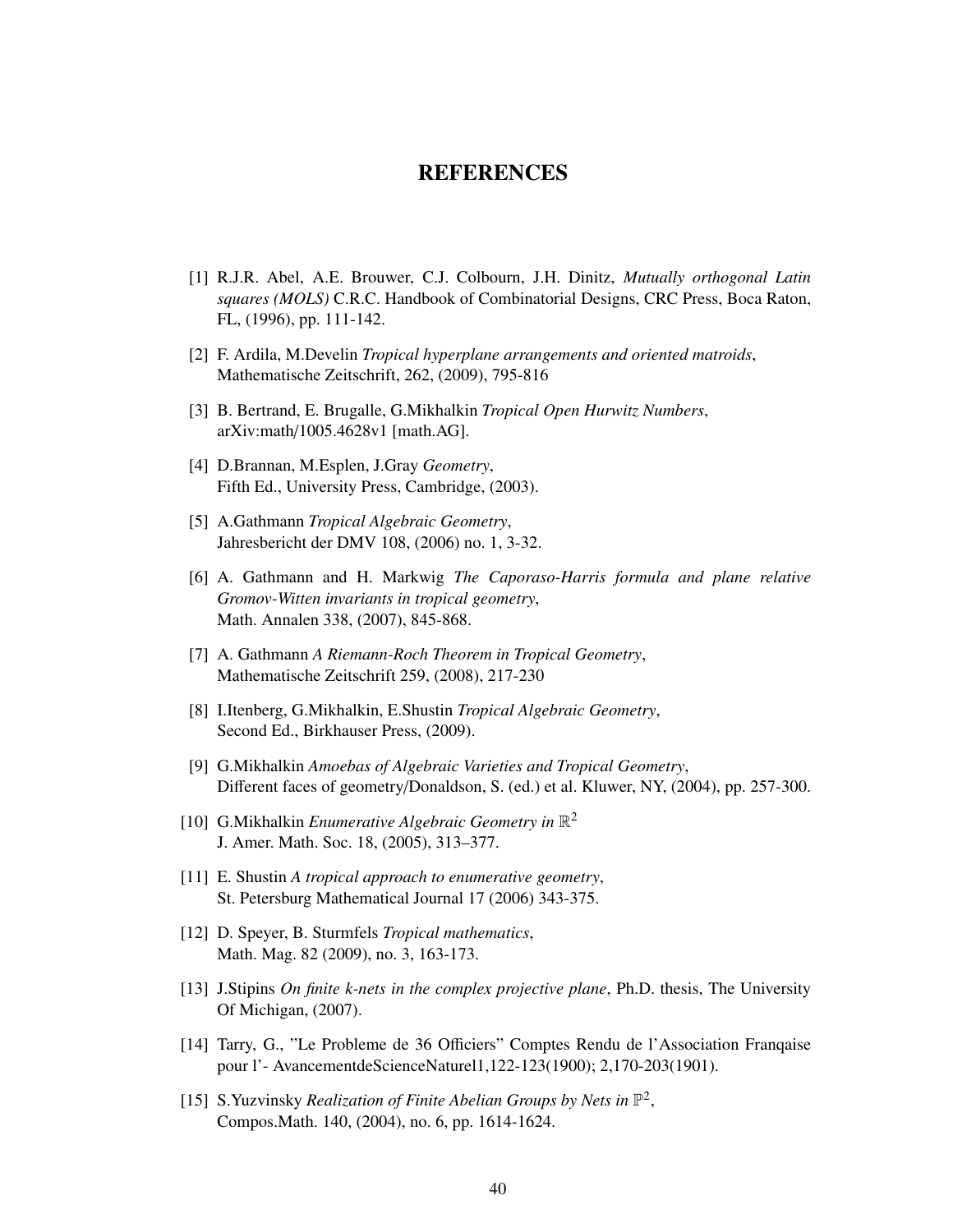# REFERENCES

[1] R.J.R. Abel, A.E. Brouwer, C.J. Colbourn, J.H. Dinitz, *Mutually orthogonal Latin squares (MOLS)* C.R.C. Handbook of Combinatorial Designs, CRC Press, Boca Raton, FL, (1996), pp. 111-142.

[2] F. Ardila, M.Develin *Tropical hyperplane arrangements and oriented matroids*, Mathematische Zeitschrift, 262, (2009), 795-816

[3] B. Bertrand, E. Brugalle, G.Mikhalkin *Tropical Open Hurwitz Numbers*, arXiv:math/1005.4628v1 [math.AG].

[4] D.Brannan, M.Esplen, J.Gray *Geometry*, Fifth Ed., University Press, Cambridge, (2003).

[5] A.Gathmann *Tropical Algebraic Geometry*, Jahresbericht der DMV 108, (2006) no. 1, 3-32.

[6] A. Gathmann and H. Markwig *The Caporaso-Harris formula and plane relative Gromov-Witten invariants in tropical geometry*, Math. Annalen 338, (2007), 845-868.

[7] A. Gathmann *A Riemann-Roch Theorem in Tropical Geometry*, Mathematische Zeitschrift 259, (2008), 217-230

[8] I.Itenberg, G.Mikhalkin, E.Shustin *Tropical Algebraic Geometry*, Second Ed., Birkhauser Press, (2009).

[9] G.Mikhalkin *Amoebas of Algebraic Varieties and Tropical Geometry*, Different faces of geometry/Donaldson, S. (ed.) et al. Kluwer, NY, (2004), pp. 257-300.

[10] G.Mikhalkin *Enumerative Algebraic Geometry in* $\mathbb{R}^2$ J. Amer. Math. Soc. 18, (2005), 313–377.

[11] E. Shustin *A tropical approach to enumerative geometry*, St. Petersburg Mathematical Journal 17 (2006) 343-375.

[12] D. Speyer, B. Sturmfels *Tropical mathematics*, Math. Mag. 82 (2009), no. 3, 163-173.

[13] J.Stipins *On finite k-nets in the complex projective plane*, Ph.D. thesis, The University Of Michigan, (2007).

[14] Tarry, G., "Le Probleme de 36 Officiers" Comptes Rendu de l'Association Franqaise pour l'- AvancementdeScienceNaturel1,122-123(1900); 2,170-203(1901).

[15] S.Yuzvinsky *Realization of Finite Abelian Groups by Nets in* $\mathbb{P}^2$, Compos.Math. 140, (2004), no. 6, pp. 1614-1624.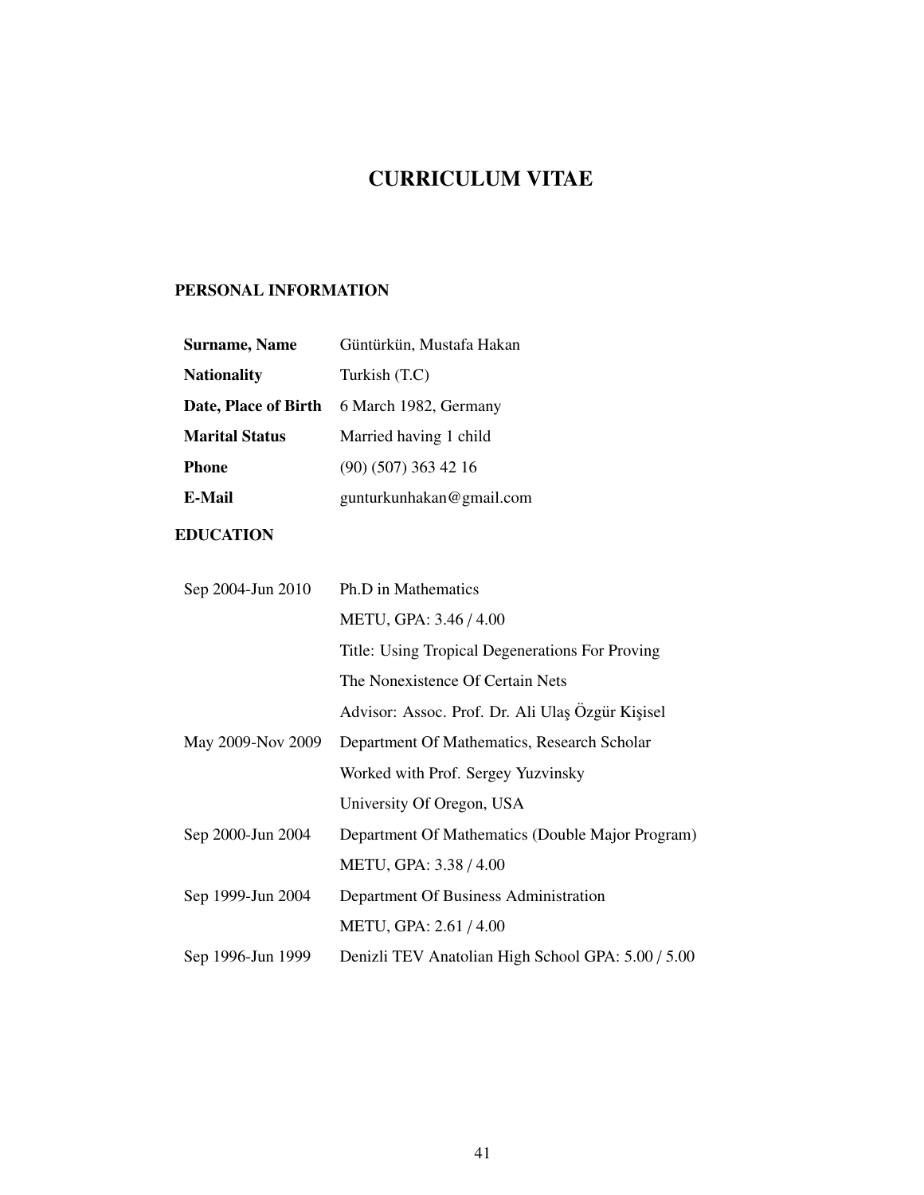# CURRICULUM VITAE

## PERSONAL INFORMATION

| | |
|---|---|
| **Surname, Name** | Güntürkün, Mustafa Hakan |
| **Nationality** | Turkish (T.C) |
| **Date, Place of Birth** | 6 March 1982, Germany |
| **Marital Status** | Married having 1 child |
| **Phone** | (90) (507) 363 42 16 |
| **E-Mail** | gunturkunhakan@gmail.com |

## EDUCATION

| | |
|---|---|
| Sep 2004-Jun 2010 | Ph.D in Mathematics |
| | METU, GPA: 3.46 / 4.00 |
| | Title: Using Tropical Degenerations For Proving |
| | The Nonexistence Of Certain Nets |
| | Advisor: Assoc. Prof. Dr. Ali Ulaş Özgür Kişisel |
| May 2009-Nov 2009 | Department Of Mathematics, Research Scholar |
| | Worked with Prof. Sergey Yuzvinsky |
| | University Of Oregon, USA |
| Sep 2000-Jun 2004 | Department Of Mathematics (Double Major Program) |
| | METU, GPA: 3.38 / 4.00 |
| Sep 1999-Jun 2004 | Department Of Business Administration |
| | METU, GPA: 2.61 / 4.00 |
| Sep 1996-Jun 1999 | Denizli TEV Anatolian High School GPA: 5.00 / 5.00 |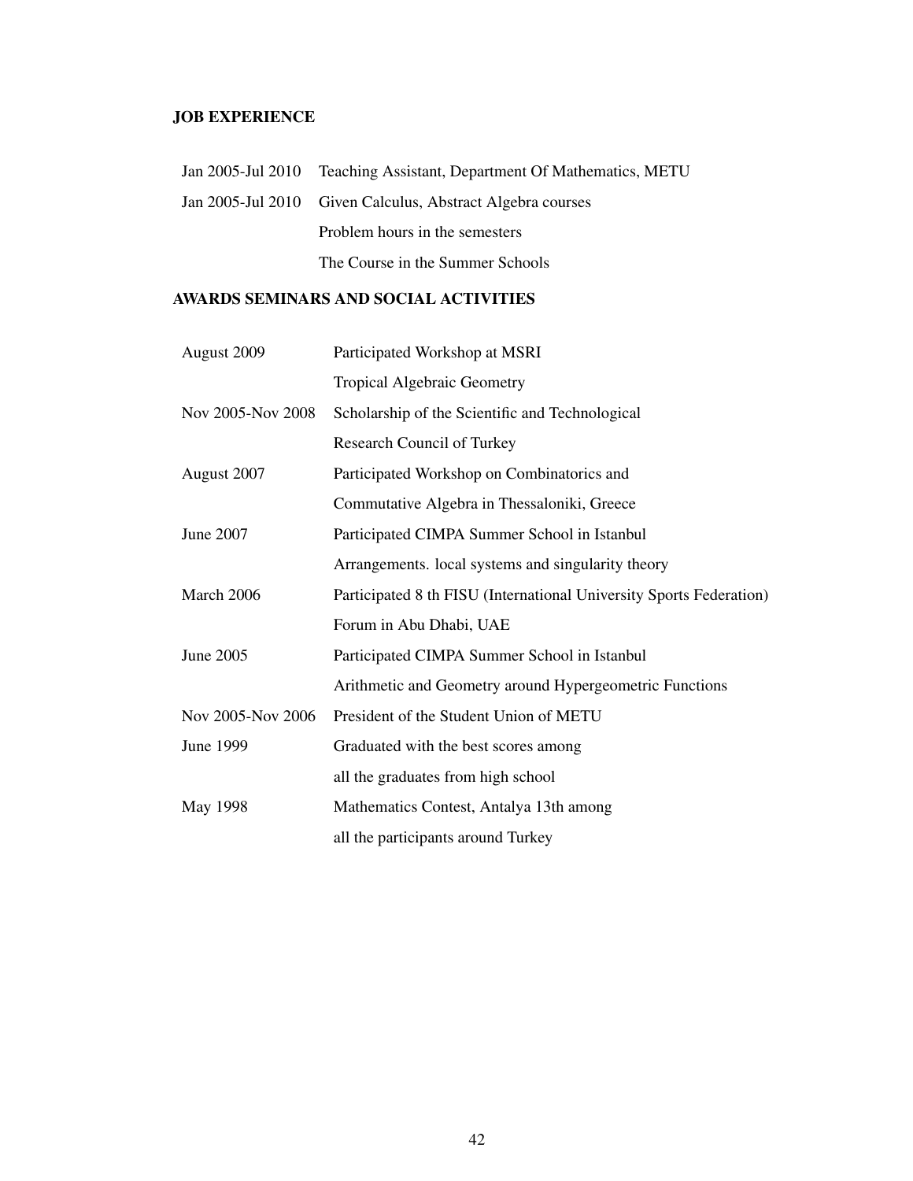## JOB EXPERIENCE

| | |
|---|---|
| Jan 2005-Jul 2010 | Teaching Assistant, Department Of Mathematics, METU |
| Jan 2005-Jul 2010 | Given Calculus, Abstract Algebra courses |
| | Problem hours in the semesters |
| | The Course in the Summer Schools |

## AWARDS SEMINARS AND SOCIAL ACTIVITIES

| | |
|---|---|
| August 2009 | Participated Workshop at MSRI |
| | Tropical Algebraic Geometry |
| Nov 2005-Nov 2008 | Scholarship of the Scientific and Technological |
| | Research Council of Turkey |
| August 2007 | Participated Workshop on Combinatorics and |
| | Commutative Algebra in Thessaloniki, Greece |
| June 2007 | Participated CIMPA Summer School in Istanbul |
| | Arrangements. local systems and singularity theory |
| March 2006 | Participated 8 th FISU (International University Sports Federation) |
| | Forum in Abu Dhabi, UAE |
| June 2005 | Participated CIMPA Summer School in Istanbul |
| | Arithmetic and Geometry around Hypergeometric Functions |
| Nov 2005-Nov 2006 | President of the Student Union of METU |
| June 1999 | Graduated with the best scores among |
| | all the graduates from high school |
| May 1998 | Mathematics Contest, Antalya 13th among |
| | all the participants around Turkey |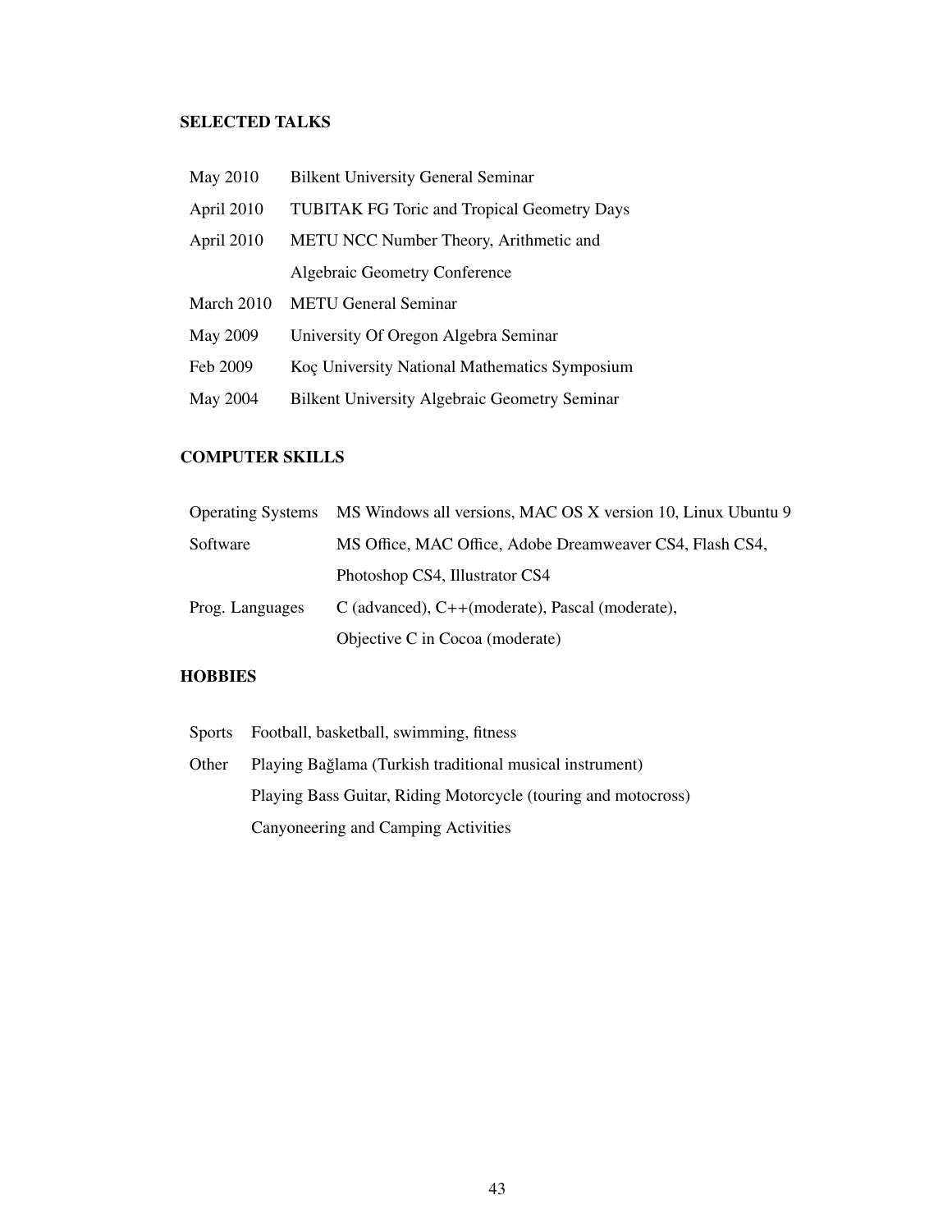## SELECTED TALKS

| | |
|---|---|
| May 2010 | Bilkent University General Seminar |
| April 2010 | TUBITAK FG Toric and Tropical Geometry Days |
| April 2010 | METU NCC Number Theory, Arithmetic and Algebraic Geometry Conference |
| March 2010 | METU General Seminar |
| May 2009 | University Of Oregon Algebra Seminar |
| Feb 2009 | Koç University National Mathematics Symposium |
| May 2004 | Bilkent University Algebraic Geometry Seminar |

## COMPUTER SKILLS

| | |
|---|---|
| Operating Systems | MS Windows all versions, MAC OS X version 10, Linux Ubuntu 9 |
| Software | MS Office, MAC Office, Adobe Dreamweaver CS4, Flash CS4, Photoshop CS4, Illustrator CS4 |
| Prog. Languages | C (advanced), C++(moderate), Pascal (moderate), Objective C in Cocoa (moderate) |

## HOBBIES

| | |
|---|---|
| Sports | Football, basketball, swimming, fitness |
| Other | Playing Bağlama (Turkish traditional musical instrument)<br>Playing Bass Guitar, Riding Motorcycle (touring and motocross)<br>Canyoneering and Camping Activities |